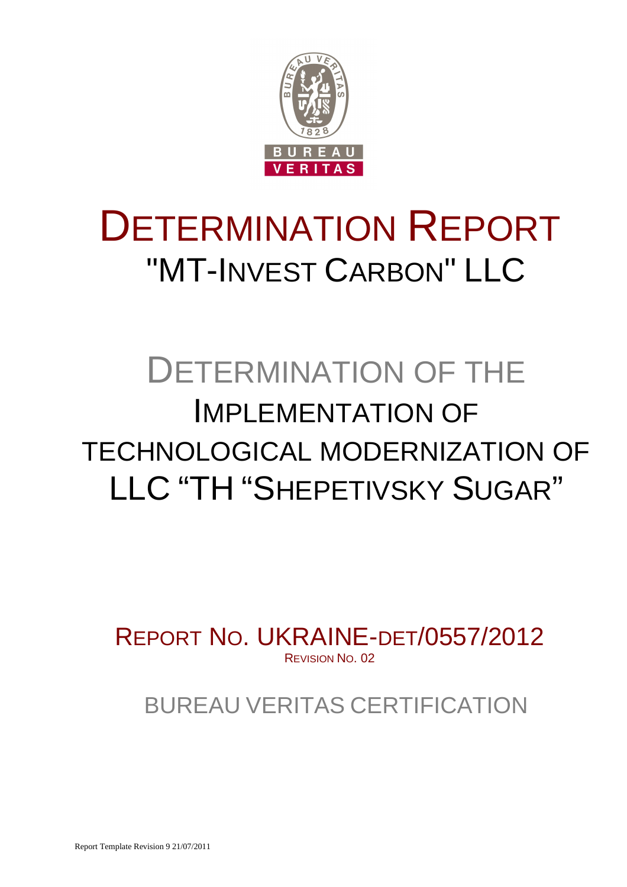# DETERMINATION REPORT

## "MT-INVEST CARBON" LLC

# DETERMINATION OF THE IMPLEMENTATION OF TECHNOLOGICAL MODERNIZATION OF LLC "TH "SHEPETIVSKY SUGAR"

REPORT NO. UKRAINE-DET/0557/2012

REVISION NO. 02

BUREAU VERITAS CERTIFICATION

Report Template Revision 9 21/07/2011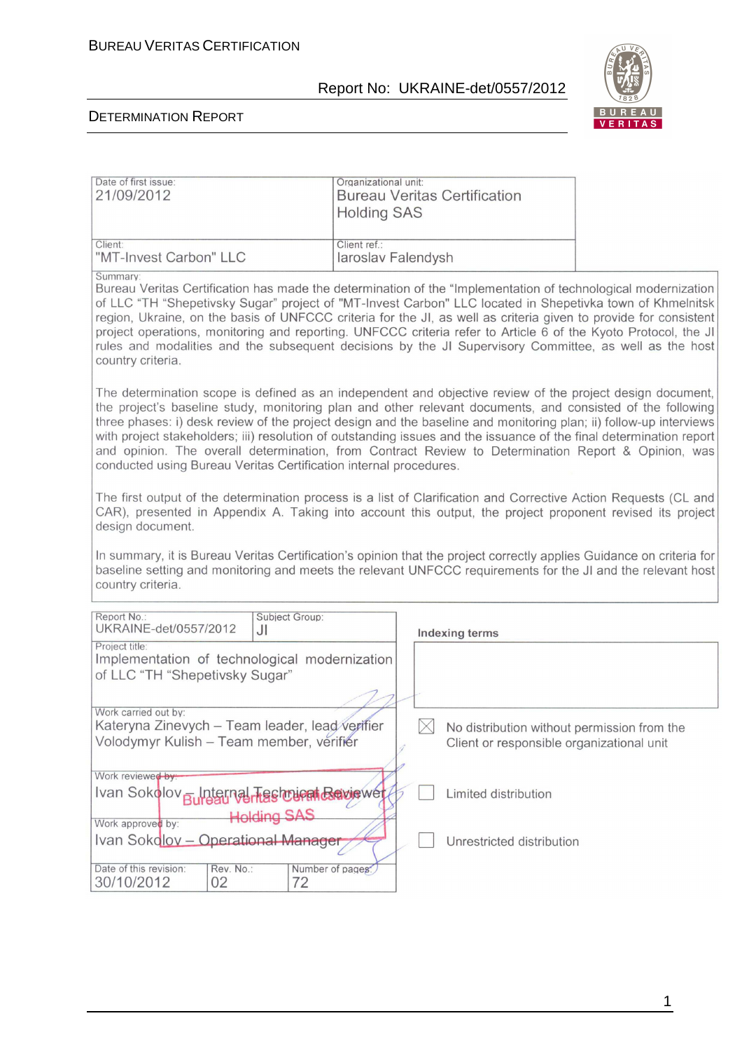| Date of first issue: 21/09/2012 | Organizational unit: Bureau Veritas Certification Holding SAS |
|---|---|
| Client: "MT-Invest Carbon" LLC | Client ref.: Iaroslav Falendysh |

Summary:

Bureau Veritas Certification has made the determination of the "Implementation of technological modernization of LLC "TH "Shepetivsky Sugar" project of "MT-Invest Carbon" LLC located in Shepetivka town of Khmelnitsk region, Ukraine, on the basis of UNFCCC criteria for the JI, as well as criteria given to provide for consistent project operations, monitoring and reporting. UNFCCC criteria refer to Article 6 of the Kyoto Protocol, the JI rules and modalities and the subsequent decisions by the JI Supervisory Committee, as well as the host country criteria.

The determination scope is defined as an independent and objective review of the project design document, the project's baseline study, monitoring plan and other relevant documents, and consisted of the following three phases: i) desk review of the project design and the baseline and monitoring plan; ii) follow-up interviews with project stakeholders; iii) resolution of outstanding issues and the issuance of the final determination report and opinion. The overall determination, from Contract Review to Determination Report & Opinion, was conducted using Bureau Veritas Certification internal procedures.

The first output of the determination process is a list of Clarification and Corrective Action Requests (CL and CAR), presented in Appendix A. Taking into account this output, the project proponent revised its project design document.

In summary, it is Bureau Veritas Certification's opinion that the project correctly applies Guidance on criteria for baseline setting and monitoring and meets the relevant UNFCCC requirements for the JI and the relevant host country criteria.

| Report No.: UKRAINE-det/0557/2012 | Subject Group: JI | Indexing terms |
|---|---|---|
| Project title: Implementation of technological modernization of LLC "TH "Shepetivsky Sugar" | | |
| Work carried out by: Kateryna Zinevych – Team leader, lead verifier; Volodymyr Kulish – Team member, verifier | | ☒ No distribution without permission from the Client or responsible organizational unit |
| Work reviewed by: Ivan Sokolov – Internal Technical Reviewer | | ☐ Limited distribution |
| Work approved by: Ivan Sokolov – Operational Manager | | ☐ Unrestricted distribution |

Bureau Veritas Certification Holding SAS

| Date of this revision: | Rev. No.: | Number of pages: |
|---|---|---|
| 30/10/2012 | 02 | 72 |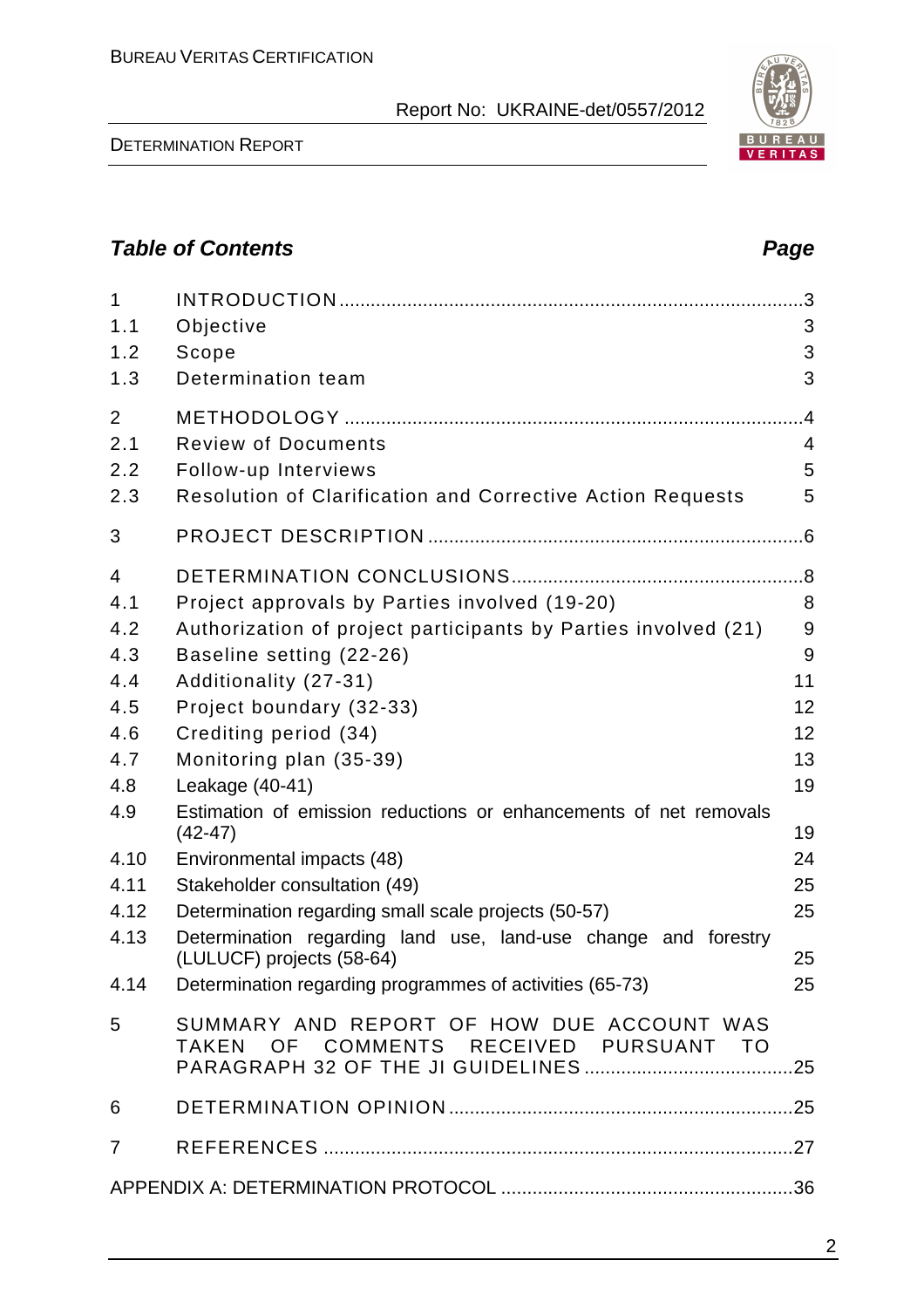## *Table of Contents* *Page*

| | | |
|---|---|---|
| 1 | INTRODUCTION | 3 |
| 1.1 | Objective | 3 |
| 1.2 | Scope | 3 |
| 1.3 | Determination team | 3 |
| 2 | METHODOLOGY | 4 |
| 2.1 | Review of Documents | 4 |
| 2.2 | Follow-up Interviews | 5 |
| 2.3 | Resolution of Clarification and Corrective Action Requests | 5 |
| 3 | PROJECT DESCRIPTION | 6 |
| 4 | DETERMINATION CONCLUSIONS | 8 |
| 4.1 | Project approvals by Parties involved (19-20) | 8 |
| 4.2 | Authorization of project participants by Parties involved (21) | 9 |
| 4.3 | Baseline setting (22-26) | 9 |
| 4.4 | Additionality (27-31) | 11 |
| 4.5 | Project boundary (32-33) | 12 |
| 4.6 | Crediting period (34) | 12 |
| 4.7 | Monitoring plan (35-39) | 13 |
| 4.8 | Leakage (40-41) | 19 |
| 4.9 | Estimation of emission reductions or enhancements of net removals (42-47) | 19 |
| 4.10 | Environmental impacts (48) | 24 |
| 4.11 | Stakeholder consultation (49) | 25 |
| 4.12 | Determination regarding small scale projects (50-57) | 25 |
| 4.13 | Determination regarding land use, land-use change and forestry (LULUCF) projects (58-64) | 25 |
| 4.14 | Determination regarding programmes of activities (65-73) | 25 |
| 5 | SUMMARY AND REPORT OF HOW DUE ACCOUNT WAS TAKEN OF COMMENTS RECEIVED PURSUANT TO PARAGRAPH 32 OF THE JI GUIDELINES | 25 |
| 6 | DETERMINATION OPINION | 25 |
| 7 | REFERENCES | 27 |
| | APPENDIX A: DETERMINATION PROTOCOL | 36 |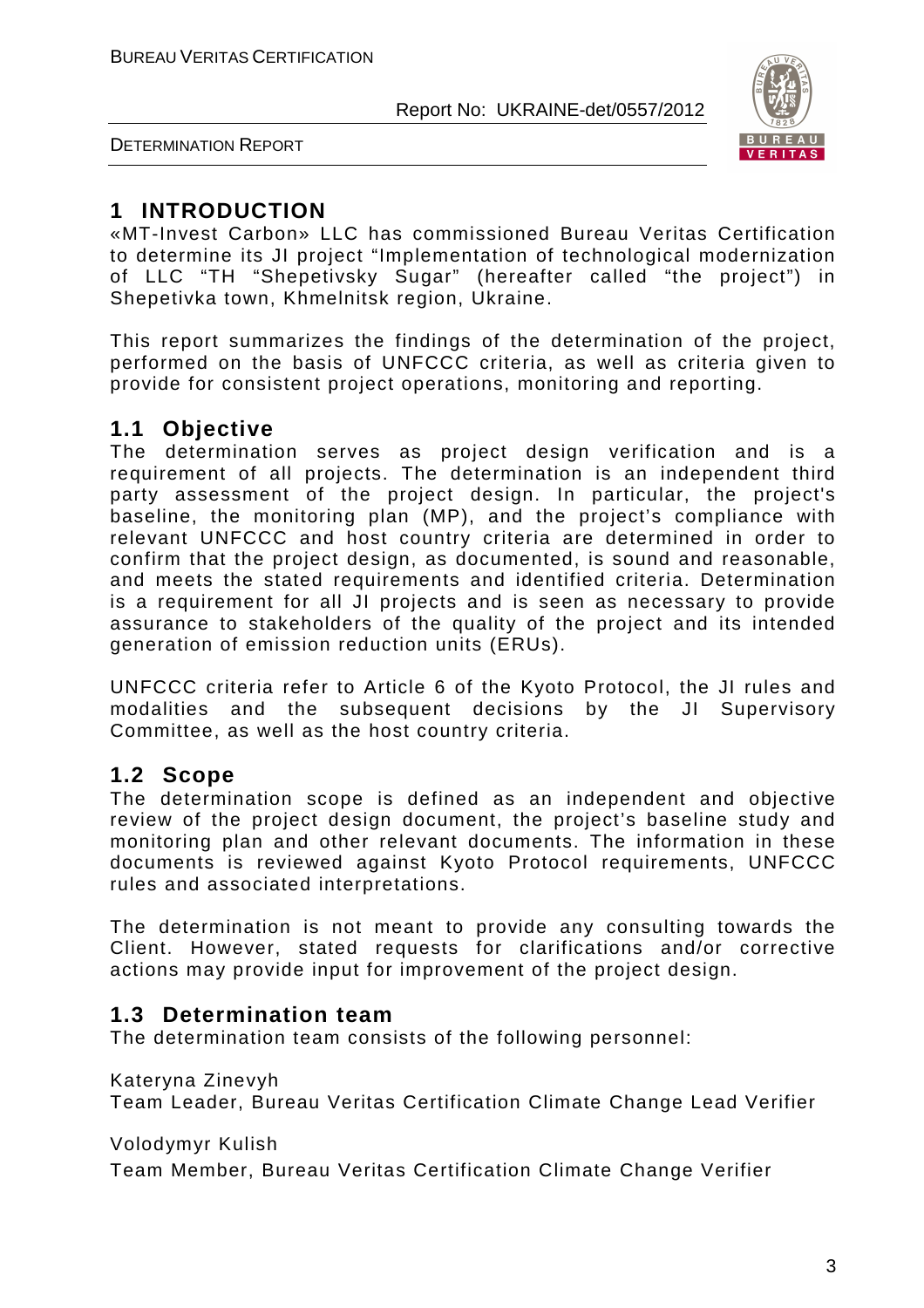# 1 INTRODUCTION

«MT-Invest Carbon» LLC has commissioned Bureau Veritas Certification to determine its JI project "Implementation of technological modernization of LLC "TH "Shepetivsky Sugar" (hereafter called "the project") in Shepetivka town, Khmelnitsk region, Ukraine.

This report summarizes the findings of the determination of the project, performed on the basis of UNFCCC criteria, as well as criteria given to provide for consistent project operations, monitoring and reporting.

## 1.1 Objective

The determination serves as project design verification and is a requirement of all projects. The determination is an independent third party assessment of the project design. In particular, the project's baseline, the monitoring plan (MP), and the project's compliance with relevant UNFCCC and host country criteria are determined in order to confirm that the project design, as documented, is sound and reasonable, and meets the stated requirements and identified criteria. Determination is a requirement for all JI projects and is seen as necessary to provide assurance to stakeholders of the quality of the project and its intended generation of emission reduction units (ERUs).

UNFCCC criteria refer to Article 6 of the Kyoto Protocol, the JI rules and modalities and the subsequent decisions by the JI Supervisory Committee, as well as the host country criteria.

## 1.2 Scope

The determination scope is defined as an independent and objective review of the project design document, the project's baseline study and monitoring plan and other relevant documents. The information in these documents is reviewed against Kyoto Protocol requirements, UNFCCC rules and associated interpretations.

The determination is not meant to provide any consulting towards the Client. However, stated requests for clarifications and/or corrective actions may provide input for improvement of the project design.

## 1.3 Determination team

The determination team consists of the following personnel:

Kateryna Zinevyh
Team Leader, Bureau Veritas Certification Climate Change Lead Verifier

Volodymyr Kulish
Team Member, Bureau Veritas Certification Climate Change Verifier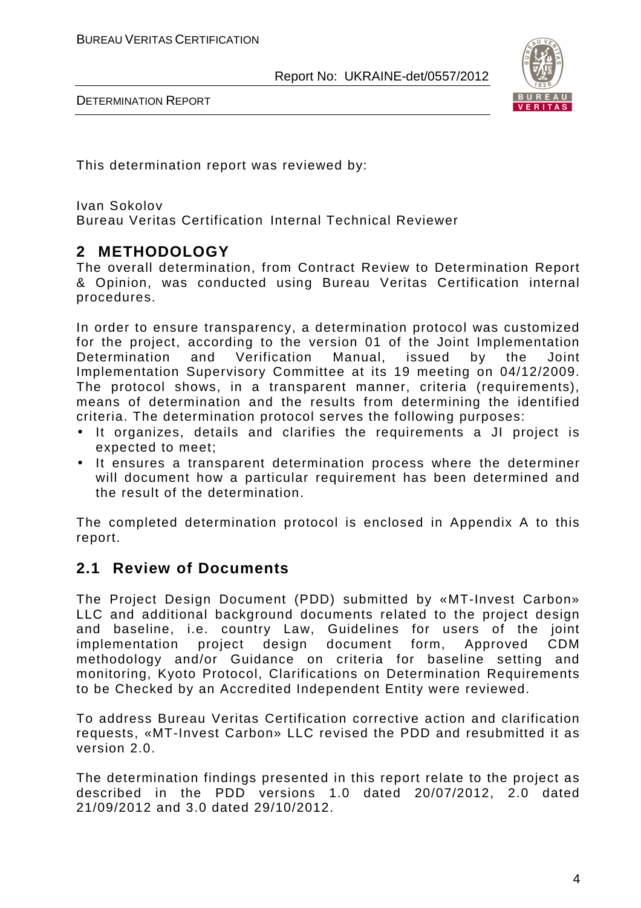This determination report was reviewed by:

Ivan Sokolov
Bureau Veritas Certification Internal Technical Reviewer

## 2 METHODOLOGY

The overall determination, from Contract Review to Determination Report & Opinion, was conducted using Bureau Veritas Certification internal procedures.

In order to ensure transparency, a determination protocol was customized for the project, according to the version 01 of the Joint Implementation Determination and Verification Manual, issued by the Joint Implementation Supervisory Committee at its 19 meeting on 04/12/2009. The protocol shows, in a transparent manner, criteria (requirements), means of determination and the results from determining the identified criteria. The determination protocol serves the following purposes:

- It organizes, details and clarifies the requirements a JI project is expected to meet;
- It ensures a transparent determination process where the determiner will document how a particular requirement has been determined and the result of the determination.

The completed determination protocol is enclosed in Appendix A to this report.

### 2.1 Review of Documents

The Project Design Document (PDD) submitted by «MT-Invest Carbon» LLC and additional background documents related to the project design and baseline, i.e. country Law, Guidelines for users of the joint implementation project design document form, Approved CDM methodology and/or Guidance on criteria for baseline setting and monitoring, Kyoto Protocol, Clarifications on Determination Requirements to be Checked by an Accredited Independent Entity were reviewed.

To address Bureau Veritas Certification corrective action and clarification requests, «MT-Invest Carbon» LLC revised the PDD and resubmitted it as version 2.0.

The determination findings presented in this report relate to the project as described in the PDD versions 1.0 dated 20/07/2012, 2.0 dated 21/09/2012 and 3.0 dated 29/10/2012.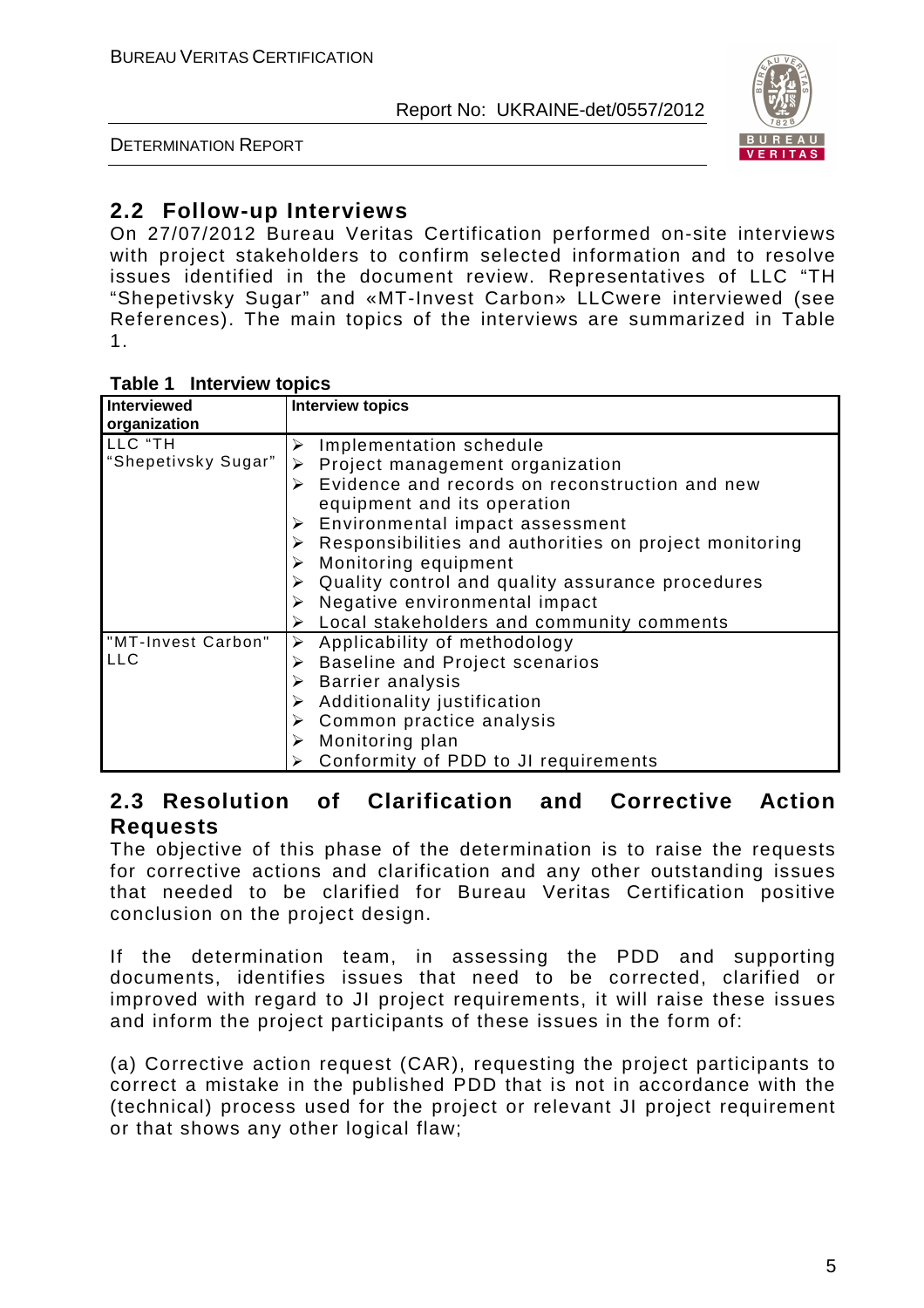## 2.2 Follow-up Interviews

On 27/07/2012 Bureau Veritas Certification performed on-site interviews with project stakeholders to confirm selected information and to resolve issues identified in the document review. Representatives of LLC "TH "Shepetivsky Sugar" and «MT-Invest Carbon» LLCwere interviewed (see References). The main topics of the interviews are summarized in Table 1.

**Table 1 Interview topics**

| Interviewed organization | Interview topics |
|---|---|
| LLC "TH "Shepetivsky Sugar" | ➢ Implementation schedule<br>➢ Project management organization<br>➢ Evidence and records on reconstruction and new equipment and its operation<br>➢ Environmental impact assessment<br>➢ Responsibilities and authorities on project monitoring<br>➢ Monitoring equipment<br>➢ Quality control and quality assurance procedures<br>➢ Negative environmental impact<br>➢ Local stakeholders and community comments |
| "MT-Invest Carbon" LLC | ➢ Applicability of methodology<br>➢ Baseline and Project scenarios<br>➢ Barrier analysis<br>➢ Additionality justification<br>➢ Common practice analysis<br>➢ Monitoring plan<br>➢ Conformity of PDD to JI requirements |

## 2.3 Resolution of Clarification and Corrective Action Requests

The objective of this phase of the determination is to raise the requests for corrective actions and clarification and any other outstanding issues that needed to be clarified for Bureau Veritas Certification positive conclusion on the project design.

If the determination team, in assessing the PDD and supporting documents, identifies issues that need to be corrected, clarified or improved with regard to JI project requirements, it will raise these issues and inform the project participants of these issues in the form of:

(a) Corrective action request (CAR), requesting the project participants to correct a mistake in the published PDD that is not in accordance with the (technical) process used for the project or relevant JI project requirement or that shows any other logical flaw;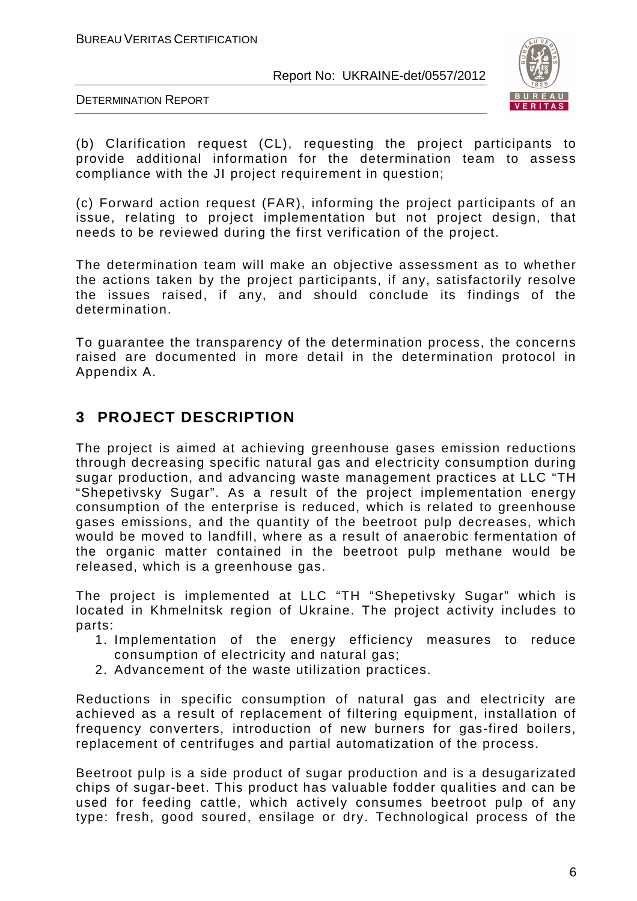(b) Clarification request (CL), requesting the project participants to provide additional information for the determination team to assess compliance with the JI project requirement in question;

(c) Forward action request (FAR), informing the project participants of an issue, relating to project implementation but not project design, that needs to be reviewed during the first verification of the project.

The determination team will make an objective assessment as to whether the actions taken by the project participants, if any, satisfactorily resolve the issues raised, if any, and should conclude its findings of the determination.

To guarantee the transparency of the determination process, the concerns raised are documented in more detail in the determination protocol in Appendix A.

## 3 PROJECT DESCRIPTION

The project is aimed at achieving greenhouse gases emission reductions through decreasing specific natural gas and electricity consumption during sugar production, and advancing waste management practices at LLC "TH "Shepetivsky Sugar". As a result of the project implementation energy consumption of the enterprise is reduced, which is related to greenhouse gases emissions, and the quantity of the beetroot pulp decreases, which would be moved to landfill, where as a result of anaerobic fermentation of the organic matter contained in the beetroot pulp methane would be released, which is a greenhouse gas.

The project is implemented at LLC "TH "Shepetivsky Sugar" which is located in Khmelnitsk region of Ukraine. The project activity includes to parts:

1. Implementation of the energy efficiency measures to reduce consumption of electricity and natural gas;
2. Advancement of the waste utilization practices.

Reductions in specific consumption of natural gas and electricity are achieved as a result of replacement of filtering equipment, installation of frequency converters, introduction of new burners for gas-fired boilers, replacement of centrifuges and partial automatization of the process.

Beetroot pulp is a side product of sugar production and is a desugarizated chips of sugar-beet. This product has valuable fodder qualities and can be used for feeding cattle, which actively consumes beetroot pulp of any type: fresh, good soured, ensilage or dry. Technological process of the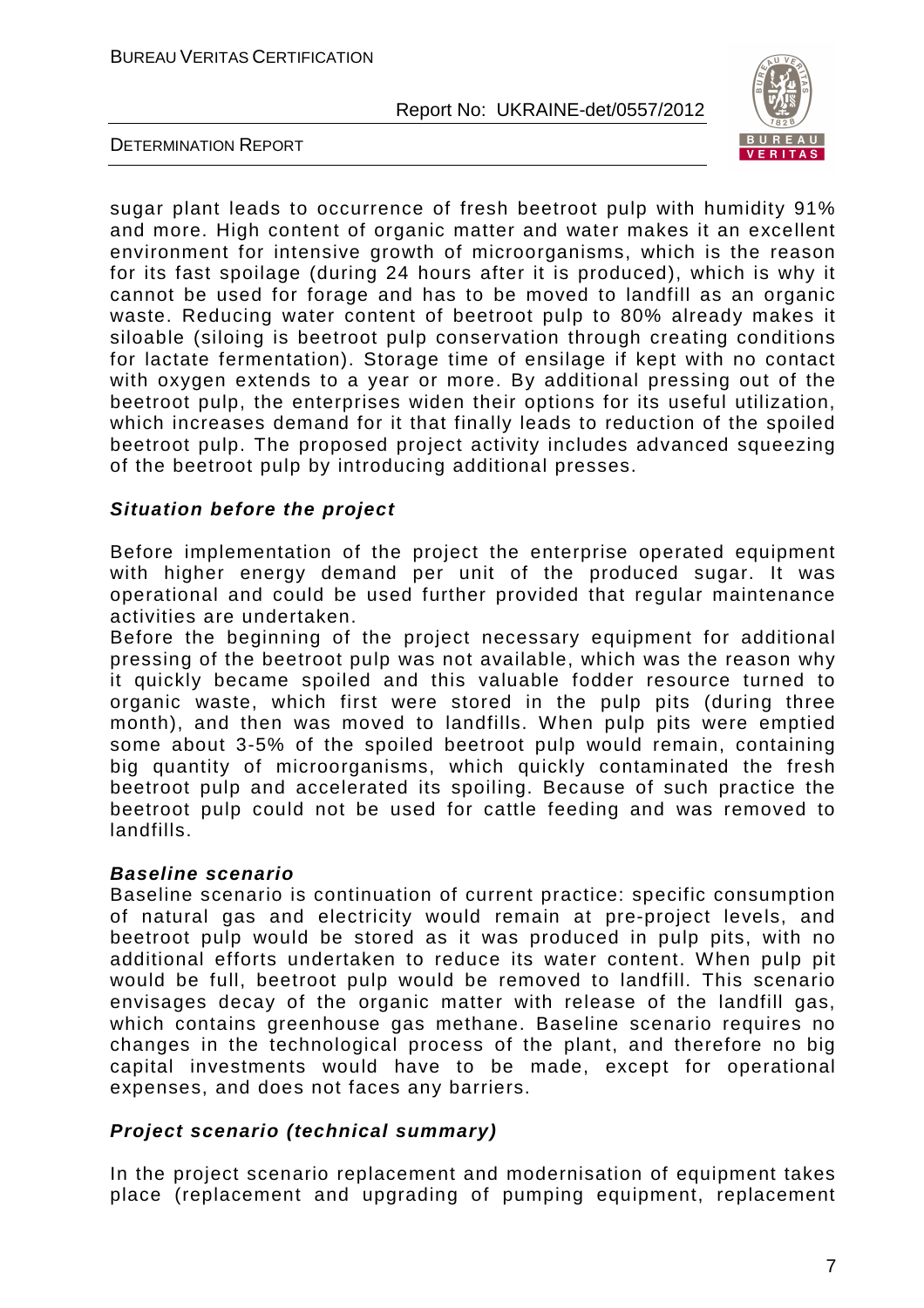sugar plant leads to occurrence of fresh beetroot pulp with humidity 91% and more. High content of organic matter and water makes it an excellent environment for intensive growth of microorganisms, which is the reason for its fast spoilage (during 24 hours after it is produced), which is why it cannot be used for forage and has to be moved to landfill as an organic waste. Reducing water content of beetroot pulp to 80% already makes it siloable (siloing is beetroot pulp conservation through creating conditions for lactate fermentation). Storage time of ensilage if kept with no contact with oxygen extends to a year or more. By additional pressing out of the beetroot pulp, the enterprises widen their options for its useful utilization, which increases demand for it that finally leads to reduction of the spoiled beetroot pulp. The proposed project activity includes advanced squeezing of the beetroot pulp by introducing additional presses.

***Situation before the project***

Before implementation of the project the enterprise operated equipment with higher energy demand per unit of the produced sugar. It was operational and could be used further provided that regular maintenance activities are undertaken.
Before the beginning of the project necessary equipment for additional pressing of the beetroot pulp was not available, which was the reason why it quickly became spoiled and this valuable fodder resource turned to organic waste, which first were stored in the pulp pits (during three month), and then was moved to landfills. When pulp pits were emptied some about 3-5% of the spoiled beetroot pulp would remain, containing big quantity of microorganisms, which quickly contaminated the fresh beetroot pulp and accelerated its spoiling. Because of such practice the beetroot pulp could not be used for cattle feeding and was removed to landfills.

***Baseline scenario***

Baseline scenario is continuation of current practice: specific consumption of natural gas and electricity would remain at pre-project levels, and beetroot pulp would be stored as it was produced in pulp pits, with no additional efforts undertaken to reduce its water content. When pulp pit would be full, beetroot pulp would be removed to landfill. This scenario envisages decay of the organic matter with release of the landfill gas, which contains greenhouse gas methane. Baseline scenario requires no changes in the technological process of the plant, and therefore no big capital investments would have to be made, except for operational expenses, and does not faces any barriers.

***Project scenario (technical summary)***

In the project scenario replacement and modernisation of equipment takes place (replacement and upgrading of pumping equipment, replacement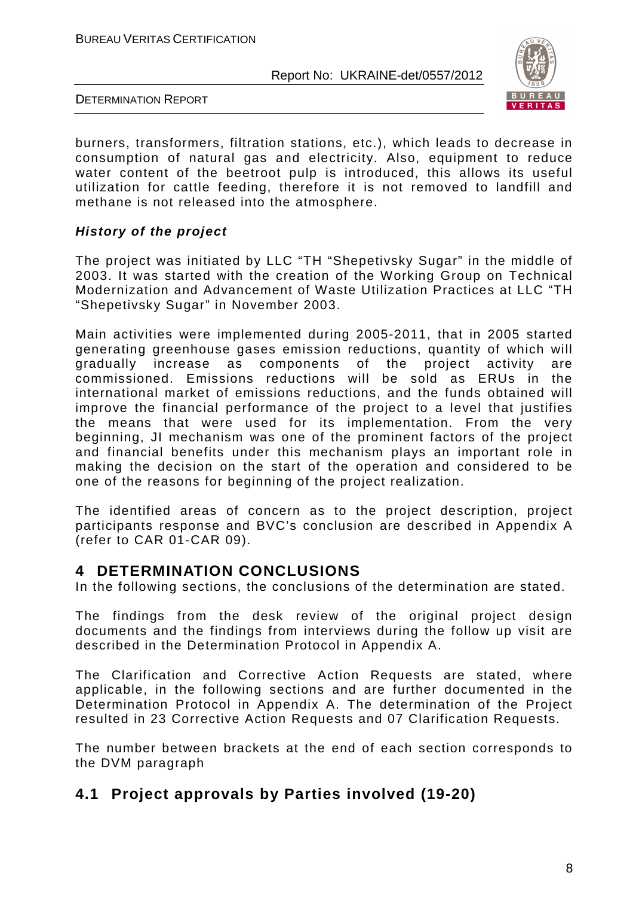burners, transformers, filtration stations, etc.), which leads to decrease in consumption of natural gas and electricity. Also, equipment to reduce water content of the beetroot pulp is introduced, this allows its useful utilization for cattle feeding, therefore it is not removed to landfill and methane is not released into the atmosphere.

***History of the project***

The project was initiated by LLC "TH "Shepetivsky Sugar" in the middle of 2003. It was started with the creation of the Working Group on Technical Modernization and Advancement of Waste Utilization Practices at LLC "TH "Shepetivsky Sugar" in November 2003.

Main activities were implemented during 2005-2011, that in 2005 started generating greenhouse gases emission reductions, quantity of which will gradually increase as components of the project activity are commissioned. Emissions reductions will be sold as ERUs in the international market of emissions reductions, and the funds obtained will improve the financial performance of the project to a level that justifies the means that were used for its implementation. From the very beginning, JI mechanism was one of the prominent factors of the project and financial benefits under this mechanism plays an important role in making the decision on the start of the operation and considered to be one of the reasons for beginning of the project realization.

The identified areas of concern as to the project description, project participants response and BVC's conclusion are described in Appendix A (refer to CAR 01-CAR 09).

# 4 DETERMINATION CONCLUSIONS

In the following sections, the conclusions of the determination are stated.

The findings from the desk review of the original project design documents and the findings from interviews during the follow up visit are described in the Determination Protocol in Appendix A.

The Clarification and Corrective Action Requests are stated, where applicable, in the following sections and are further documented in the Determination Protocol in Appendix A. The determination of the Project resulted in 23 Corrective Action Requests and 07 Clarification Requests.

The number between brackets at the end of each section corresponds to the DVM paragraph

## 4.1 Project approvals by Parties involved (19-20)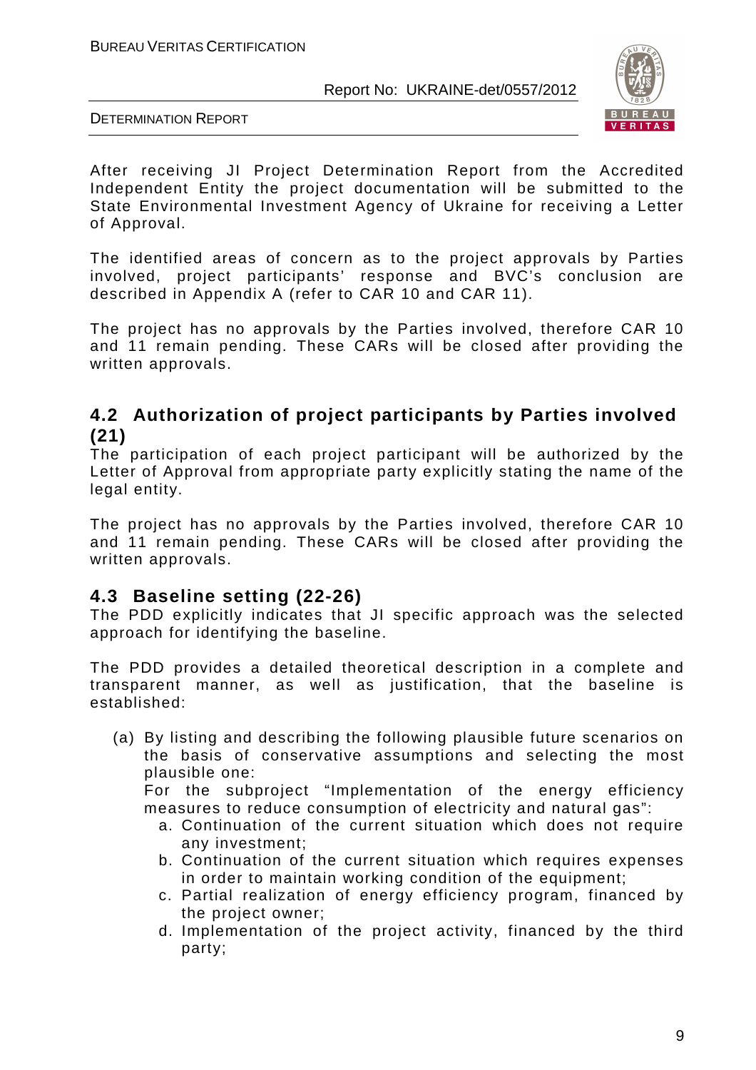After receiving JI Project Determination Report from the Accredited Independent Entity the project documentation will be submitted to the State Environmental Investment Agency of Ukraine for receiving a Letter of Approval.

The identified areas of concern as to the project approvals by Parties involved, project participants' response and BVC's conclusion are described in Appendix A (refer to CAR 10 and CAR 11).

The project has no approvals by the Parties involved, therefore CAR 10 and 11 remain pending. These CARs will be closed after providing the written approvals.

## 4.2 Authorization of project participants by Parties involved (21)

The participation of each project participant will be authorized by the Letter of Approval from appropriate party explicitly stating the name of the legal entity.

The project has no approvals by the Parties involved, therefore CAR 10 and 11 remain pending. These CARs will be closed after providing the written approvals.

## 4.3 Baseline setting (22-26)

The PDD explicitly indicates that JI specific approach was the selected approach for identifying the baseline.

The PDD provides a detailed theoretical description in a complete and transparent manner, as well as justification, that the baseline is established:

(a) By listing and describing the following plausible future scenarios on the basis of conservative assumptions and selecting the most plausible one:

For the subproject "Implementation of the energy efficiency measures to reduce consumption of electricity and natural gas":

a. Continuation of the current situation which does not require any investment;
b. Continuation of the current situation which requires expenses in order to maintain working condition of the equipment;
c. Partial realization of energy efficiency program, financed by the project owner;
d. Implementation of the project activity, financed by the third party;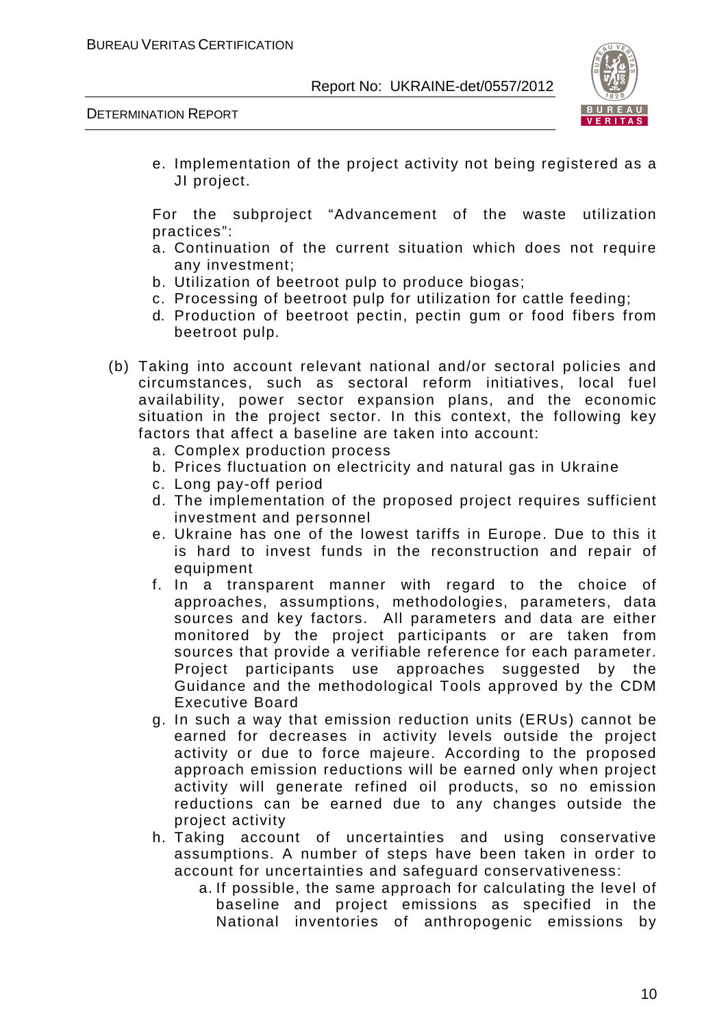e. Implementation of the project activity not being registered as a JI project.

For the subproject "Advancement of the waste utilization practices":

a. Continuation of the current situation which does not require any investment;
b. Utilization of beetroot pulp to produce biogas;
c. Processing of beetroot pulp for utilization for cattle feeding;
d. Production of beetroot pectin, pectin gum or food fibers from beetroot pulp.

(b) Taking into account relevant national and/or sectoral policies and circumstances, such as sectoral reform initiatives, local fuel availability, power sector expansion plans, and the economic situation in the project sector. In this context, the following key factors that affect a baseline are taken into account:

a. Complex production process
b. Prices fluctuation on electricity and natural gas in Ukraine
c. Long pay-off period
d. The implementation of the proposed project requires sufficient investment and personnel
e. Ukraine has one of the lowest tariffs in Europe. Due to this it is hard to invest funds in the reconstruction and repair of equipment
f. In a transparent manner with regard to the choice of approaches, assumptions, methodologies, parameters, data sources and key factors. All parameters and data are either monitored by the project participants or are taken from sources that provide a verifiable reference for each parameter. Project participants use approaches suggested by the Guidance and the methodological Tools approved by the CDM Executive Board
g. In such a way that emission reduction units (ERUs) cannot be earned for decreases in activity levels outside the project activity or due to force majeure. According to the proposed approach emission reductions will be earned only when project activity will generate refined oil products, so no emission reductions can be earned due to any changes outside the project activity
h. Taking account of uncertainties and using conservative assumptions. A number of steps have been taken in order to account for uncertainties and safeguard conservativeness:
    a. If possible, the same approach for calculating the level of baseline and project emissions as specified in the National inventories of anthropogenic emissions by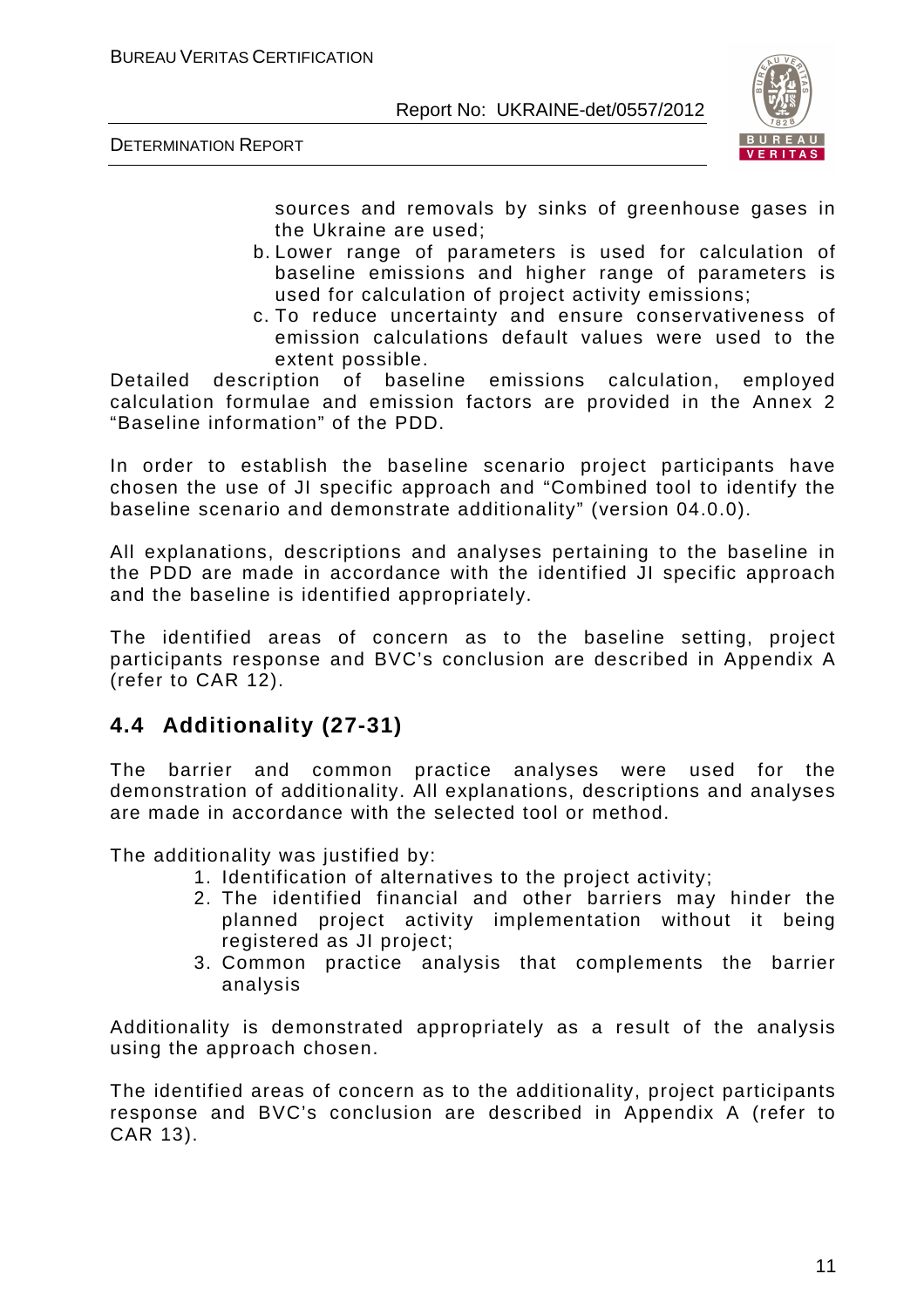sources and removals by sinks of greenhouse gases in the Ukraine are used;

b. Lower range of parameters is used for calculation of baseline emissions and higher range of parameters is used for calculation of project activity emissions;

c. To reduce uncertainty and ensure conservativeness of emission calculations default values were used to the extent possible.

Detailed description of baseline emissions calculation, employed calculation formulae and emission factors are provided in the Annex 2 "Baseline information" of the PDD.

In order to establish the baseline scenario project participants have chosen the use of JI specific approach and "Combined tool to identify the baseline scenario and demonstrate additionality" (version 04.0.0).

All explanations, descriptions and analyses pertaining to the baseline in the PDD are made in accordance with the identified JI specific approach and the baseline is identified appropriately.

The identified areas of concern as to the baseline setting, project participants response and BVC's conclusion are described in Appendix A (refer to CAR 12).

## 4.4 Additionality (27-31)

The barrier and common practice analyses were used for the demonstration of additionality. All explanations, descriptions and analyses are made in accordance with the selected tool or method.

The additionality was justified by:

1. Identification of alternatives to the project activity;
2. The identified financial and other barriers may hinder the planned project activity implementation without it being registered as JI project;
3. Common practice analysis that complements the barrier analysis

Additionality is demonstrated appropriately as a result of the analysis using the approach chosen.

The identified areas of concern as to the additionality, project participants response and BVC's conclusion are described in Appendix A (refer to CAR 13).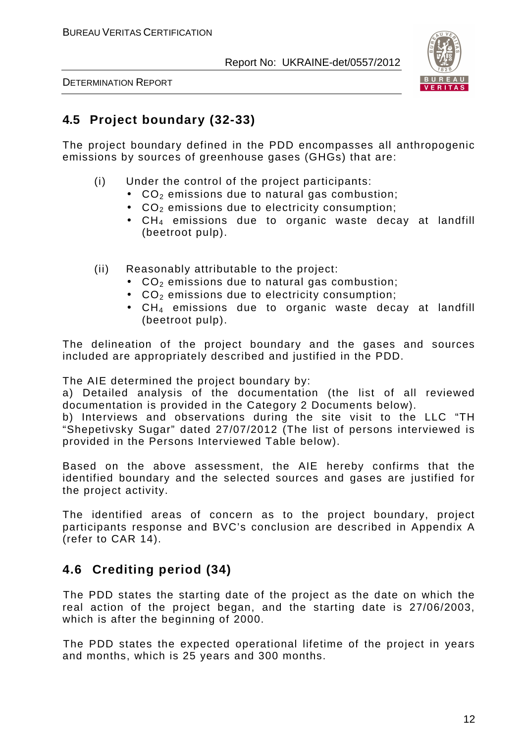## 4.5 Project boundary (32-33)

The project boundary defined in the PDD encompasses all anthropogenic emissions by sources of greenhouse gases (GHGs) that are:

(i) Under the control of the project participants:
- $CO_2$ emissions due to natural gas combustion;
- $CO_2$ emissions due to electricity consumption;
- $CH_4$ emissions due to organic waste decay at landfill (beetroot pulp).

(ii) Reasonably attributable to the project:
- $CO_2$ emissions due to natural gas combustion;
- $CO_2$ emissions due to electricity consumption;
- $CH_4$ emissions due to organic waste decay at landfill (beetroot pulp).

The delineation of the project boundary and the gases and sources included are appropriately described and justified in the PDD.

The AIE determined the project boundary by:
a) Detailed analysis of the documentation (the list of all reviewed documentation is provided in the Category 2 Documents below).
b) Interviews and observations during the site visit to the LLC "TH "Shepetivsky Sugar" dated 27/07/2012 (The list of persons interviewed is provided in the Persons Interviewed Table below).

Based on the above assessment, the AIE hereby confirms that the identified boundary and the selected sources and gases are justified for the project activity.

The identified areas of concern as to the project boundary, project participants response and BVC's conclusion are described in Appendix A (refer to CAR 14).

## 4.6 Crediting period (34)

The PDD states the starting date of the project as the date on which the real action of the project began, and the starting date is 27/06/2003, which is after the beginning of 2000.

The PDD states the expected operational lifetime of the project in years and months, which is 25 years and 300 months.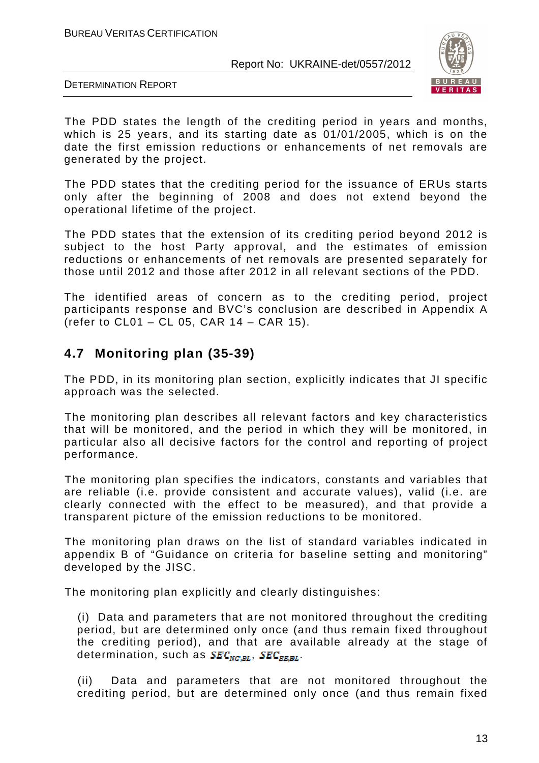The PDD states the length of the crediting period in years and months, which is 25 years, and its starting date as 01/01/2005, which is on the date the first emission reductions or enhancements of net removals are generated by the project.

The PDD states that the crediting period for the issuance of ERUs starts only after the beginning of 2008 and does not extend beyond the operational lifetime of the project.

The PDD states that the extension of its crediting period beyond 2012 is subject to the host Party approval, and the estimates of emission reductions or enhancements of net removals are presented separately for those until 2012 and those after 2012 in all relevant sections of the PDD.

The identified areas of concern as to the crediting period, project participants response and BVC's conclusion are described in Appendix A (refer to CL01 – CL 05, CAR 14 – CAR 15).

## 4.7 Monitoring plan (35-39)

The PDD, in its monitoring plan section, explicitly indicates that JI specific approach was the selected.

The monitoring plan describes all relevant factors and key characteristics that will be monitored, and the period in which they will be monitored, in particular also all decisive factors for the control and reporting of project performance.

The monitoring plan specifies the indicators, constants and variables that are reliable (i.e. provide consistent and accurate values), valid (i.e. are clearly connected with the effect to be measured), and that provide a transparent picture of the emission reductions to be monitored.

The monitoring plan draws on the list of standard variables indicated in appendix B of "Guidance on criteria for baseline setting and monitoring" developed by the JISC.

The monitoring plan explicitly and clearly distinguishes:

(i) Data and parameters that are not monitored throughout the crediting period, but are determined only once (and thus remain fixed throughout the crediting period), and that are available already at the stage of determination, such as $SEC_{NG,BL}$, $SEC_{EE,BL}$.

(ii) Data and parameters that are not monitored throughout the crediting period, but are determined only once (and thus remain fixed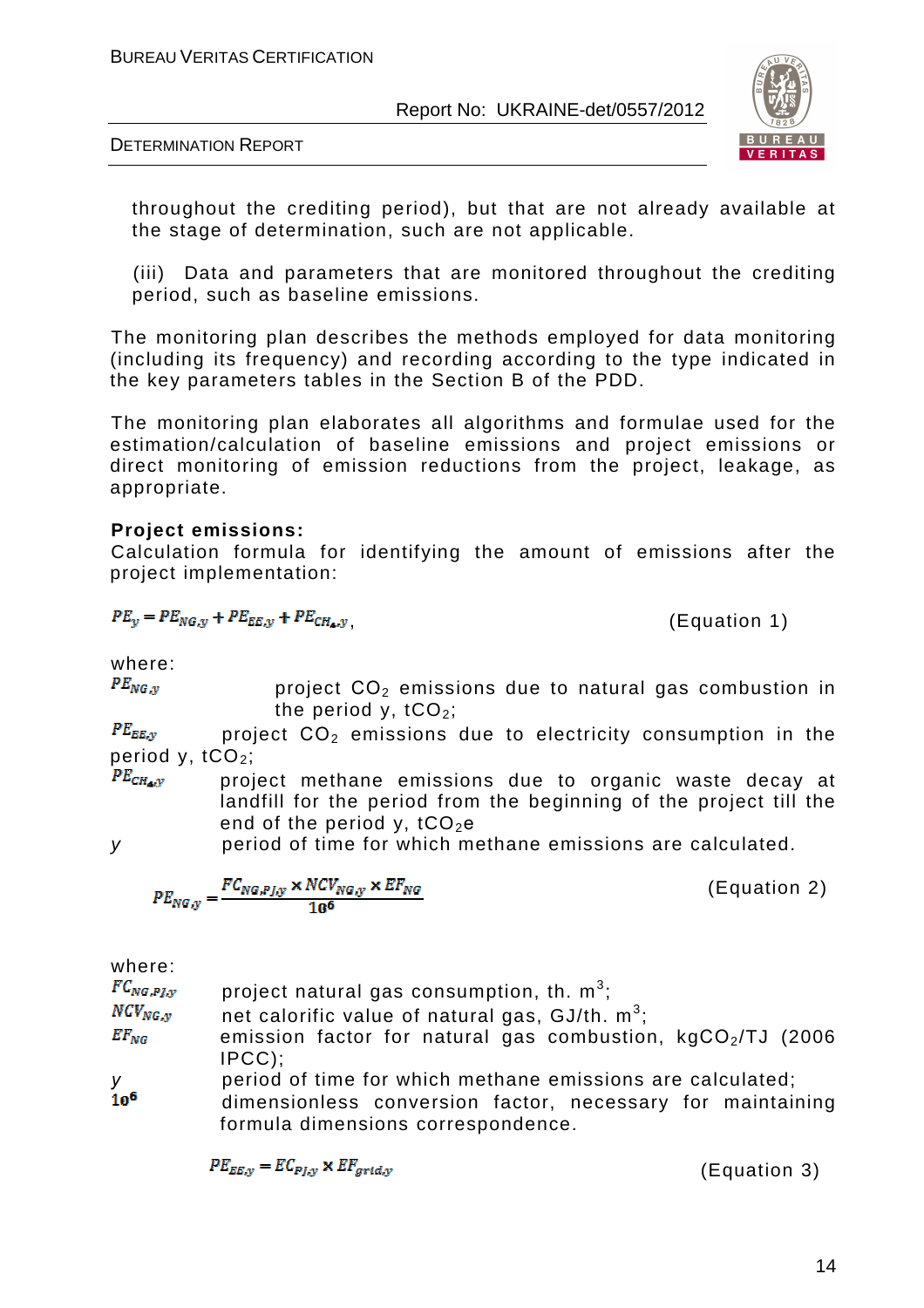throughout the crediting period), but that are not already available at the stage of determination, such are not applicable.

(iii) Data and parameters that are monitored throughout the crediting period, such as baseline emissions.

The monitoring plan describes the methods employed for data monitoring (including its frequency) and recording according to the type indicated in the key parameters tables in the Section B of the PDD.

The monitoring plan elaborates all algorithms and formulae used for the estimation/calculation of baseline emissions and project emissions or direct monitoring of emission reductions from the project, leakage, as appropriate.

**Project emissions:**
Calculation formula for identifying the amount of emissions after the project implementation:

$$PE_y = PE_{NG,y} + PE_{EE,y} + PE_{CH_4,y}, \quad \text{(Equation 1)}$$

where:

$PE_{NG,y}$ project $CO_2$ emissions due to natural gas combustion in the period y, $tCO_2$;

$PE_{EE,y}$ project $CO_2$ emissions due to electricity consumption in the period y, $tCO_2$;

$PE_{CH_4,y}$ project methane emissions due to organic waste decay at landfill for the period from the beginning of the project till the end of the period y, $tCO_2e$

*y* period of time for which methane emissions are calculated.

$$PE_{NG,y} = \frac{FC_{NG,PJ,y} \times NCV_{NG,y} \times EF_{NG}}{10^6} \quad \text{(Equation 2)}$$

where:

$FC_{NG,PJ,y}$ project natural gas consumption, th. $m^3$;

$NCV_{NG,y}$ net calorific value of natural gas, GJ/th. $m^3$;

$EF_{NG}$ emission factor for natural gas combustion, $kgCO_2$/TJ (2006 IPCC);

*y* period of time for which methane emissions are calculated;

$10^6$ dimensionless conversion factor, necessary for maintaining formula dimensions correspondence.

$$PE_{EE,y} = EC_{PJ,y} \times EF_{grid,y} \quad \text{(Equation 3)}$$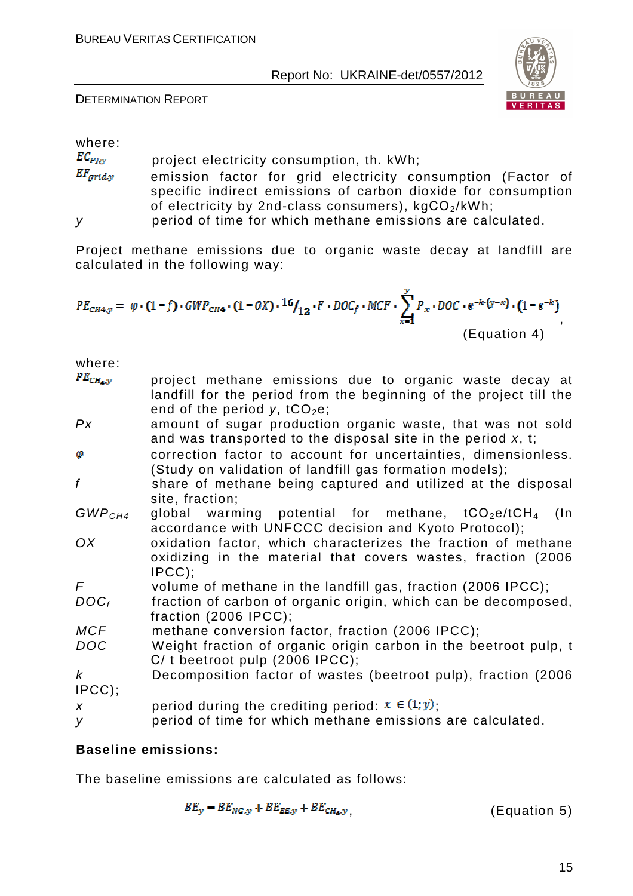where:

| | |
|---|---|
| $EC_{PJ,y}$ | project electricity consumption, th. kWh; |
| $EF_{grid,y}$ | emission factor for grid electricity consumption (Factor of specific indirect emissions of carbon dioxide for consumption of electricity by 2nd-class consumers), $kgCO_2/kWh$; |
| $y$ | period of time for which methane emissions are calculated. |

Project methane emissions due to organic waste decay at landfill are calculated in the following way:

$$PE_{CH4,y} = \varphi \cdot (1-f) \cdot GWP_{CH4} \cdot (1-OX) \cdot {}^{16}/_{12} \cdot F \cdot DOC_f \cdot MCF \cdot \sum_{x=1}^{y} P_x \cdot DOC \cdot e^{-k \cdot (y-x)} \cdot (1-e^{-k}),$$

(Equation 4)

where:

| | |
|---|---|
| $PE_{CH_4,y}$ | project methane emissions due to organic waste decay at landfill for the period from the beginning of the project till the end of the period $y$, $tCO_2e$; |
| $Px$ | amount of sugar production organic waste, that was not sold and was transported to the disposal site in the period $x$, t; |
| $\varphi$ | correction factor to account for uncertainties, dimensionless. (Study on validation of landfill gas formation models); |
| $f$ | share of methane being captured and utilized at the disposal site, fraction; |
| $GWP_{CH4}$ | global warming potential for methane, $tCO_2e/tCH_4$ (In accordance with UNFCCC decision and Kyoto Protocol); |
| $OX$ | oxidation factor, which characterizes the fraction of methane oxidizing in the material that covers wastes, fraction (2006 IPCC); |
| $F$ | volume of methane in the landfill gas, fraction (2006 IPCC); |
| $DOC_f$ | fraction of carbon of organic origin, which can be decomposed, fraction (2006 IPCC); |
| $MCF$ | methane conversion factor, fraction (2006 IPCC); |
| $DOC$ | Weight fraction of organic origin carbon in the beetroot pulp, t C/ t beetroot pulp (2006 IPCC); |
| $k$ | Decomposition factor of wastes (beetroot pulp), fraction (2006 IPCC); |
| $x$ | period during the crediting period: $x \in (1;y)$; |
| $y$ | period of time for which methane emissions are calculated. |

**Baseline emissions:**

The baseline emissions are calculated as follows:

$$BE_y = BE_{NG,y} + BE_{EE,y} + BE_{CH_4,y},$$

(Equation 5)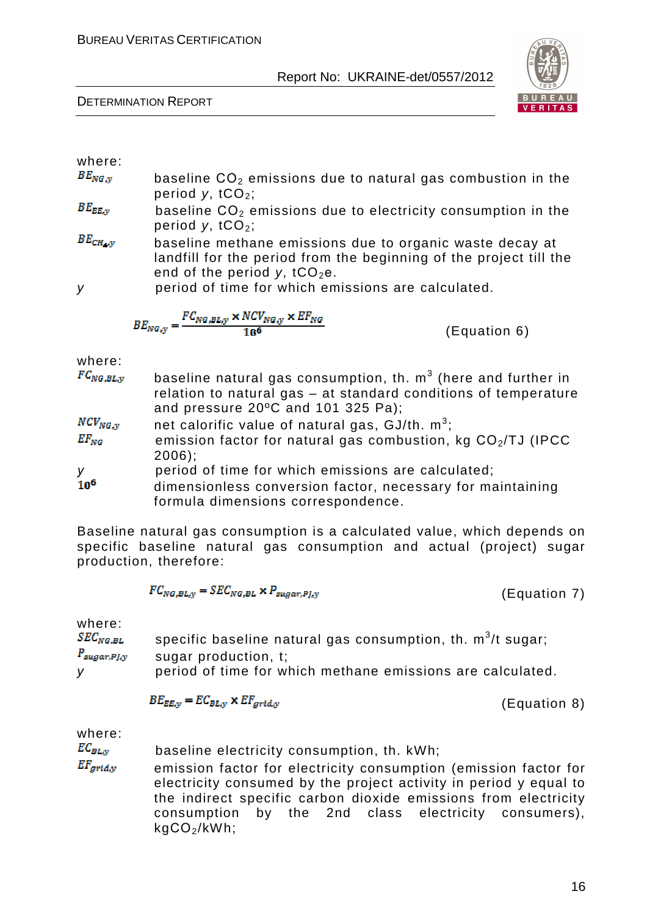where:

$BE_{NG,y}$ baseline $CO_2$ emissions due to natural gas combustion in the period *y*, $tCO_2$;

$BE_{EE,y}$ baseline $CO_2$ emissions due to electricity consumption in the period *y*, $tCO_2$;

$BE_{CH_4,y}$ baseline methane emissions due to organic waste decay at landfill for the period from the beginning of the project till the end of the period *y*, $tCO_2e$.

*y* period of time for which emissions are calculated.

$$BE_{NG,y} = \frac{FC_{NG,BL,y} \times NCV_{NG,y} \times EF_{NG}}{10^6} \qquad \text{(Equation 6)}$$

where:

$FC_{NG,BL,y}$ baseline natural gas consumption, th. $m^3$ (here and further in relation to natural gas – at standard conditions of temperature and pressure 20ºC and 101 325 Pa);

$NCV_{NG,y}$ net calorific value of natural gas, GJ/th. $m^3$;

$EF_{NG}$ emission factor for natural gas combustion, kg $CO_2$/TJ (IPCC 2006);

*y* period of time for which emissions are calculated;

$10^6$ dimensionless conversion factor, necessary for maintaining formula dimensions correspondence.

Baseline natural gas consumption is a calculated value, which depends on specific baseline natural gas consumption and actual (project) sugar production, therefore:

$$FC_{NG,BL,y} = SEC_{NG,BL} \times P_{sugar,PJ,y} \qquad \text{(Equation 7)}$$

where:

$SEC_{NG,BL}$ specific baseline natural gas consumption, th. $m^3$/t sugar;

$P_{sugar,PJ,y}$ sugar production, t;

*y* period of time for which methane emissions are calculated.

$$BE_{EE,y} = EC_{BL,y} \times EF_{grid,y} \qquad \text{(Equation 8)}$$

where:

$EC_{BL,y}$ baseline electricity consumption, th. kWh;

$EF_{grid,y}$ emission factor for electricity consumption (emission factor for electricity consumed by the project activity in period y equal to the indirect specific carbon dioxide emissions from electricity consumption by the 2nd class electricity consumers), $kgCO_2$/kWh;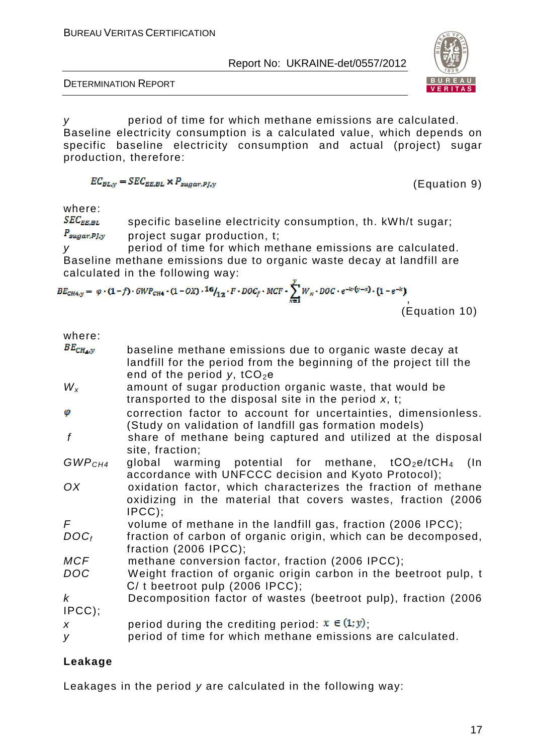$y$ period of time for which methane emissions are calculated.

Baseline electricity consumption is a calculated value, which depends on specific baseline electricity consumption and actual (project) sugar production, therefore:

$$EC_{BL,y} = SEC_{EE,BL} \times P_{sugar,PJ,y} \qquad \text{(Equation 9)}$$

where:

$SEC_{EE,BL}$ specific baseline electricity consumption, th. kWh/t sugar;

$P_{sugar,PJ,y}$ project sugar production, t;

$y$ period of time for which methane emissions are calculated.

Baseline methane emissions due to organic waste decay at landfill are calculated in the following way:

$$BE_{CH_4,y} = \varphi \cdot (1-f) \cdot GWP_{CH_4} \cdot (1-OX) \cdot {}^{16}/_{12} \cdot F \cdot DOC_f \cdot MCF \cdot \sum_{x=1}^{y} W_x \cdot DOC \cdot e^{-k \cdot (y-x)} \cdot (1-e^{-k}) \qquad \text{(Equation 10)}$$

where:

$BE_{CH_4,y}$ baseline methane emissions due to organic waste decay at landfill for the period from the beginning of the project till the end of the period $y$, $tCO_2e$

$W_x$ amount of sugar production organic waste, that would be transported to the disposal site in the period $x$, t;

$\varphi$ correction factor to account for uncertainties, dimensionless. (Study on validation of landfill gas formation models)

$f$ share of methane being captured and utilized at the disposal site, fraction;

$GWP_{CH4}$ global warming potential for methane, $tCO_2e/tCH_4$ (In accordance with UNFCCC decision and Kyoto Protocol);

$OX$ oxidation factor, which characterizes the fraction of methane oxidizing in the material that covers wastes, fraction (2006 IPCC);

$F$ volume of methane in the landfill gas, fraction (2006 IPCC);

$DOC_f$ fraction of carbon of organic origin, which can be decomposed, fraction (2006 IPCC);

$MCF$ methane conversion factor, fraction (2006 IPCC);

$DOC$ Weight fraction of organic origin carbon in the beetroot pulp, t C/ t beetroot pulp (2006 IPCC);

$k$ Decomposition factor of wastes (beetroot pulp), fraction (2006 IPCC);

$x$ period during the crediting period: $x \in (1;y)$;

$y$ period of time for which methane emissions are calculated.

**Leakage**

Leakages in the period $y$ are calculated in the following way: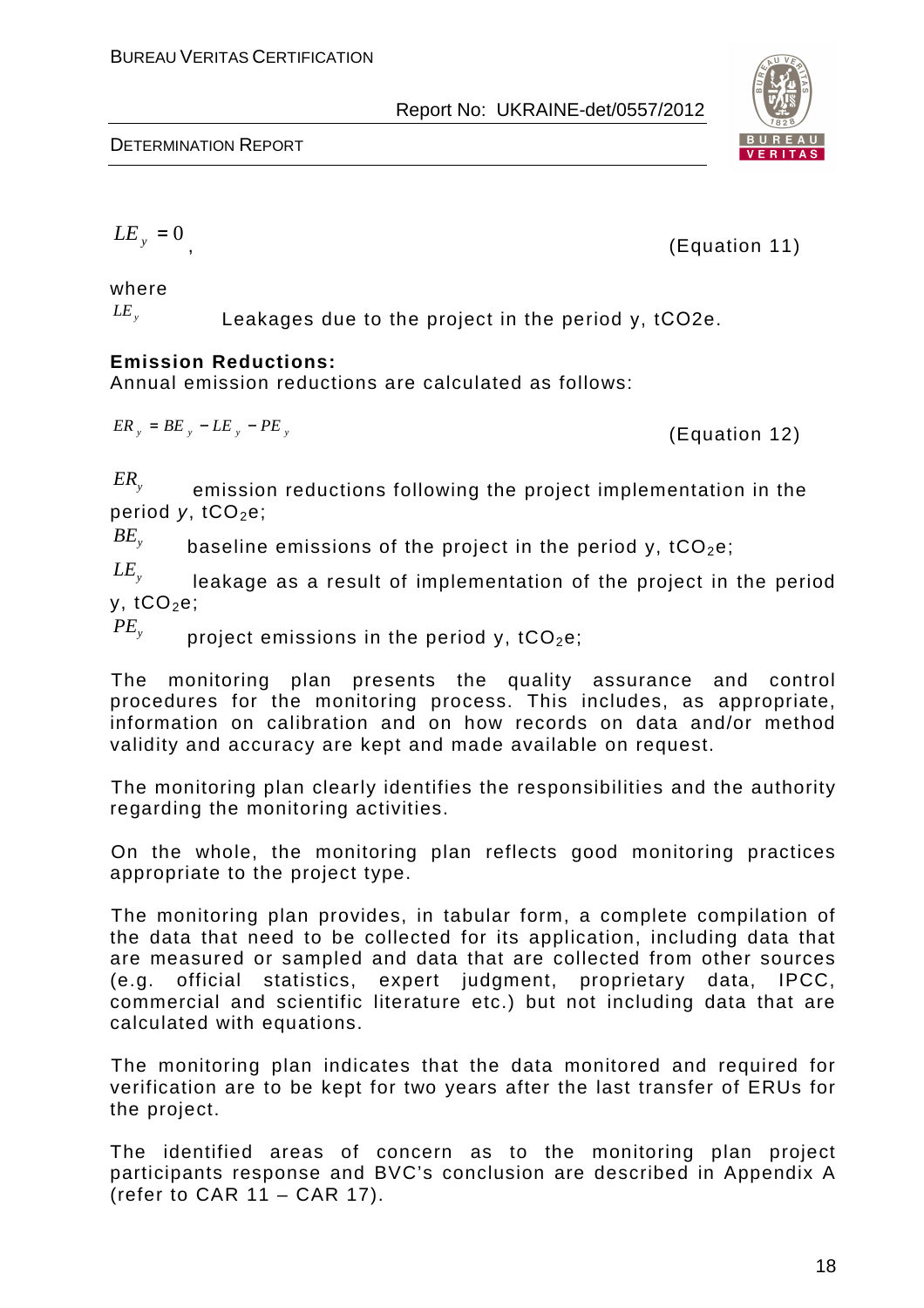$$LE_y = 0,$$ (Equation 11)

where

$LE_y$ Leakages due to the project in the period y, tCO2e.

**Emission Reductions:**

Annual emission reductions are calculated as follows:

$$ER_y = BE_y - LE_y - PE_y$$ (Equation 12)

$ER_y$ emission reductions following the project implementation in the period *y*, $tCO_2e$;

$BE_y$ baseline emissions of the project in the period y, $tCO_2e$;

$LE_y$ leakage as a result of implementation of the project in the period y, $tCO_2e$;

$PE_y$ project emissions in the period y, $tCO_2e$;

The monitoring plan presents the quality assurance and control procedures for the monitoring process. This includes, as appropriate, information on calibration and on how records on data and/or method validity and accuracy are kept and made available on request.

The monitoring plan clearly identifies the responsibilities and the authority regarding the monitoring activities.

On the whole, the monitoring plan reflects good monitoring practices appropriate to the project type.

The monitoring plan provides, in tabular form, a complete compilation of the data that need to be collected for its application, including data that are measured or sampled and data that are collected from other sources (e.g. official statistics, expert judgment, proprietary data, IPCC, commercial and scientific literature etc.) but not including data that are calculated with equations.

The monitoring plan indicates that the data monitored and required for verification are to be kept for two years after the last transfer of ERUs for the project.

The identified areas of concern as to the monitoring plan project participants response and BVC's conclusion are described in Appendix A (refer to CAR 11 – CAR 17).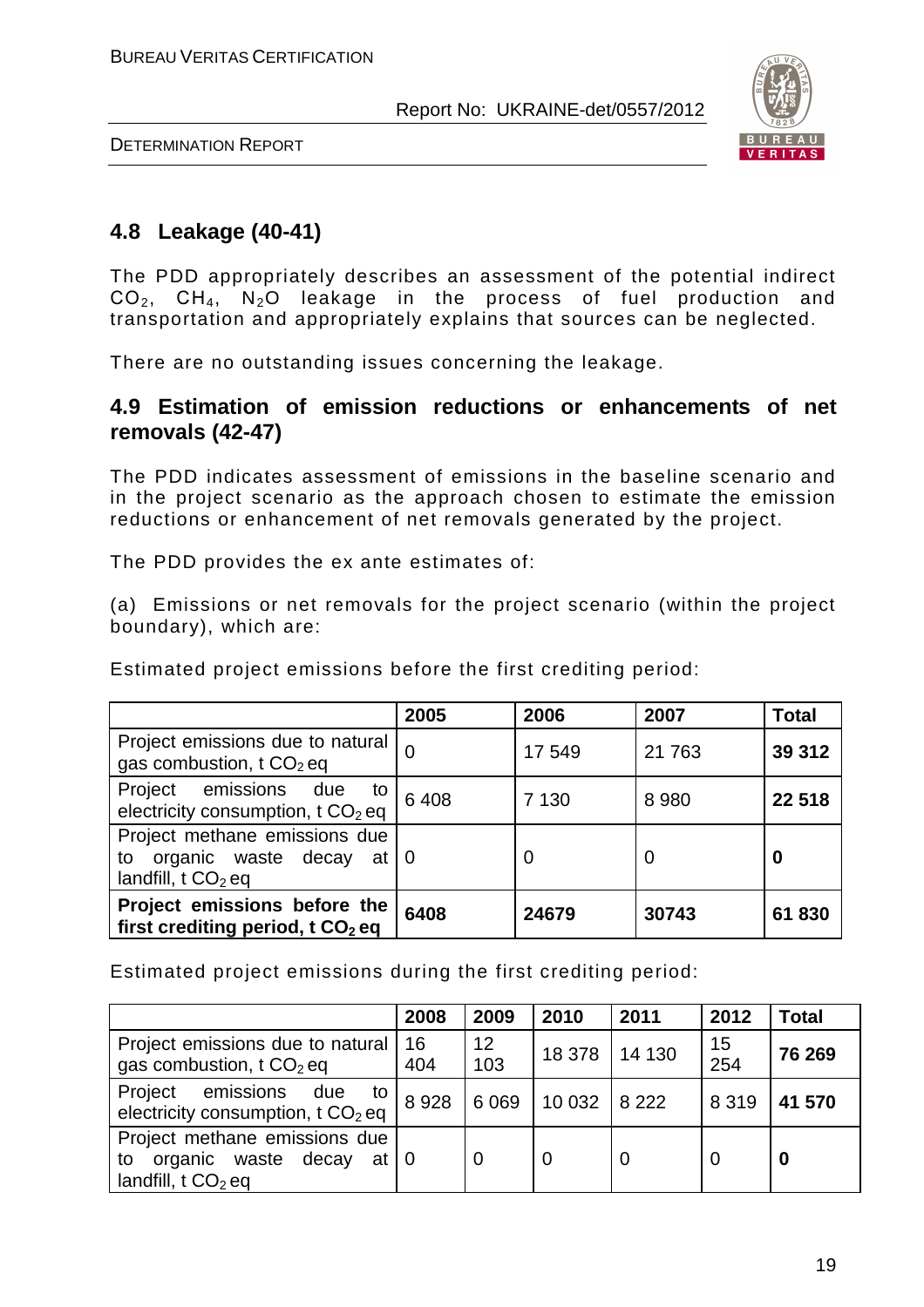## 4.8 Leakage (40-41)

The PDD appropriately describes an assessment of the potential indirect $CO_2$, $CH_4$, $N_2O$ leakage in the process of fuel production and transportation and appropriately explains that sources can be neglected.

There are no outstanding issues concerning the leakage.

## 4.9 Estimation of emission reductions or enhancements of net removals (42-47)

The PDD indicates assessment of emissions in the baseline scenario and in the project scenario as the approach chosen to estimate the emission reductions or enhancement of net removals generated by the project.

The PDD provides the ex ante estimates of:

(a) Emissions or net removals for the project scenario (within the project boundary), which are:

Estimated project emissions before the first crediting period:

| | 2005 | 2006 | 2007 | Total |
|---|---|---|---|---|
| Project emissions due to natural gas combustion, t $CO_2$ eq | 0 | 17 549 | 21 763 | **39 312** |
| Project emissions due to electricity consumption, t $CO_2$ eq | 6 408 | 7 130 | 8 980 | **22 518** |
| Project methane emissions due to organic waste decay at landfill, t $CO_2$ eq | 0 | 0 | 0 | **0** |
| **Project emissions before the first crediting period, t $CO_2$ eq** | **6408** | **24679** | **30743** | **61 830** |

Estimated project emissions during the first crediting period:

| | 2008 | 2009 | 2010 | 2011 | 2012 | Total |
|---|---|---|---|---|---|---|
| Project emissions due to natural gas combustion, t $CO_2$ eq | 16 404 | 12 103 | 18 378 | 14 130 | 15 254 | **76 269** |
| Project emissions due to electricity consumption, t $CO_2$ eq | 8 928 | 6 069 | 10 032 | 8 222 | 8 319 | **41 570** |
| Project methane emissions due to organic waste decay at landfill, t $CO_2$ eq | 0 | 0 | 0 | 0 | 0 | **0** |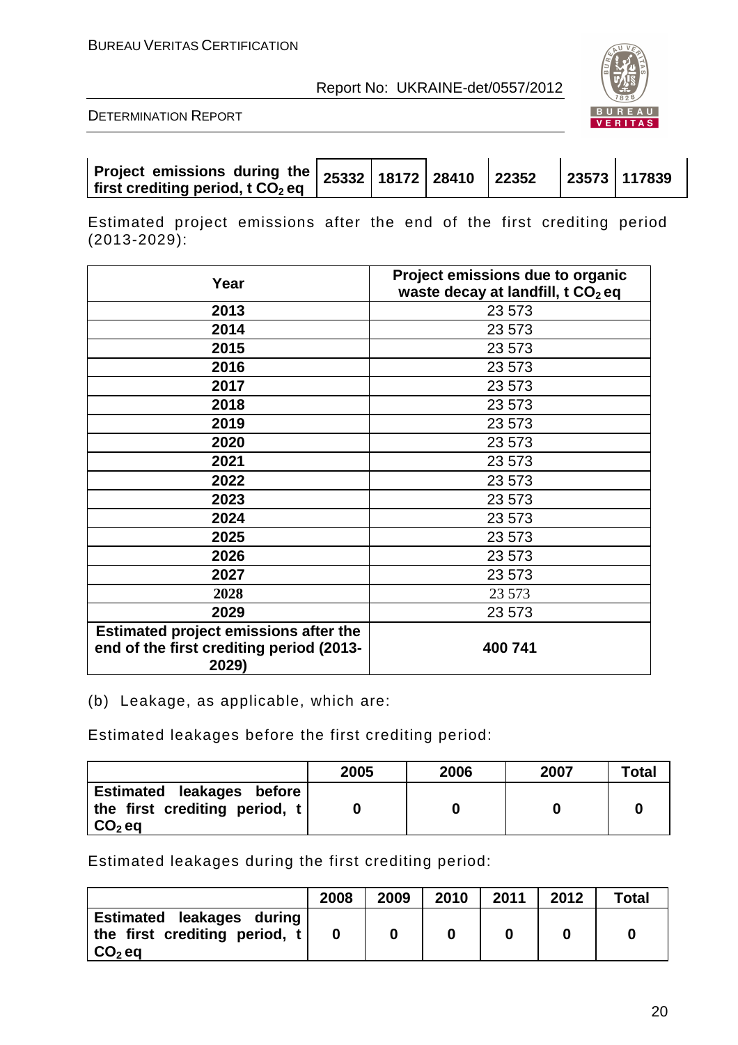| Project emissions during the first crediting period, t $CO_2$ eq | 25332 | 18172 | 28410 | 22352 | 23573 | 117839 |
|---|---|---|---|---|---|---|

Estimated project emissions after the end of the first crediting period (2013-2029):

| Year | Project emissions due to organic waste decay at landfill, t $CO_2$ eq |
|---|---|
| 2013 | 23 573 |
| 2014 | 23 573 |
| 2015 | 23 573 |
| 2016 | 23 573 |
| 2017 | 23 573 |
| 2018 | 23 573 |
| 2019 | 23 573 |
| 2020 | 23 573 |
| 2021 | 23 573 |
| 2022 | 23 573 |
| 2023 | 23 573 |
| 2024 | 23 573 |
| 2025 | 23 573 |
| 2026 | 23 573 |
| 2027 | 23 573 |
| 2028 | 23 573 |
| 2029 | 23 573 |
| **Estimated project emissions after the end of the first crediting period (2013-2029)** | **400 741** |

(b) Leakage, as applicable, which are:

Estimated leakages before the first crediting period:

| | 2005 | 2006 | 2007 | Total |
|---|---|---|---|---|
| **Estimated leakages before the first crediting period, t $CO_2$ eq** | **0** | **0** | **0** | **0** |

Estimated leakages during the first crediting period:

| | 2008 | 2009 | 2010 | 2011 | 2012 | Total |
|---|---|---|---|---|---|---|
| **Estimated leakages during the first crediting period, t $CO_2$ eq** | **0** | **0** | **0** | **0** | **0** | **0** |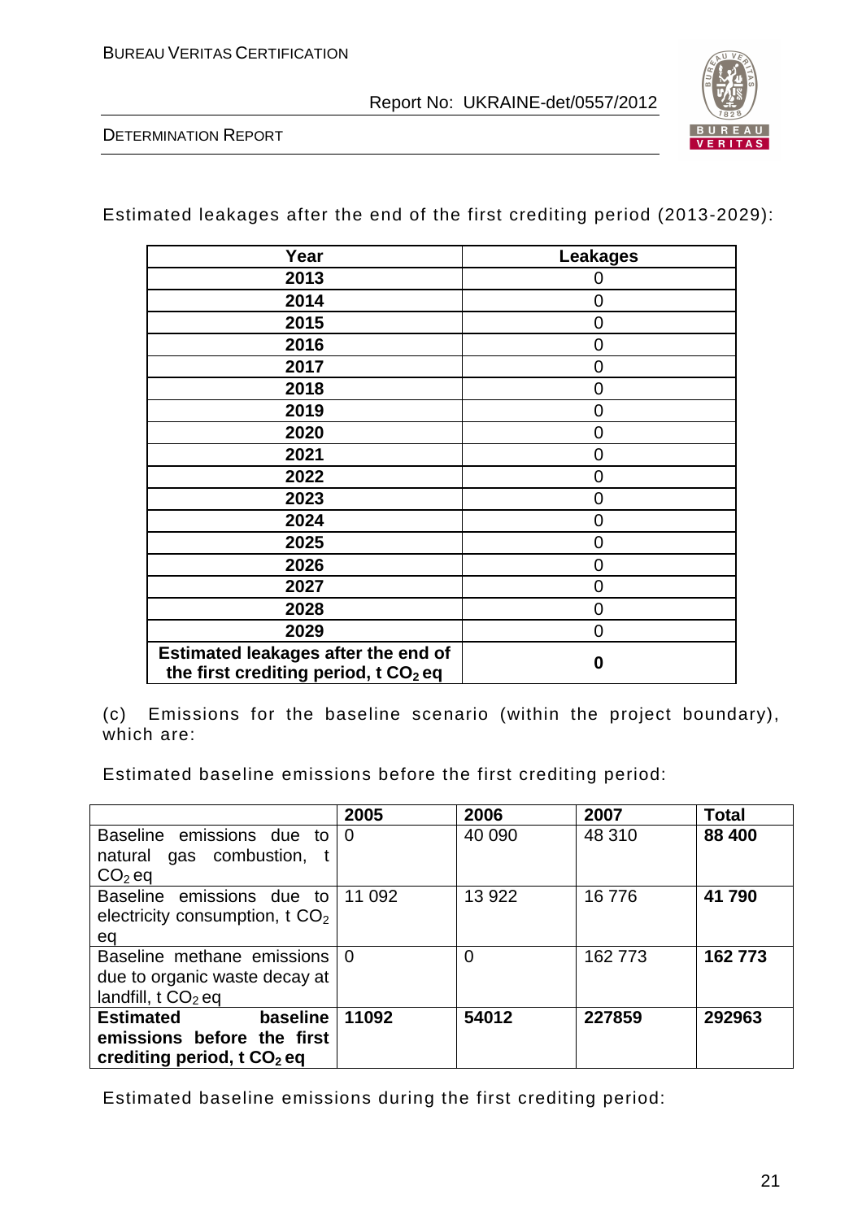Estimated leakages after the end of the first crediting period (2013-2029):

| Year | Leakages |
|---|---|
| 2013 | 0 |
| 2014 | 0 |
| 2015 | 0 |
| 2016 | 0 |
| 2017 | 0 |
| 2018 | 0 |
| 2019 | 0 |
| 2020 | 0 |
| 2021 | 0 |
| 2022 | 0 |
| 2023 | 0 |
| 2024 | 0 |
| 2025 | 0 |
| 2026 | 0 |
| 2027 | 0 |
| 2028 | 0 |
| 2029 | 0 |
| **Estimated leakages after the end of the first crediting period, t $CO_2$ eq** | **0** |

(c) Emissions for the baseline scenario (within the project boundary), which are:

Estimated baseline emissions before the first crediting period:

| | 2005 | 2006 | 2007 | Total |
|---|---|---|---|---|
| Baseline emissions due to natural gas combustion, t $CO_2$ eq | 0 | 40 090 | 48 310 | **88 400** |
| Baseline emissions due to electricity consumption, t $CO_2$ eq | 11 092 | 13 922 | 16 776 | **41 790** |
| Baseline methane emissions due to organic waste decay at landfill, t $CO_2$ eq | 0 | 0 | 162 773 | **162 773** |
| **Estimated baseline emissions before the first crediting period, t $CO_2$ eq** | **11092** | **54012** | **227859** | **292963** |

Estimated baseline emissions during the first crediting period: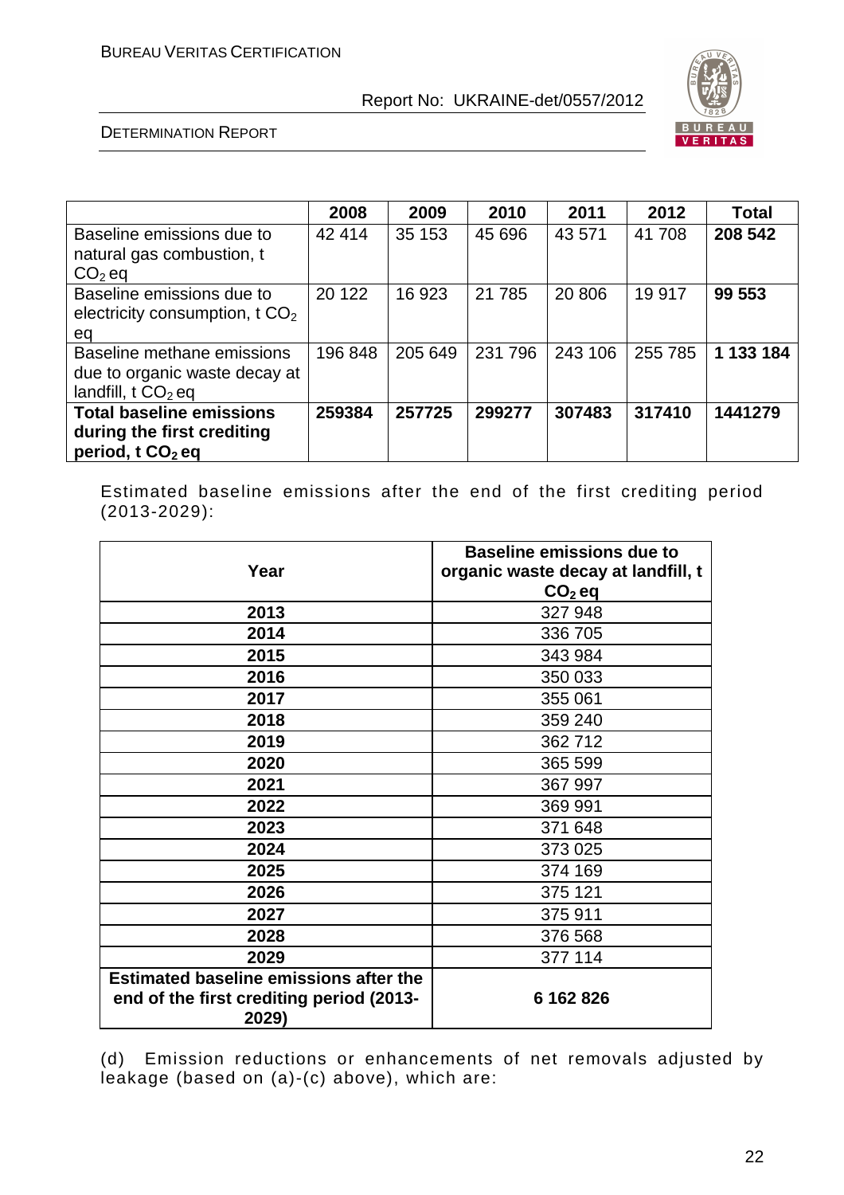| | 2008 | 2009 | 2010 | 2011 | 2012 | Total |
|---|---|---|---|---|---|---|
| Baseline emissions due to natural gas combustion, t $CO_2$ eq | 42 414 | 35 153 | 45 696 | 43 571 | 41 708 | **208 542** |
| Baseline emissions due to electricity consumption, t $CO_2$ eq | 20 122 | 16 923 | 21 785 | 20 806 | 19 917 | **99 553** |
| Baseline methane emissions due to organic waste decay at landfill, t $CO_2$ eq | 196 848 | 205 649 | 231 796 | 243 106 | 255 785 | **1 133 184** |
| **Total baseline emissions during the first crediting period, t $CO_2$ eq** | **259384** | **257725** | **299277** | **307483** | **317410** | **1441279** |

Estimated baseline emissions after the end of the first crediting period (2013-2029):

| Year | Baseline emissions due to organic waste decay at landfill, t $CO_2$ eq |
|---|---|
| **2013** | 327 948 |
| **2014** | 336 705 |
| **2015** | 343 984 |
| **2016** | 350 033 |
| **2017** | 355 061 |
| **2018** | 359 240 |
| **2019** | 362 712 |
| **2020** | 365 599 |
| **2021** | 367 997 |
| **2022** | 369 991 |
| **2023** | 371 648 |
| **2024** | 373 025 |
| **2025** | 374 169 |
| **2026** | 375 121 |
| **2027** | 375 911 |
| **2028** | 376 568 |
| **2029** | 377 114 |
| **Estimated baseline emissions after the end of the first crediting period (2013-2029)** | **6 162 826** |

(d) Emission reductions or enhancements of net removals adjusted by leakage (based on (a)-(c) above), which are: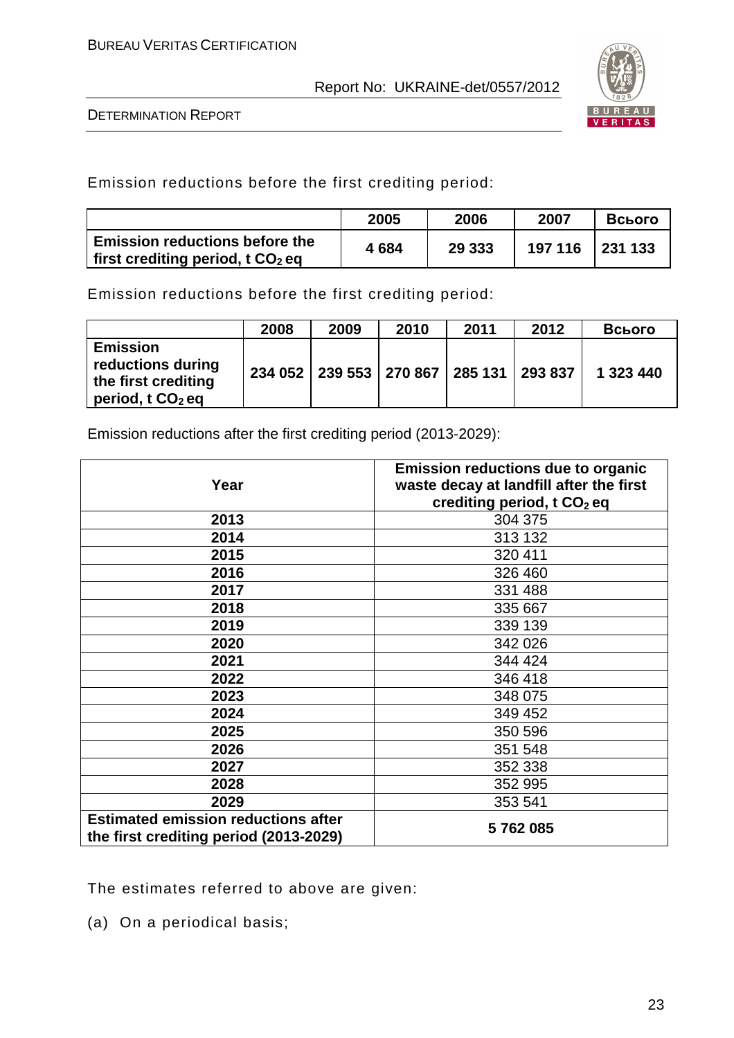Emission reductions before the first crediting period:

| | 2005 | 2006 | 2007 | Всього |
|---|---|---|---|---|
| **Emission reductions before the first crediting period, t $CO_2$ eq** | **4 684** | **29 333** | **197 116** | **231 133** |

Emission reductions before the first crediting period:

| | 2008 | 2009 | 2010 | 2011 | 2012 | Всього |
|---|---|---|---|---|---|---|
| **Emission reductions during the first crediting period, t $CO_2$ eq** | **234 052** | **239 553** | **270 867** | **285 131** | **293 837** | **1 323 440** |

Emission reductions after the first crediting period (2013-2029):

| Year | Emission reductions due to organic waste decay at landfill after the first crediting period, t $CO_2$ eq |
|---|---|
| **2013** | 304 375 |
| **2014** | 313 132 |
| **2015** | 320 411 |
| **2016** | 326 460 |
| **2017** | 331 488 |
| **2018** | 335 667 |
| **2019** | 339 139 |
| **2020** | 342 026 |
| **2021** | 344 424 |
| **2022** | 346 418 |
| **2023** | 348 075 |
| **2024** | 349 452 |
| **2025** | 350 596 |
| **2026** | 351 548 |
| **2027** | 352 338 |
| **2028** | 352 995 |
| **2029** | 353 541 |
| **Estimated emission reductions after the first crediting period (2013-2029)** | **5 762 085** |

The estimates referred to above are given:

(a) On a periodical basis;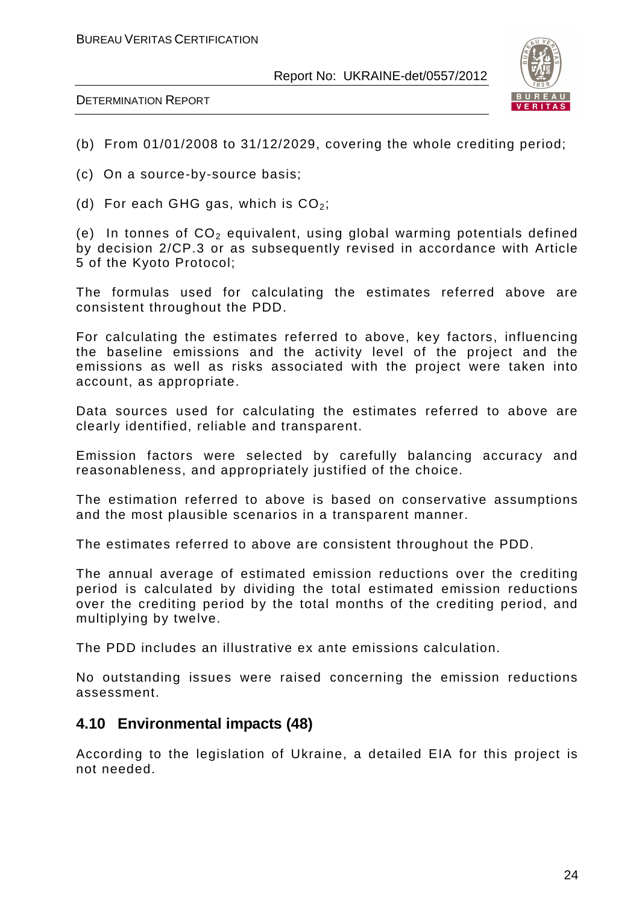(b) From 01/01/2008 to 31/12/2029, covering the whole crediting period;

(c) On a source-by-source basis;

(d) For each GHG gas, which is $CO_2$;

(e) In tonnes of $CO_2$ equivalent, using global warming potentials defined by decision 2/CP.3 or as subsequently revised in accordance with Article 5 of the Kyoto Protocol;

The formulas used for calculating the estimates referred above are consistent throughout the PDD.

For calculating the estimates referred to above, key factors, influencing the baseline emissions and the activity level of the project and the emissions as well as risks associated with the project were taken into account, as appropriate.

Data sources used for calculating the estimates referred to above are clearly identified, reliable and transparent.

Emission factors were selected by carefully balancing accuracy and reasonableness, and appropriately justified of the choice.

The estimation referred to above is based on conservative assumptions and the most plausible scenarios in a transparent manner.

The estimates referred to above are consistent throughout the PDD.

The annual average of estimated emission reductions over the crediting period is calculated by dividing the total estimated emission reductions over the crediting period by the total months of the crediting period, and multiplying by twelve.

The PDD includes an illustrative ex ante emissions calculation.

No outstanding issues were raised concerning the emission reductions assessment.

## 4.10 Environmental impacts (48)

According to the legislation of Ukraine, a detailed EIA for this project is not needed.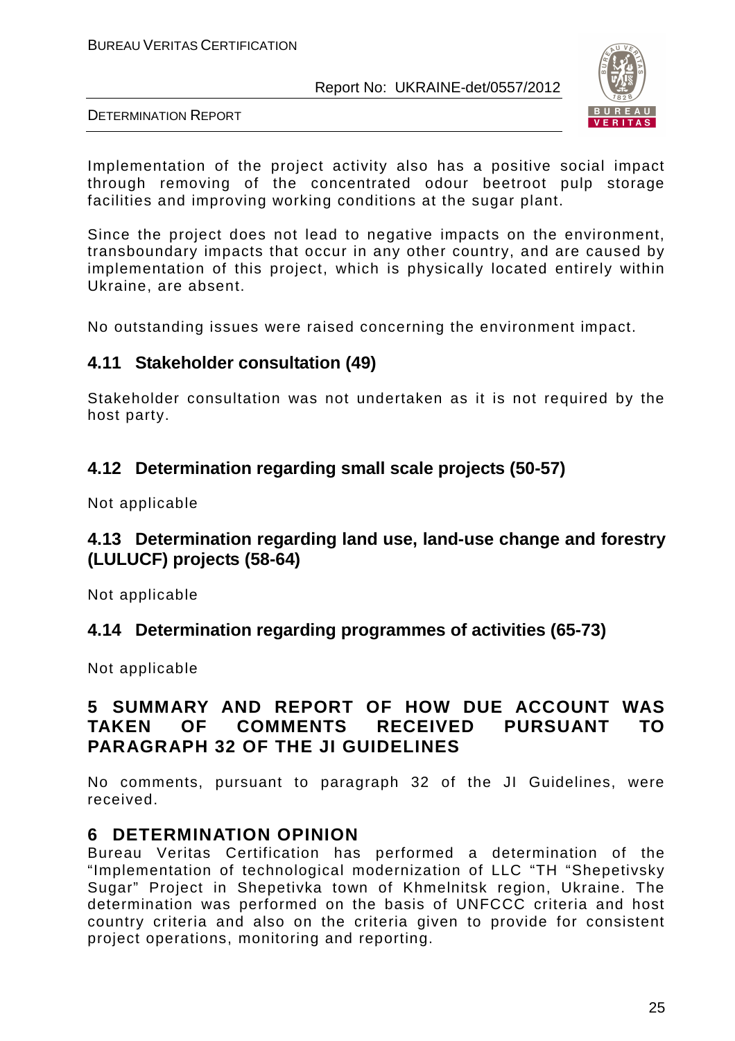Implementation of the project activity also has a positive social impact through removing of the concentrated odour beetroot pulp storage facilities and improving working conditions at the sugar plant.

Since the project does not lead to negative impacts on the environment, transboundary impacts that occur in any other country, and are caused by implementation of this project, which is physically located entirely within Ukraine, are absent.

No outstanding issues were raised concerning the environment impact.

### 4.11 Stakeholder consultation (49)

Stakeholder consultation was not undertaken as it is not required by the host party.

### 4.12 Determination regarding small scale projects (50-57)

Not applicable

### 4.13 Determination regarding land use, land-use change and forestry (LULUCF) projects (58-64)

Not applicable

### 4.14 Determination regarding programmes of activities (65-73)

Not applicable

## 5 SUMMARY AND REPORT OF HOW DUE ACCOUNT WAS TAKEN OF COMMENTS RECEIVED PURSUANT TO PARAGRAPH 32 OF THE JI GUIDELINES

No comments, pursuant to paragraph 32 of the JI Guidelines, were received.

## 6 DETERMINATION OPINION

Bureau Veritas Certification has performed a determination of the "Implementation of technological modernization of LLC "TH "Shepetivsky Sugar" Project in Shepetivka town of Khmelnitsk region, Ukraine. The determination was performed on the basis of UNFCCC criteria and host country criteria and also on the criteria given to provide for consistent project operations, monitoring and reporting.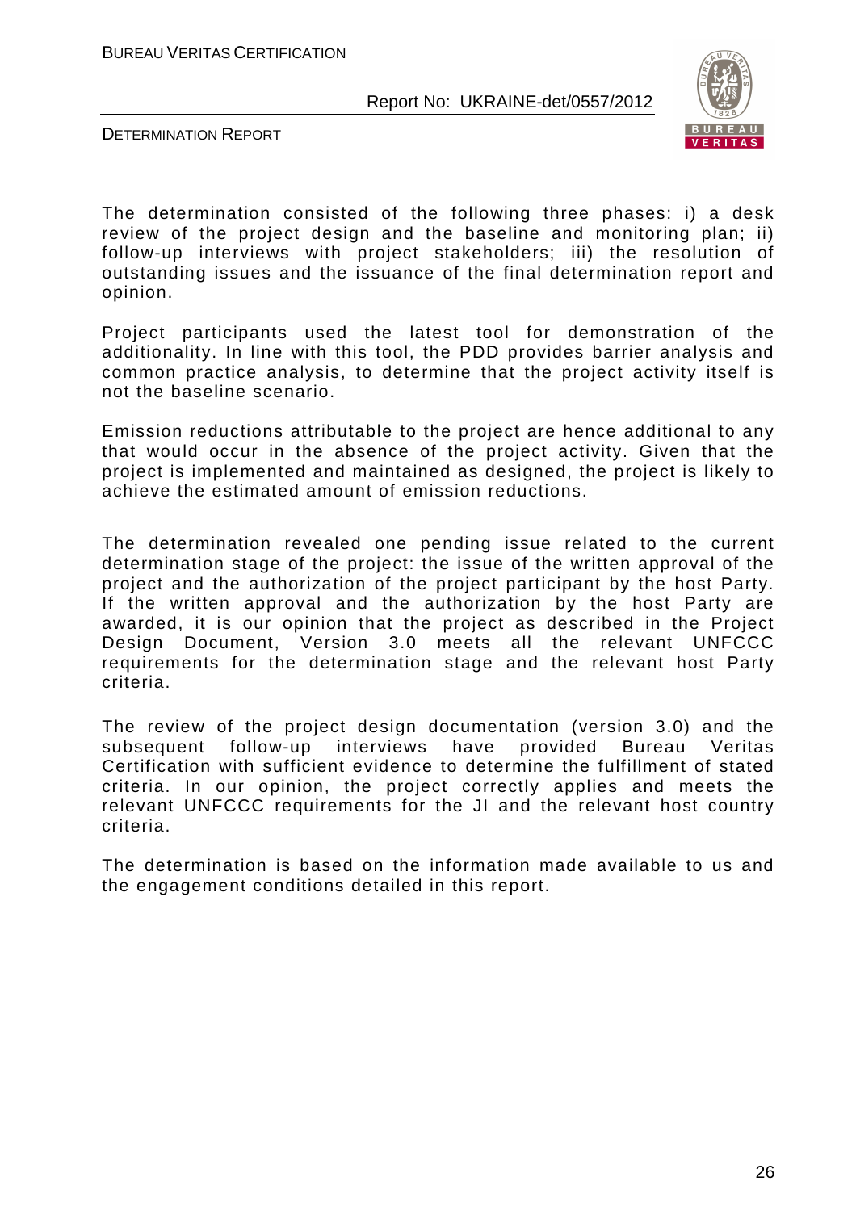The determination consisted of the following three phases: i) a desk review of the project design and the baseline and monitoring plan; ii) follow-up interviews with project stakeholders; iii) the resolution of outstanding issues and the issuance of the final determination report and opinion.

Project participants used the latest tool for demonstration of the additionality. In line with this tool, the PDD provides barrier analysis and common practice analysis, to determine that the project activity itself is not the baseline scenario.

Emission reductions attributable to the project are hence additional to any that would occur in the absence of the project activity. Given that the project is implemented and maintained as designed, the project is likely to achieve the estimated amount of emission reductions.

The determination revealed one pending issue related to the current determination stage of the project: the issue of the written approval of the project and the authorization of the project participant by the host Party. If the written approval and the authorization by the host Party are awarded, it is our opinion that the project as described in the Project Design Document, Version 3.0 meets all the relevant UNFCCC requirements for the determination stage and the relevant host Party criteria.

The review of the project design documentation (version 3.0) and the subsequent follow-up interviews have provided Bureau Veritas Certification with sufficient evidence to determine the fulfillment of stated criteria. In our opinion, the project correctly applies and meets the relevant UNFCCC requirements for the JI and the relevant host country criteria.

The determination is based on the information made available to us and the engagement conditions detailed in this report.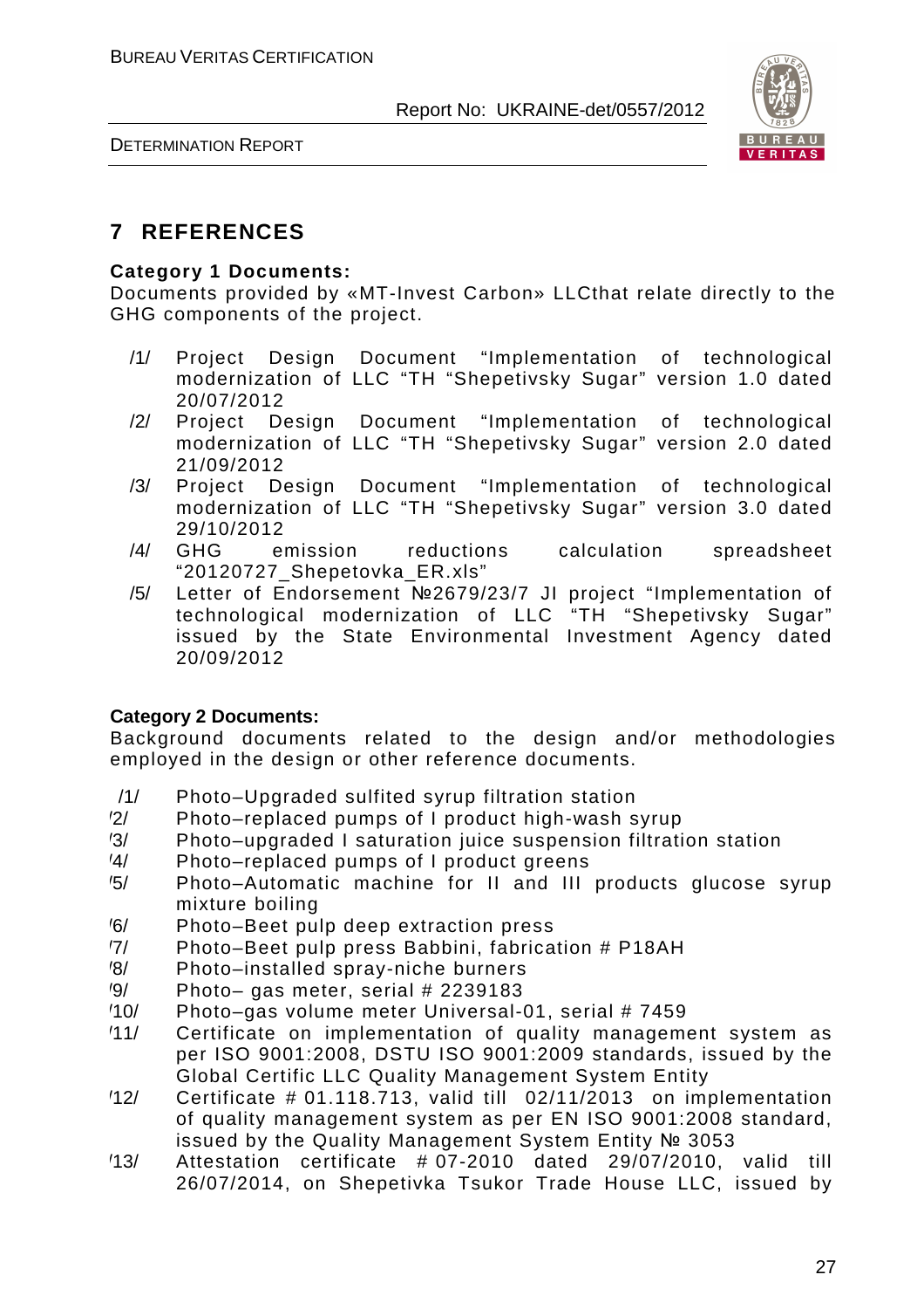## 7 REFERENCES

**Category 1 Documents:**

Documents provided by «MT-Invest Carbon» LLCthat relate directly to the GHG components of the project.

/1/ Project Design Document "Implementation of technological modernization of LLC "TH "Shepetivsky Sugar" version 1.0 dated 20/07/2012

/2/ Project Design Document "Implementation of technological modernization of LLC "TH "Shepetivsky Sugar" version 2.0 dated 21/09/2012

/3/ Project Design Document "Implementation of technological modernization of LLC "TH "Shepetivsky Sugar" version 3.0 dated 29/10/2012

/4/ GHG emission reductions calculation spreadsheet "20120727_Shepetovka_ER.xls"

/5/ Letter of Endorsement №2679/23/7 JI project "Implementation of technological modernization of LLC "TH "Shepetivsky Sugar" issued by the State Environmental Investment Agency dated 20/09/2012

**Category 2 Documents:**

Background documents related to the design and/or methodologies employed in the design or other reference documents.

/1/ Photo–Upgraded sulfited syrup filtration station

/2/ Photo–replaced pumps of I product high-wash syrup

/3/ Photo–upgraded I saturation juice suspension filtration station

/4/ Photo–replaced pumps of I product greens

/5/ Photo–Automatic machine for II and III products glucose syrup mixture boiling

/6/ Photo–Beet pulp deep extraction press

/7/ Photo–Beet pulp press Babbini, fabrication # P18AH

/8/ Photo–installed spray-niche burners

/9/ Photo– gas meter, serial # 2239183

/10/ Photo–gas volume meter Universal-01, serial # 7459

/11/ Certificate on implementation of quality management system as per ISO 9001:2008, DSTU ISO 9001:2009 standards, issued by the Global Certific LLC Quality Management System Entity

/12/ Certificate # 01.118.713, valid till 02/11/2013 on implementation of quality management system as per EN ISO 9001:2008 standard, issued by the Quality Management System Entity № 3053

/13/ Attestation certificate # 07-2010 dated 29/07/2010, valid till 26/07/2014, on Shepetivka Tsukor Trade House LLC, issued by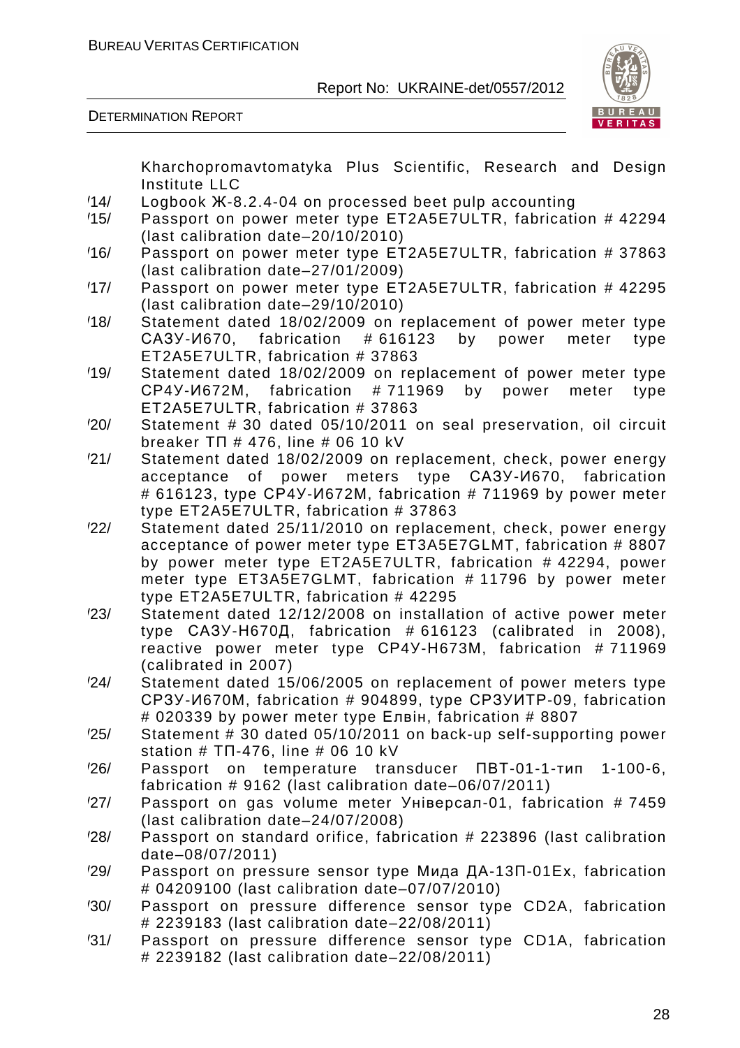Kharchopromavtomatyka Plus Scientific, Research and Design Institute LLC

/14/ Logbook Ж-8.2.4-04 on processed beet pulp accounting

/15/ Passport on power meter type ET2A5E7ULTR, fabrication # 42294 (last calibration date–20/10/2010)

/16/ Passport on power meter type ET2A5E7ULTR, fabrication # 37863 (last calibration date–27/01/2009)

/17/ Passport on power meter type ET2A5E7ULTR, fabrication # 42295 (last calibration date–29/10/2010)

/18/ Statement dated 18/02/2009 on replacement of power meter type САЗУ-И670, fabrication # 616123 by power meter type ET2A5E7ULTR, fabrication # 37863

/19/ Statement dated 18/02/2009 on replacement of power meter type СР4У-И672М, fabrication # 711969 by power meter type ET2A5E7ULTR, fabrication # 37863

/20/ Statement # 30 dated 05/10/2011 on seal preservation, oil circuit breaker ТП # 476, line # 06 10 kV

/21/ Statement dated 18/02/2009 on replacement, check, power energy acceptance of power meters type САЗУ-И670, fabrication # 616123, type СР4У-И672М, fabrication # 711969 by power meter type ET2A5E7ULTR, fabrication # 37863

/22/ Statement dated 25/11/2010 on replacement, check, power energy acceptance of power meter type ET3A5E7GLMT, fabrication # 8807 by power meter type ET2A5E7ULTR, fabrication # 42294, power meter type ET3A5E7GLMT, fabrication # 11796 by power meter type ET2A5E7ULTR, fabrication # 42295

/23/ Statement dated 12/12/2008 on installation of active power meter type САЗУ-Н670Д, fabrication # 616123 (calibrated in 2008), reactive power meter type СР4У-Н673М, fabrication # 711969 (calibrated in 2007)

/24/ Statement dated 15/06/2005 on replacement of power meters type СРЗУ-И670М, fabrication # 904899, type СРЗУИТР-09, fabrication # 020339 by power meter type Елвін, fabrication # 8807

/25/ Statement # 30 dated 05/10/2011 on back-up self-supporting power station # ТП-476, line # 06 10 kV

/26/ Passport on temperature transducer ПВТ-01-1-тип 1-100-6, fabrication # 9162 (last calibration date–06/07/2011)

/27/ Passport on gas volume meter Універсал-01, fabrication # 7459 (last calibration date–24/07/2008)

/28/ Passport on standard orifice, fabrication # 223896 (last calibration date–08/07/2011)

/29/ Passport on pressure sensor type Мида ДА-13П-01Ех, fabrication # 04209100 (last calibration date–07/07/2010)

/30/ Passport on pressure difference sensor type CD2A, fabrication # 2239183 (last calibration date–22/08/2011)

/31/ Passport on pressure difference sensor type CD1A, fabrication # 2239182 (last calibration date–22/08/2011)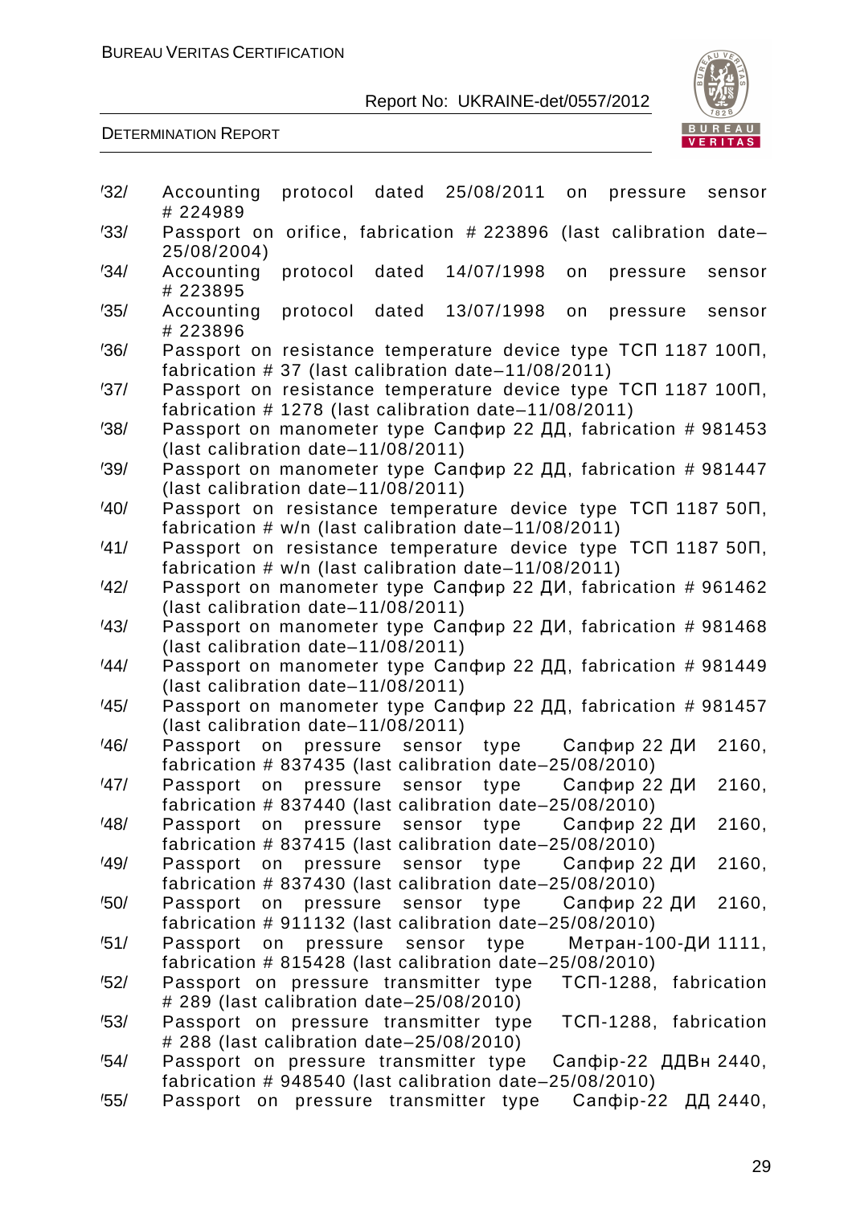/32/ Accounting protocol dated 25/08/2011 on pressure sensor # 224989

/33/ Passport on orifice, fabrication # 223896 (last calibration date–25/08/2004)

/34/ Accounting protocol dated 14/07/1998 on pressure sensor # 223895

/35/ Accounting protocol dated 13/07/1998 on pressure sensor # 223896

/36/ Passport on resistance temperature device type ТСП 1187 100П, fabrication # 37 (last calibration date–11/08/2011)

/37/ Passport on resistance temperature device type ТСП 1187 100П, fabrication # 1278 (last calibration date–11/08/2011)

/38/ Passport on manometer type Сапфир 22 ДД, fabrication # 981453 (last calibration date–11/08/2011)

/39/ Passport on manometer type Сапфир 22 ДД, fabrication # 981447 (last calibration date–11/08/2011)

/40/ Passport on resistance temperature device type ТСП 1187 50П, fabrication # w/n (last calibration date–11/08/2011)

/41/ Passport on resistance temperature device type ТСП 1187 50П, fabrication # w/n (last calibration date–11/08/2011)

/42/ Passport on manometer type Сапфир 22 ДИ, fabrication # 961462 (last calibration date–11/08/2011)

/43/ Passport on manometer type Сапфир 22 ДИ, fabrication # 981468 (last calibration date–11/08/2011)

/44/ Passport on manometer type Сапфир 22 ДД, fabrication # 981449 (last calibration date–11/08/2011)

/45/ Passport on manometer type Сапфир 22 ДД, fabrication # 981457 (last calibration date–11/08/2011)

/46/ Passport on pressure sensor type Сапфир 22 ДИ 2160, fabrication # 837435 (last calibration date–25/08/2010)

/47/ Passport on pressure sensor type Сапфир 22 ДИ 2160, fabrication # 837440 (last calibration date–25/08/2010)

/48/ Passport on pressure sensor type Сапфир 22 ДИ 2160, fabrication # 837415 (last calibration date–25/08/2010)

/49/ Passport on pressure sensor type Сапфир 22 ДИ 2160, fabrication # 837430 (last calibration date–25/08/2010)

/50/ Passport on pressure sensor type Сапфир 22 ДИ 2160, fabrication # 911132 (last calibration date–25/08/2010)

/51/ Passport on pressure sensor type Метран-100-ДИ 1111, fabrication # 815428 (last calibration date–25/08/2010)

/52/ Passport on pressure transmitter type ТСП-1288, fabrication # 289 (last calibration date–25/08/2010)

/53/ Passport on pressure transmitter type ТСП-1288, fabrication # 288 (last calibration date–25/08/2010)

/54/ Passport on pressure transmitter type Сапфір-22 ДДВн 2440, fabrication # 948540 (last calibration date–25/08/2010)

/55/ Passport on pressure transmitter type Сапфір-22 ДД 2440,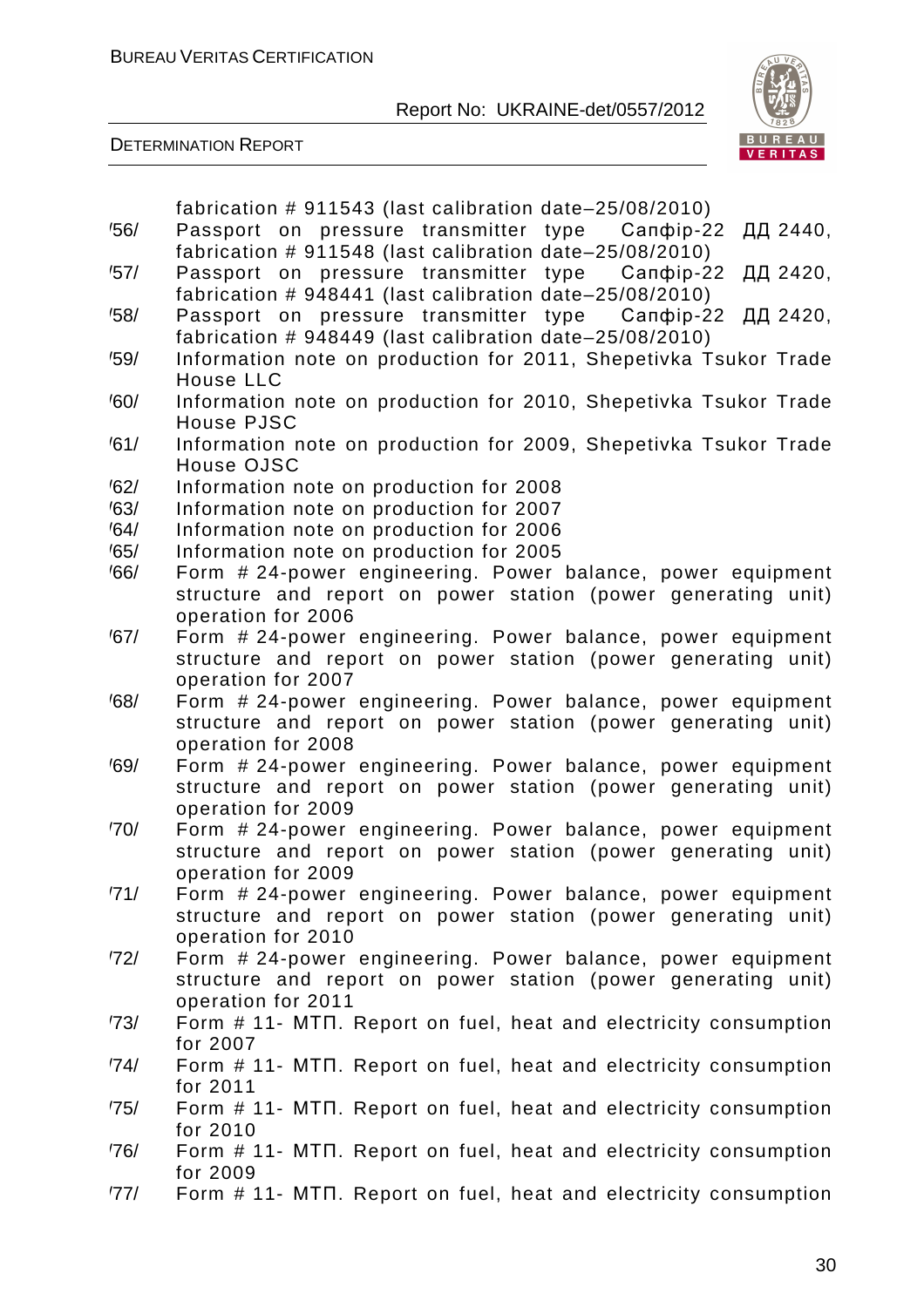fabrication # 911543 (last calibration date–25/08/2010)

/56/ Passport on pressure transmitter type Сапфір-22 ДД 2440, fabrication # 911548 (last calibration date–25/08/2010)

/57/ Passport on pressure transmitter type Сапфір-22 ДД 2420, fabrication # 948441 (last calibration date–25/08/2010)

/58/ Passport on pressure transmitter type Сапфір-22 ДД 2420, fabrication # 948449 (last calibration date–25/08/2010)

/59/ Information note on production for 2011, Shepetivka Tsukor Trade House LLC

/60/ Information note on production for 2010, Shepetivka Tsukor Trade House PJSC

/61/ Information note on production for 2009, Shepetivka Tsukor Trade House OJSC

/62/ Information note on production for 2008

/63/ Information note on production for 2007

/64/ Information note on production for 2006

/65/ Information note on production for 2005

/66/ Form # 24-power engineering. Power balance, power equipment structure and report on power station (power generating unit) operation for 2006

/67/ Form # 24-power engineering. Power balance, power equipment structure and report on power station (power generating unit) operation for 2007

/68/ Form # 24-power engineering. Power balance, power equipment structure and report on power station (power generating unit) operation for 2008

/69/ Form # 24-power engineering. Power balance, power equipment structure and report on power station (power generating unit) operation for 2009

/70/ Form # 24-power engineering. Power balance, power equipment structure and report on power station (power generating unit) operation for 2009

/71/ Form # 24-power engineering. Power balance, power equipment structure and report on power station (power generating unit) operation for 2010

/72/ Form # 24-power engineering. Power balance, power equipment structure and report on power station (power generating unit) operation for 2011

/73/ Form # 11- МТП. Report on fuel, heat and electricity consumption for 2007

/74/ Form # 11- МТП. Report on fuel, heat and electricity consumption for 2011

/75/ Form # 11- МТП. Report on fuel, heat and electricity consumption for 2010

/76/ Form # 11- МТП. Report on fuel, heat and electricity consumption for 2009

/77/ Form # 11- МТП. Report on fuel, heat and electricity consumption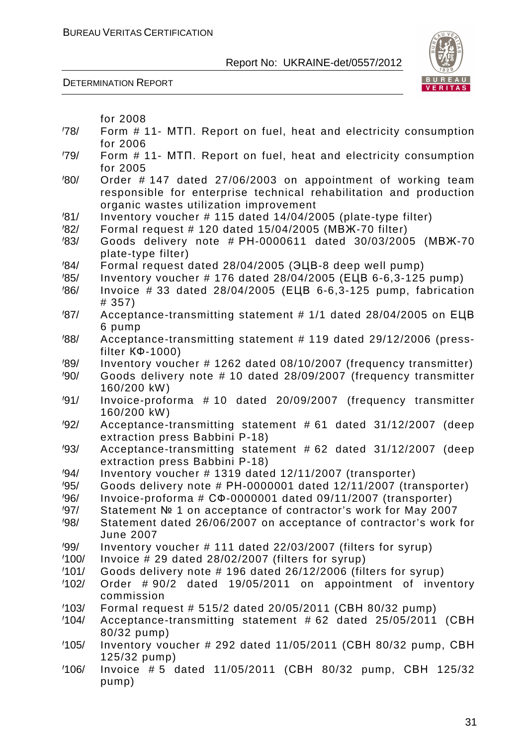for 2008

/78/ Form # 11- МТП. Report on fuel, heat and electricity consumption for 2006

/79/ Form # 11- МТП. Report on fuel, heat and electricity consumption for 2005

/80/ Order # 147 dated 27/06/2003 on appointment of working team responsible for enterprise technical rehabilitation and production organic wastes utilization improvement

/81/ Inventory voucher # 115 dated 14/04/2005 (plate-type filter)

/82/ Formal request # 120 dated 15/04/2005 (МВЖ-70 filter)

/83/ Goods delivery note # РН-0000611 dated 30/03/2005 (МВЖ-70 plate-type filter)

/84/ Formal request dated 28/04/2005 (ЭЦВ-8 deep well pump)

/85/ Inventory voucher # 176 dated 28/04/2005 (ЕЦВ 6-6,3-125 pump)

/86/ Invoice # 33 dated 28/04/2005 (ЕЦВ 6-6,3-125 pump, fabrication # 357)

/87/ Acceptance-transmitting statement # 1/1 dated 28/04/2005 on ЕЦВ 6 pump

/88/ Acceptance-transmitting statement # 119 dated 29/12/2006 (press-filter КФ-1000)

/89/ Inventory voucher # 1262 dated 08/10/2007 (frequency transmitter)

/90/ Goods delivery note # 10 dated 28/09/2007 (frequency transmitter 160/200 kW)

/91/ Invoice-proforma # 10 dated 20/09/2007 (frequency transmitter 160/200 kW)

/92/ Acceptance-transmitting statement # 61 dated 31/12/2007 (deep extraction press Babbini P-18)

/93/ Acceptance-transmitting statement # 62 dated 31/12/2007 (deep extraction press Babbini P-18)

/94/ Inventory voucher # 1319 dated 12/11/2007 (transporter)

/95/ Goods delivery note # РН-0000001 dated 12/11/2007 (transporter)

/96/ Invoice-proforma # СФ-0000001 dated 09/11/2007 (transporter)

/97/ Statement № 1 on acceptance of contractor's work for May 2007

/98/ Statement dated 26/06/2007 on acceptance of contractor's work for June 2007

/99/ Inventory voucher # 111 dated 22/03/2007 (filters for syrup)

/100/ Invoice # 29 dated 28/02/2007 (filters for syrup)

/101/ Goods delivery note # 196 dated 26/12/2006 (filters for syrup)

/102/ Order # 90/2 dated 19/05/2011 on appointment of inventory commission

/103/ Formal request # 515/2 dated 20/05/2011 (СВН 80/32 pump)

/104/ Acceptance-transmitting statement # 62 dated 25/05/2011 (СВН 80/32 pump)

/105/ Inventory voucher # 292 dated 11/05/2011 (СВН 80/32 pump, СВН 125/32 pump)

/106/ Invoice # 5 dated 11/05/2011 (СВН 80/32 pump, СВН 125/32 pump)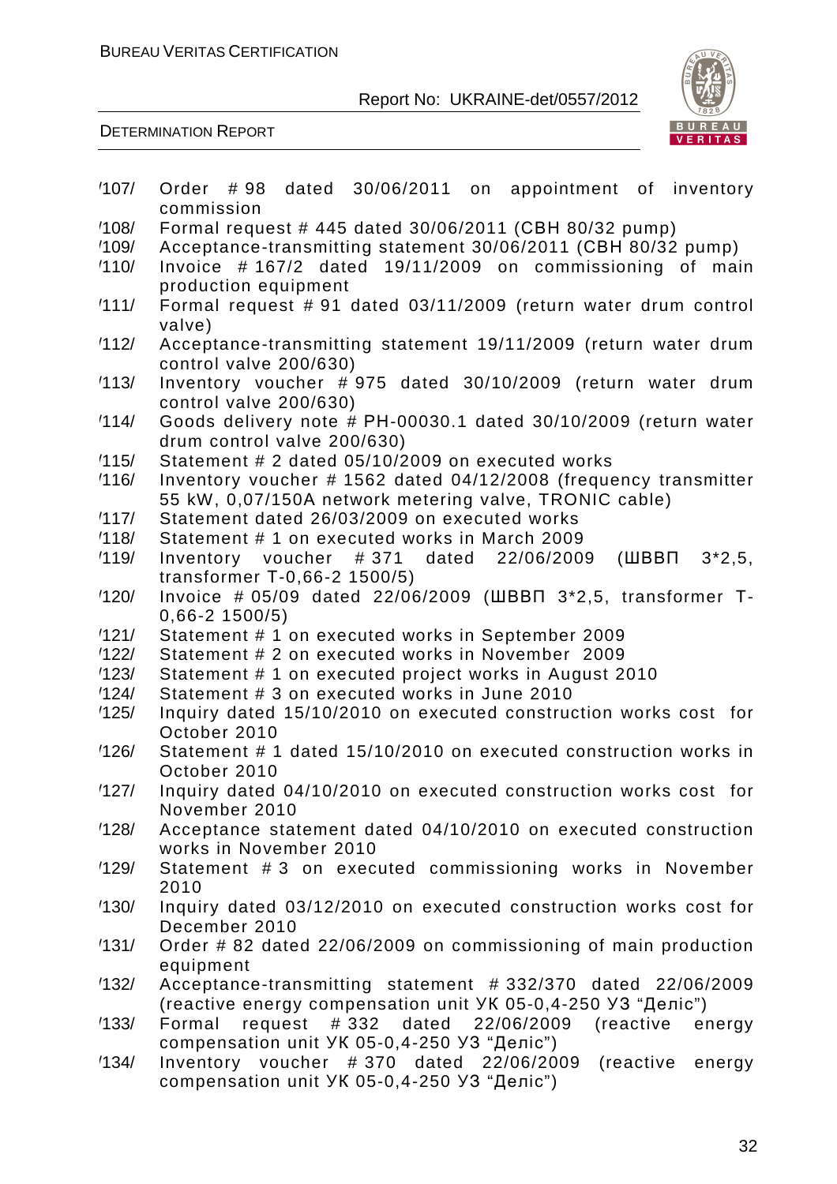/107/ Order # 98 dated 30/06/2011 on appointment of inventory commission

/108/ Formal request # 445 dated 30/06/2011 (CBH 80/32 pump)

/109/ Acceptance-transmitting statement 30/06/2011 (CBH 80/32 pump)

/110/ Invoice # 167/2 dated 19/11/2009 on commissioning of main production equipment

/111/ Formal request # 91 dated 03/11/2009 (return water drum control valve)

/112/ Acceptance-transmitting statement 19/11/2009 (return water drum control valve 200/630)

/113/ Inventory voucher # 975 dated 30/10/2009 (return water drum control valve 200/630)

/114/ Goods delivery note # PH-00030.1 dated 30/10/2009 (return water drum control valve 200/630)

/115/ Statement # 2 dated 05/10/2009 on executed works

/116/ Inventory voucher # 1562 dated 04/12/2008 (frequency transmitter 55 kW, 0,07/150A network metering valve, TRONIC cable)

/117/ Statement dated 26/03/2009 on executed works

/118/ Statement # 1 on executed works in March 2009

/119/ Inventory voucher # 371 dated 22/06/2009 (ШВВП 3*2,5, transformer T-0,66-2 1500/5)

/120/ Invoice # 05/09 dated 22/06/2009 (ШВВП 3*2,5, transformer T-0,66-2 1500/5)

/121/ Statement # 1 on executed works in September 2009

/122/ Statement # 2 on executed works in November 2009

/123/ Statement # 1 on executed project works in August 2010

/124/ Statement # 3 on executed works in June 2010

/125/ Inquiry dated 15/10/2010 on executed construction works cost for October 2010

/126/ Statement # 1 dated 15/10/2010 on executed construction works in October 2010

/127/ Inquiry dated 04/10/2010 on executed construction works cost for November 2010

/128/ Acceptance statement dated 04/10/2010 on executed construction works in November 2010

/129/ Statement # 3 on executed commissioning works in November 2010

/130/ Inquiry dated 03/12/2010 on executed construction works cost for December 2010

/131/ Order # 82 dated 22/06/2009 on commissioning of main production equipment

/132/ Acceptance-transmitting statement # 332/370 dated 22/06/2009 (reactive energy compensation unit УК 05-0,4-250 У3 "Деліс")

/133/ Formal request # 332 dated 22/06/2009 (reactive energy compensation unit УК 05-0,4-250 У3 "Деліс")

/134/ Inventory voucher # 370 dated 22/06/2009 (reactive energy compensation unit УК 05-0,4-250 У3 "Деліс")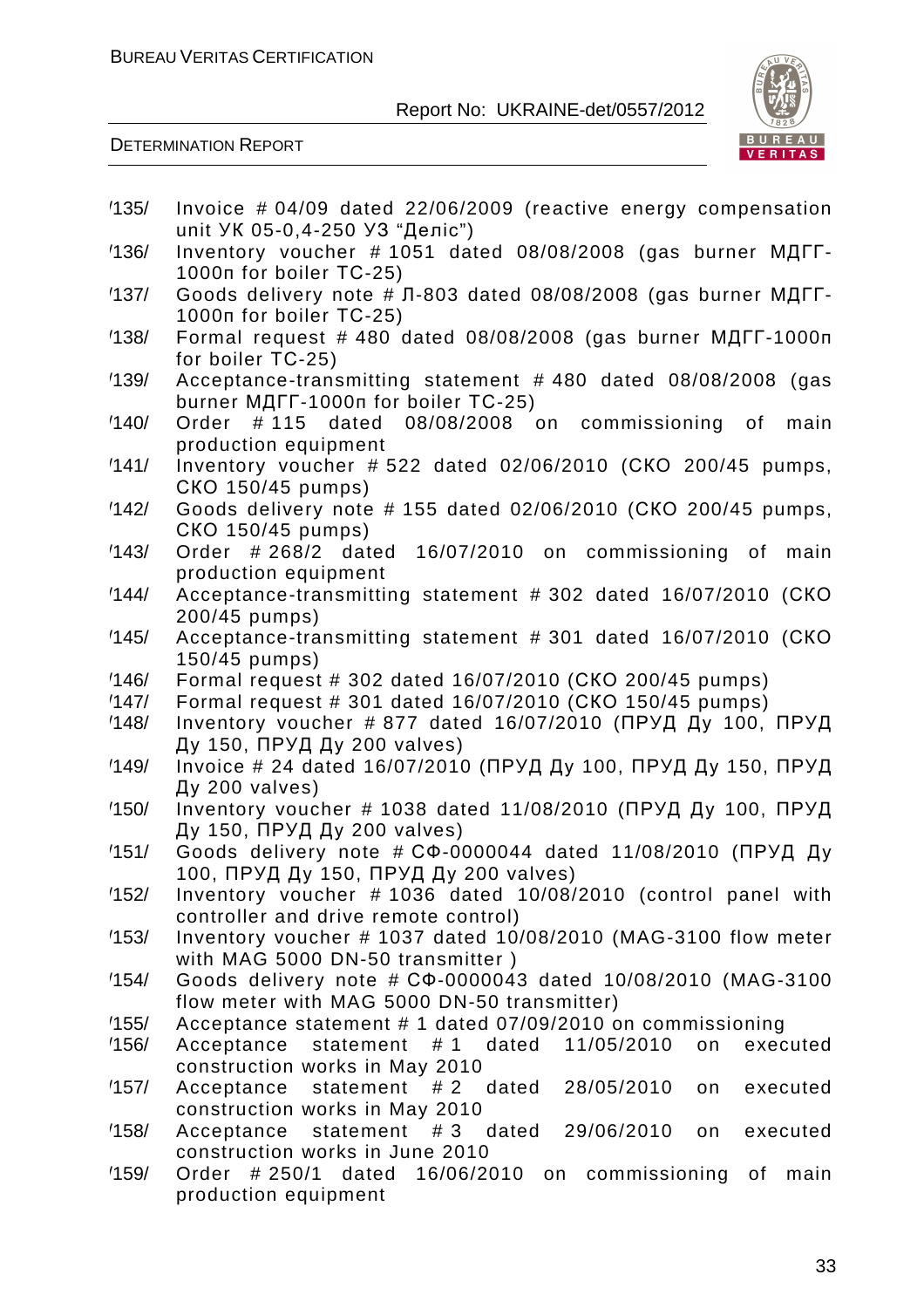/135/ Invoice # 04/09 dated 22/06/2009 (reactive energy compensation unit УК 05-0,4-250 У3 "Деліс")

/136/ Inventory voucher # 1051 dated 08/08/2008 (gas burner МДГГ-1000п for boiler ТС-25)

/137/ Goods delivery note # Л-803 dated 08/08/2008 (gas burner МДГГ-1000п for boiler ТС-25)

/138/ Formal request # 480 dated 08/08/2008 (gas burner МДГГ-1000п for boiler ТС-25)

/139/ Acceptance-transmitting statement # 480 dated 08/08/2008 (gas burner МДГГ-1000п for boiler ТС-25)

/140/ Order # 115 dated 08/08/2008 on commissioning of main production equipment

/141/ Inventory voucher # 522 dated 02/06/2010 (СКО 200/45 pumps, СКО 150/45 pumps)

/142/ Goods delivery note # 155 dated 02/06/2010 (СКО 200/45 pumps, СКО 150/45 pumps)

/143/ Order # 268/2 dated 16/07/2010 on commissioning of main production equipment

/144/ Acceptance-transmitting statement # 302 dated 16/07/2010 (СКО 200/45 pumps)

/145/ Acceptance-transmitting statement # 301 dated 16/07/2010 (СКО 150/45 pumps)

/146/ Formal request # 302 dated 16/07/2010 (СКО 200/45 pumps)

/147/ Formal request # 301 dated 16/07/2010 (СКО 150/45 pumps)

/148/ Inventory voucher # 877 dated 16/07/2010 (ПРУД Ду 100, ПРУД Ду 150, ПРУД Ду 200 valves)

/149/ Invoice # 24 dated 16/07/2010 (ПРУД Ду 100, ПРУД Ду 150, ПРУД Ду 200 valves)

/150/ Inventory voucher # 1038 dated 11/08/2010 (ПРУД Ду 100, ПРУД Ду 150, ПРУД Ду 200 valves)

/151/ Goods delivery note # СФ-0000044 dated 11/08/2010 (ПРУД Ду 100, ПРУД Ду 150, ПРУД Ду 200 valves)

/152/ Inventory voucher # 1036 dated 10/08/2010 (control panel with controller and drive remote control)

/153/ Inventory voucher # 1037 dated 10/08/2010 (MAG-3100 flow meter with MAG 5000 DN-50 transmitter )

/154/ Goods delivery note # СФ-0000043 dated 10/08/2010 (MAG-3100 flow meter with MAG 5000 DN-50 transmitter)

/155/ Acceptance statement # 1 dated 07/09/2010 on commissioning

/156/ Acceptance statement # 1 dated 11/05/2010 on executed construction works in May 2010

/157/ Acceptance statement # 2 dated 28/05/2010 on executed construction works in May 2010

/158/ Acceptance statement # 3 dated 29/06/2010 on executed construction works in June 2010

/159/ Order # 250/1 dated 16/06/2010 on commissioning of main production equipment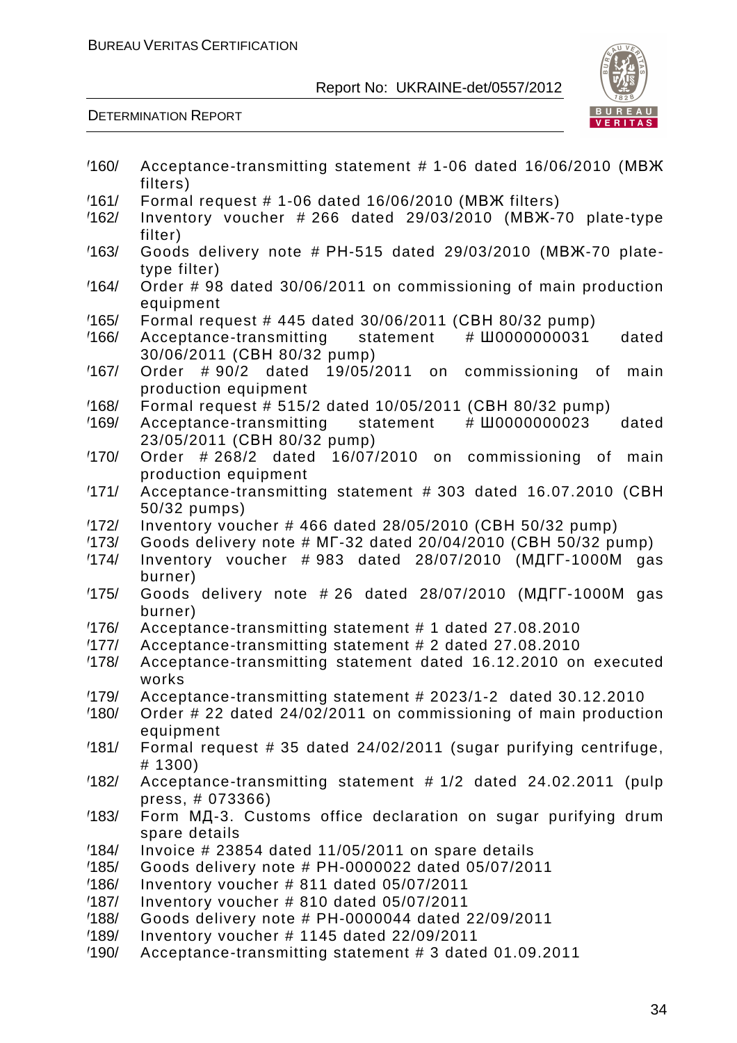/160/ Acceptance-transmitting statement # 1-06 dated 16/06/2010 (МВЖ filters)
/161/ Formal request # 1-06 dated 16/06/2010 (МВЖ filters)
/162/ Inventory voucher # 266 dated 29/03/2010 (МВЖ-70 plate-type filter)
/163/ Goods delivery note # РН-515 dated 29/03/2010 (МВЖ-70 plate-type filter)
/164/ Order # 98 dated 30/06/2011 on commissioning of main production equipment
/165/ Formal request # 445 dated 30/06/2011 (СВН 80/32 pump)
/166/ Acceptance-transmitting statement # Ш0000000031 dated 30/06/2011 (СВН 80/32 pump)
/167/ Order # 90/2 dated 19/05/2011 on commissioning of main production equipment
/168/ Formal request # 515/2 dated 10/05/2011 (СВН 80/32 pump)
/169/ Acceptance-transmitting statement # Ш0000000023 dated 23/05/2011 (СВН 80/32 pump)
/170/ Order # 268/2 dated 16/07/2010 on commissioning of main production equipment
/171/ Acceptance-transmitting statement # 303 dated 16.07.2010 (СВН 50/32 pumps)
/172/ Inventory voucher # 466 dated 28/05/2010 (СВН 50/32 pump)
/173/ Goods delivery note # МГ-32 dated 20/04/2010 (СВН 50/32 pump)
/174/ Inventory voucher # 983 dated 28/07/2010 (МДГГ-1000М gas burner)
/175/ Goods delivery note # 26 dated 28/07/2010 (МДГГ-1000М gas burner)
/176/ Acceptance-transmitting statement # 1 dated 27.08.2010
/177/ Acceptance-transmitting statement # 2 dated 27.08.2010
/178/ Acceptance-transmitting statement dated 16.12.2010 on executed works
/179/ Acceptance-transmitting statement # 2023/1-2 dated 30.12.2010
/180/ Order # 22 dated 24/02/2011 on commissioning of main production equipment
/181/ Formal request # 35 dated 24/02/2011 (sugar purifying centrifuge, # 1300)
/182/ Acceptance-transmitting statement # 1/2 dated 24.02.2011 (pulp press, # 073366)
/183/ Form МД-3. Customs office declaration on sugar purifying drum spare details
/184/ Invoice # 23854 dated 11/05/2011 on spare details
/185/ Goods delivery note # РН-0000022 dated 05/07/2011
/186/ Inventory voucher # 811 dated 05/07/2011
/187/ Inventory voucher # 810 dated 05/07/2011
/188/ Goods delivery note # РН-0000044 dated 22/09/2011
/189/ Inventory voucher # 1145 dated 22/09/2011
/190/ Acceptance-transmitting statement # 3 dated 01.09.2011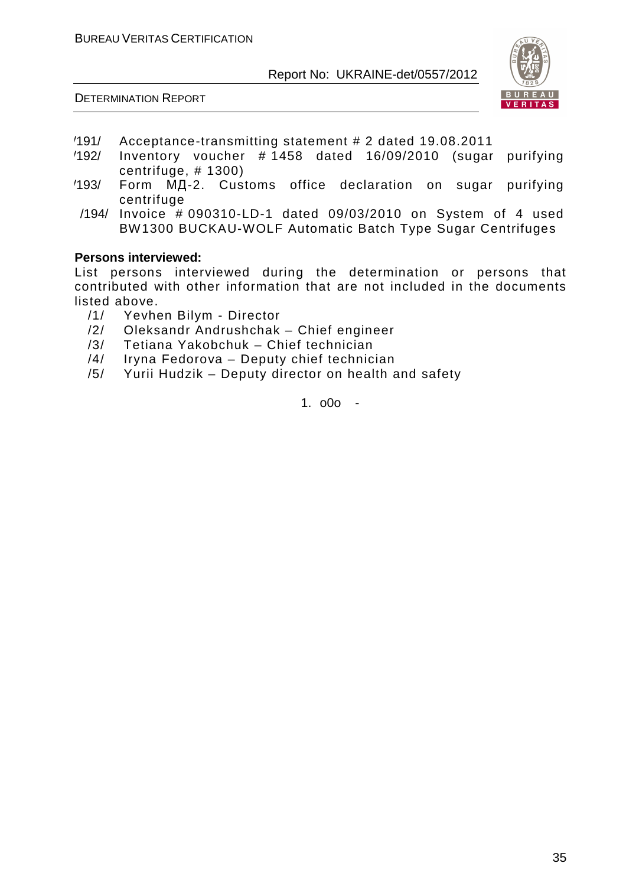/191/ Acceptance-transmitting statement # 2 dated 19.08.2011

/192/ Inventory voucher # 1458 dated 16/09/2010 (sugar purifying centrifuge, # 1300)

/193/ Form МД-2. Customs office declaration on sugar purifying centrifuge

/194/ Invoice # 090310-LD-1 dated 09/03/2010 on System of 4 used BW1300 BUCKAU-WOLF Automatic Batch Type Sugar Centrifuges

**Persons interviewed:**

List persons interviewed during the determination or persons that contributed with other information that are not included in the documents listed above.

/1/ Yevhen Bilym - Director

/2/ Oleksandr Andrushchak – Chief engineer

/3/ Tetiana Yakobchuk – Chief technician

/4/ Iryna Fedorova – Deputy chief technician

/5/ Yurii Hudzik – Deputy director on health and safety

1. o0o -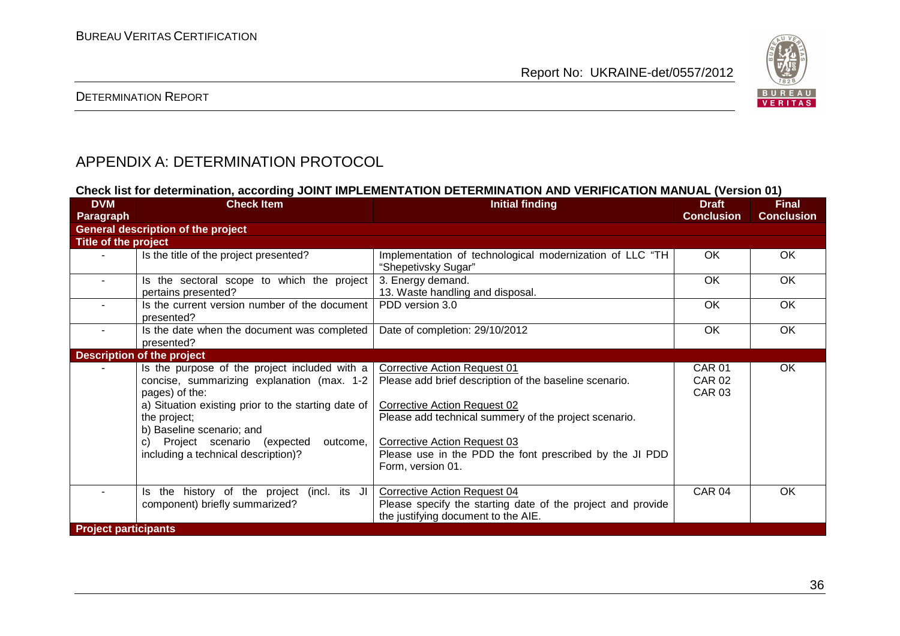## APPENDIX A: DETERMINATION PROTOCOL

**Check list for determination, according JOINT IMPLEMENTATION DETERMINATION AND VERIFICATION MANUAL (Version 01)**

| DVM Paragraph | Check Item | Initial finding | Draft Conclusion | Final Conclusion |
|---|---|---|---|---|
| **General description of the project** | | | | |
| **Title of the project** | | | | |
| - | Is the title of the project presented? | Implementation of technological modernization of LLC "TH "Shepetivsky Sugar" | OK | OK |
| - | Is the sectoral scope to which the project pertains presented? | 3. Energy demand.<br>13. Waste handling and disposal. | OK | OK |
| - | Is the current version number of the document presented? | PDD version 3.0 | OK | OK |
| - | Is the date when the document was completed presented? | Date of completion: 29/10/2012 | OK | OK |
| **Description of the project** | | | | |
| - | Is the purpose of the project included with a concise, summarizing explanation (max. 1-2 pages) of the:<br>a) Situation existing prior to the starting date of the project;<br>b) Baseline scenario; and<br>c) Project scenario (expected outcome, including a technical description)? | Corrective Action Request 01<br>Please add brief description of the baseline scenario.<br><br>Corrective Action Request 02<br>Please add technical summery of the project scenario.<br><br>Corrective Action Request 03<br>Please use in the PDD the font prescribed by the JI PDD Form, version 01. | CAR 01<br>CAR 02<br>CAR 03 | OK |
| - | Is the history of the project (incl. its JI component) briefly summarized? | Corrective Action Request 04<br>Please specify the starting date of the project and provide the justifying document to the AIE. | CAR 04 | OK |
| **Project participants** | | | | |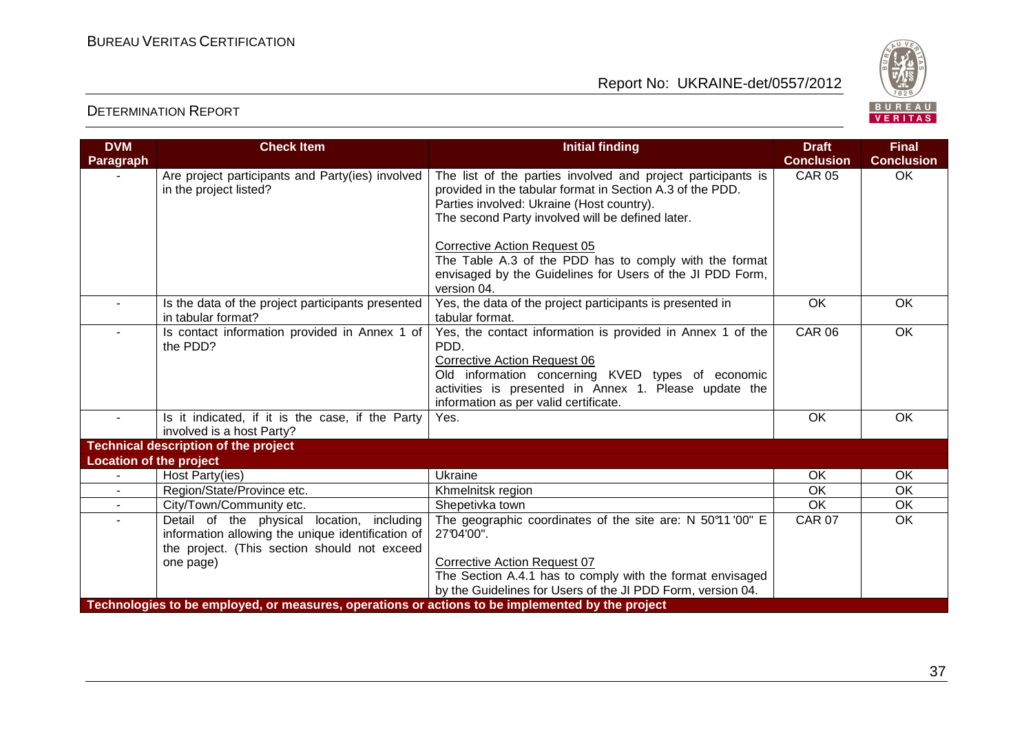| DVM Paragraph | Check Item | Initial finding | Draft Conclusion | Final Conclusion |
|---|---|---|---|---|
| - | Are project participants and Party(ies) involved in the project listed? | The list of the parties involved and project participants is provided in the tabular format in Section A.3 of the PDD.<br>Parties involved: Ukraine (Host country).<br>The second Party involved will be defined later.<br><br>Corrective Action Request 05<br>The Table A.3 of the PDD has to comply with the format envisaged by the Guidelines for Users of the JI PDD Form, version 04. | CAR 05 | OK |
| - | Is the data of the project participants presented in tabular format? | Yes, the data of the project participants is presented in tabular format. | OK | OK |
| - | Is contact information provided in Annex 1 of the PDD? | Yes, the contact information is provided in Annex 1 of the PDD.<br>Corrective Action Request 06<br>Old information concerning KVED types of economic activities is presented in Annex 1. Please update the information as per valid certificate. | CAR 06 | OK |
| - | Is it indicated, if it is the case, if the Party involved is a host Party? | Yes. | OK | OK |
| **Technical description of the project** | | | | |
| **Location of the project** | | | | |
| - | Host Party(ies) | Ukraine | OK | OK |
| - | Region/State/Province etc. | Khmelnitsk region | OK | OK |
| - | City/Town/Community etc. | Shepetivka town | OK | OK |
| - | Detail of the physical location, including information allowing the unique identification of the project. (This section should not exceed one page) | The geographic coordinates of the site are: N 50°11'00" E 27°04'00".<br><br>Corrective Action Request 07<br>The Section A.4.1 has to comply with the format envisaged by the Guidelines for Users of the JI PDD Form, version 04. | CAR 07 | OK |
| **Technologies to be employed, or measures, operations or actions to be implemented by the project** | | | | |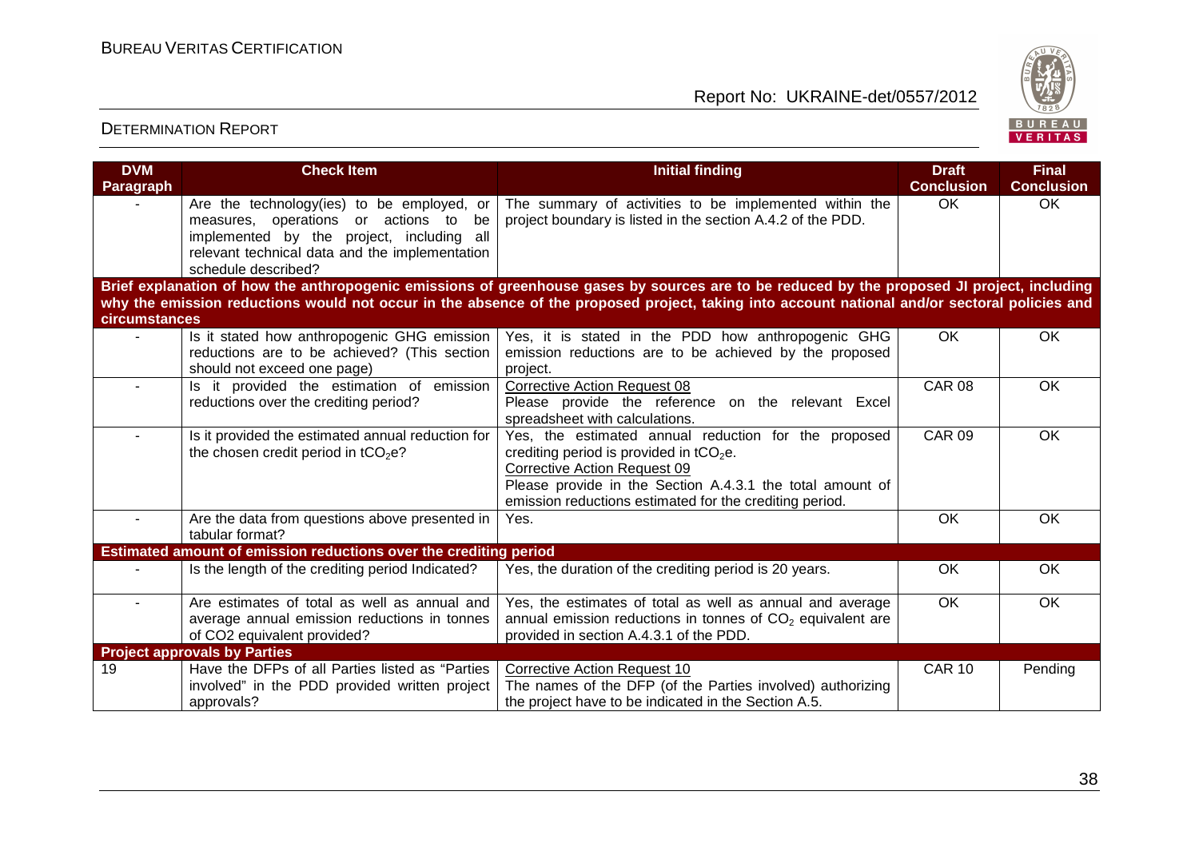| DVM Paragraph | Check Item | Initial finding | Draft Conclusion | Final Conclusion |
|---|---|---|---|---|
| - | Are the technology(ies) to be employed, or measures, operations or actions to be implemented by the project, including all relevant technical data and the implementation schedule described? | The summary of activities to be implemented within the project boundary is listed in the section A.4.2 of the PDD. | OK | OK |
| **Brief explanation of how the anthropogenic emissions of greenhouse gases by sources are to be reduced by the proposed JI project, including why the emission reductions would not occur in the absence of the proposed project, taking into account national and/or sectoral policies and circumstances** | | | | |
| - | Is it stated how anthropogenic GHG emission reductions are to be achieved? (This section should not exceed one page) | Yes, it is stated in the PDD how anthropogenic GHG emission reductions are to be achieved by the proposed project. | OK | OK |
| - | Is it provided the estimation of emission reductions over the crediting period? | Corrective Action Request 08<br>Please provide the reference on the relevant Excel spreadsheet with calculations. | CAR 08 | OK |
| - | Is it provided the estimated annual reduction for the chosen credit period in $tCO_2e$? | Yes, the estimated annual reduction for the proposed crediting period is provided in $tCO_2e$.<br>Corrective Action Request 09<br>Please provide in the Section A.4.3.1 the total amount of emission reductions estimated for the crediting period. | CAR 09 | OK |
| - | Are the data from questions above presented in tabular format? | Yes. | OK | OK |
| **Estimated amount of emission reductions over the crediting period** | | | | |
| - | Is the length of the crediting period Indicated? | Yes, the duration of the crediting period is 20 years. | OK | OK |
| - | Are estimates of total as well as annual and average annual emission reductions in tonnes of CO2 equivalent provided? | Yes, the estimates of total as well as annual and average annual emission reductions in tonnes of $CO_2$ equivalent are provided in section A.4.3.1 of the PDD. | OK | OK |
| **Project approvals by Parties** | | | | |
| 19 | Have the DFPs of all Parties listed as "Parties involved" in the PDD provided written project approvals? | Corrective Action Request 10<br>The names of the DFP (of the Parties involved) authorizing the project have to be indicated in the Section A.5. | CAR 10 | Pending |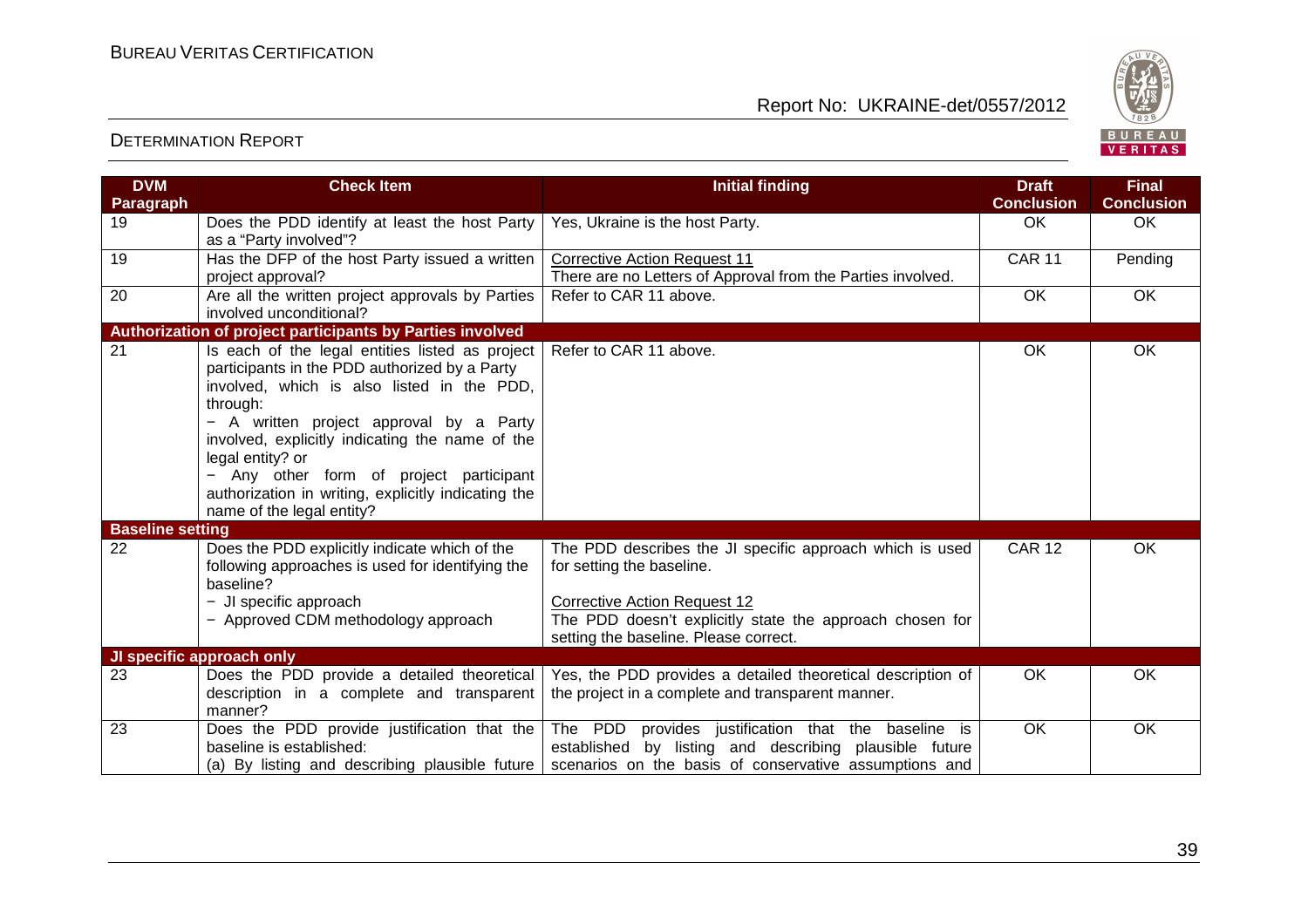| DVM Paragraph | Check Item | Initial finding | Draft Conclusion | Final Conclusion |
|---|---|---|---|---|
| 19 | Does the PDD identify at least the host Party as a "Party involved"? | Yes, Ukraine is the host Party. | OK | OK |
| 19 | Has the DFP of the host Party issued a written project approval? | Corrective Action Request 11<br>There are no Letters of Approval from the Parties involved. | CAR 11 | Pending |
| 20 | Are all the written project approvals by Parties involved unconditional? | Refer to CAR 11 above. | OK | OK |
| **Authorization of project participants by Parties involved** | | | | |
| 21 | Is each of the legal entities listed as project participants in the PDD authorized by a Party involved, which is also listed in the PDD, through:<br>− A written project approval by a Party involved, explicitly indicating the name of the legal entity? or<br>− Any other form of project participant authorization in writing, explicitly indicating the name of the legal entity? | Refer to CAR 11 above. | OK | OK |
| **Baseline setting** | | | | |
| 22 | Does the PDD explicitly indicate which of the following approaches is used for identifying the baseline?<br>− JI specific approach<br>− Approved CDM methodology approach | The PDD describes the JI specific approach which is used for setting the baseline.<br><br>Corrective Action Request 12<br>The PDD doesn't explicitly state the approach chosen for setting the baseline. Please correct. | CAR 12 | OK |
| **JI specific approach only** | | | | |
| 23 | Does the PDD provide a detailed theoretical description in a complete and transparent manner? | Yes, the PDD provides a detailed theoretical description of the project in a complete and transparent manner. | OK | OK |
| 23 | Does the PDD provide justification that the baseline is established:<br>(a) By listing and describing plausible future | The PDD provides justification that the baseline is established by listing and describing plausible future scenarios on the basis of conservative assumptions and | OK | OK |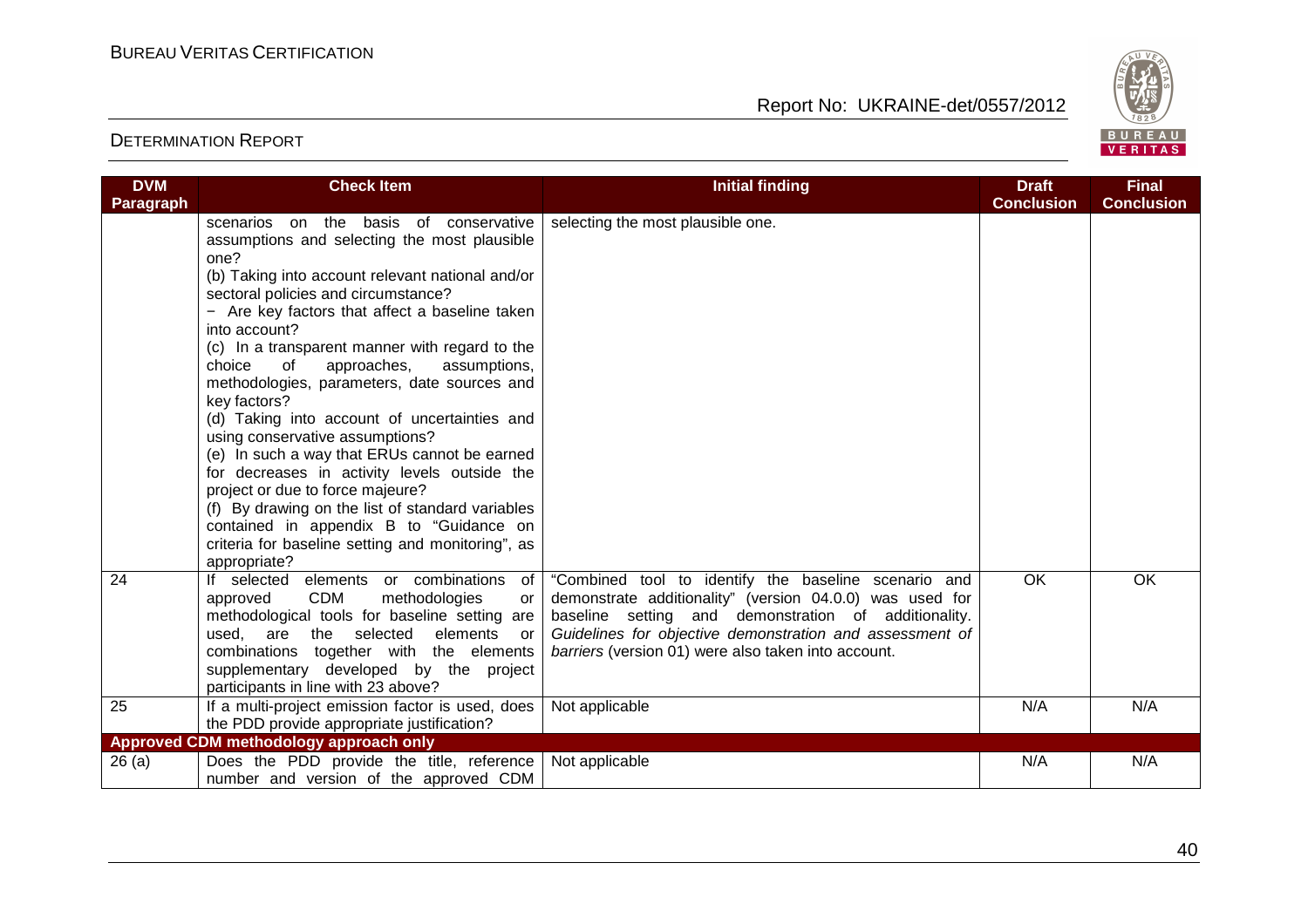| DVM Paragraph | Check Item | Initial finding | Draft Conclusion | Final Conclusion |
|---|---|---|---|---|
| | scenarios on the basis of conservative assumptions and selecting the most plausible one?<br>(b) Taking into account relevant national and/or sectoral policies and circumstance?<br>− Are key factors that affect a baseline taken into account?<br>(c) In a transparent manner with regard to the choice of approaches, assumptions, methodologies, parameters, date sources and key factors?<br>(d) Taking into account of uncertainties and using conservative assumptions?<br>(e) In such a way that ERUs cannot be earned for decreases in activity levels outside the project or due to force majeure?<br>(f) By drawing on the list of standard variables contained in appendix B to "Guidance on criteria for baseline setting and monitoring", as appropriate? | selecting the most plausible one. | | |
| 24 | If selected elements or combinations of approved CDM methodologies or methodological tools for baseline setting are used, are the selected elements or combinations together with the elements supplementary developed by the project participants in line with 23 above? | "Combined tool to identify the baseline scenario and demonstrate additionality" (version 04.0.0) was used for baseline setting and demonstration of additionality. *Guidelines for objective demonstration and assessment of barriers* (version 01) were also taken into account. | OK | OK |
| 25 | If a multi-project emission factor is used, does the PDD provide appropriate justification? | Not applicable | N/A | N/A |
| **Approved CDM methodology approach only** | | | | |
| 26 (a) | Does the PDD provide the title, reference number and version of the approved CDM | Not applicable | N/A | N/A |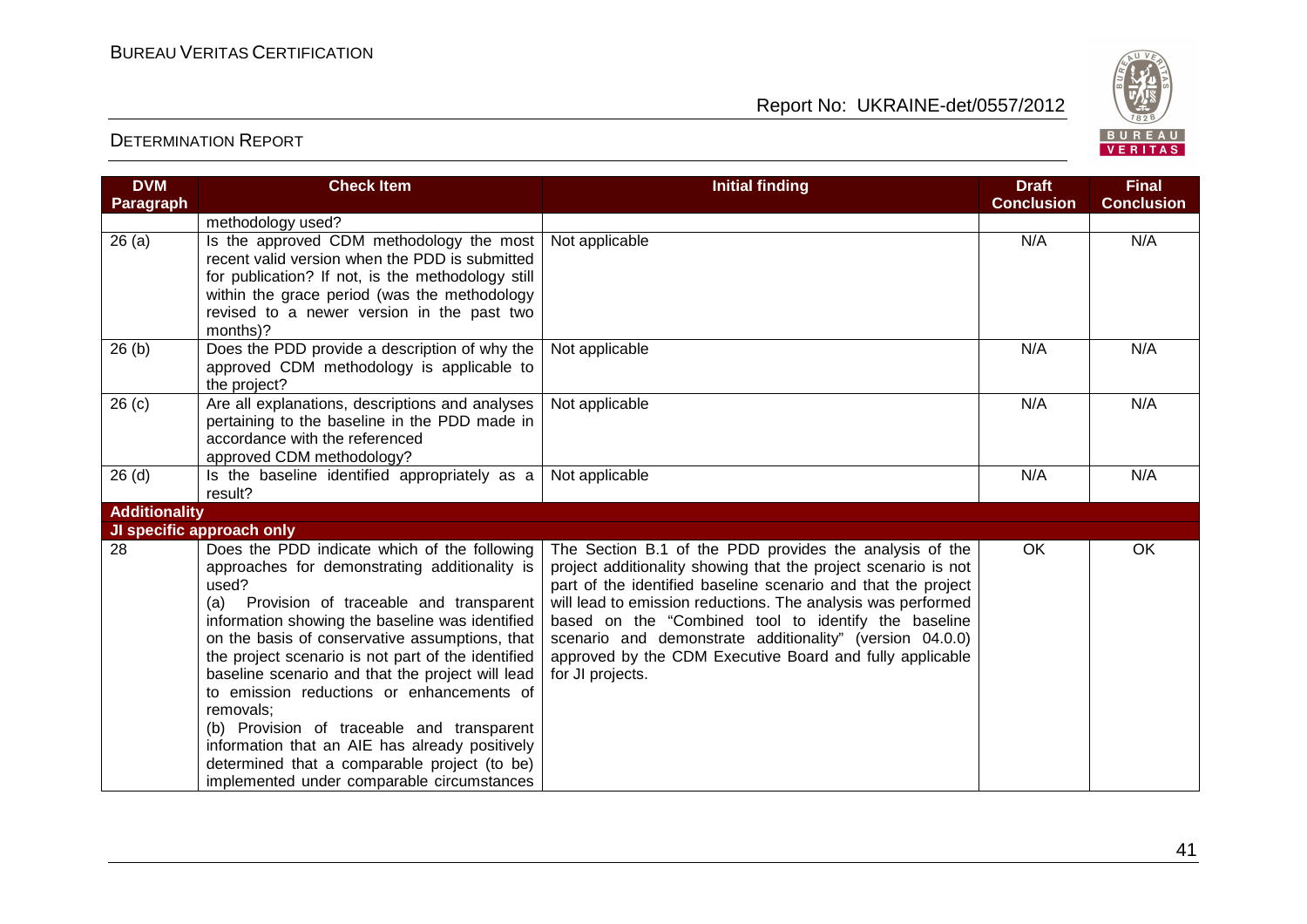| DVM Paragraph | Check Item | Initial finding | Draft Conclusion | Final Conclusion |
|---|---|---|---|---|
| | methodology used? | | | |
| 26 (a) | Is the approved CDM methodology the most recent valid version when the PDD is submitted for publication? If not, is the methodology still within the grace period (was the methodology revised to a newer version in the past two months)? | Not applicable | N/A | N/A |
| 26 (b) | Does the PDD provide a description of why the approved CDM methodology is applicable to the project? | Not applicable | N/A | N/A |
| 26 (c) | Are all explanations, descriptions and analyses pertaining to the baseline in the PDD made in accordance with the referenced approved CDM methodology? | Not applicable | N/A | N/A |
| 26 (d) | Is the baseline identified appropriately as a result? | Not applicable | N/A | N/A |
| **Additionality** | | | | |
| **JI specific approach only** | | | | |
| 28 | Does the PDD indicate which of the following approaches for demonstrating additionality is used?<br>(a) Provision of traceable and transparent information showing the baseline was identified on the basis of conservative assumptions, that the project scenario is not part of the identified baseline scenario and that the project will lead to emission reductions or enhancements of removals;<br>(b) Provision of traceable and transparent information that an AIE has already positively determined that a comparable project (to be) implemented under comparable circumstances | The Section B.1 of the PDD provides the analysis of the project additionality showing that the project scenario is not part of the identified baseline scenario and that the project will lead to emission reductions. The analysis was performed based on the "Combined tool to identify the baseline scenario and demonstrate additionality" (version 04.0.0) approved by the CDM Executive Board and fully applicable for JI projects. | OK | OK |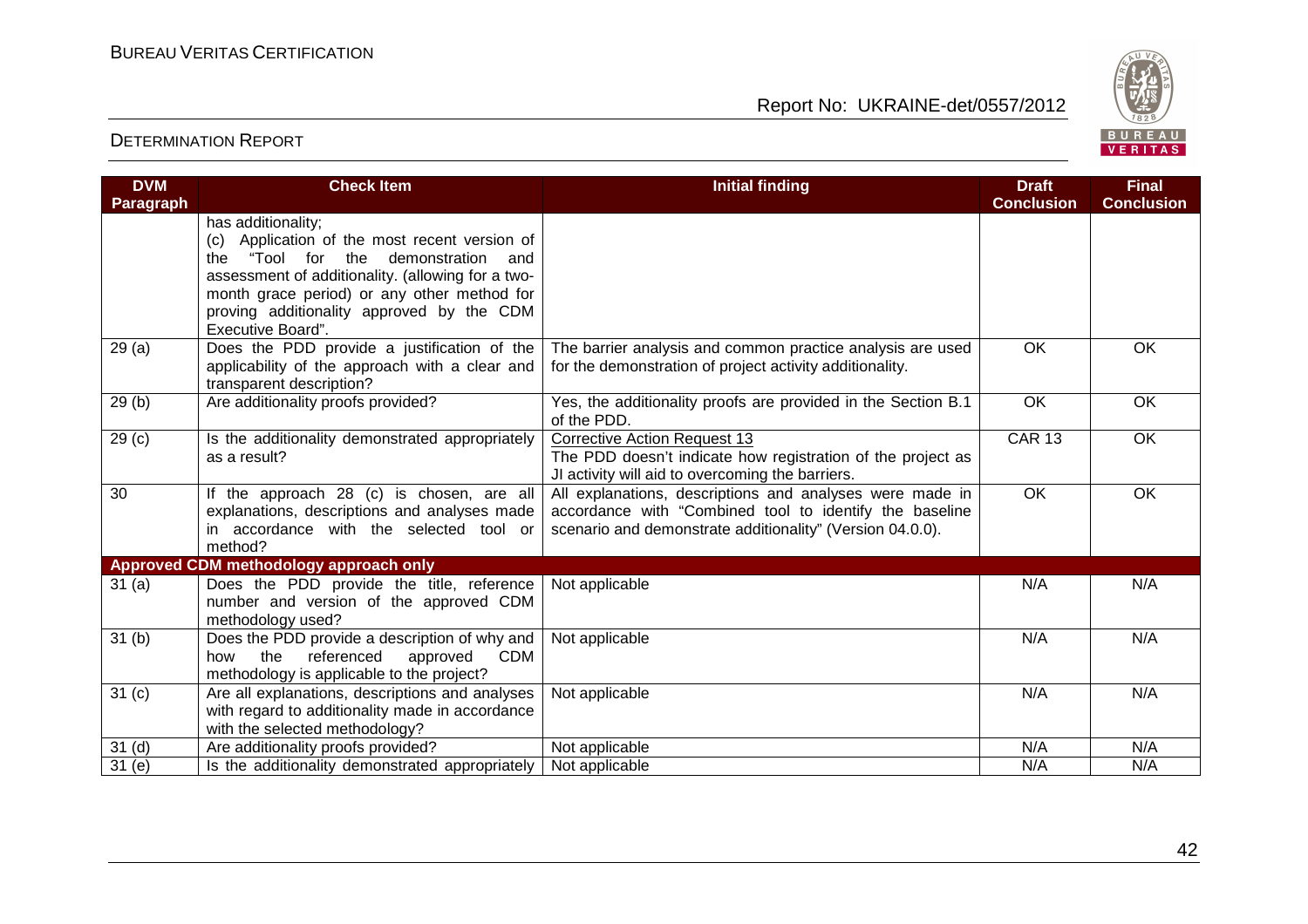| DVM Paragraph | Check Item | Initial finding | Draft Conclusion | Final Conclusion |
|---|---|---|---|---|
| | has additionality; (c) Application of the most recent version of the "Tool for the demonstration and assessment of additionality. (allowing for a two-month grace period) or any other method for proving additionality approved by the CDM Executive Board". | | | |
| 29 (a) | Does the PDD provide a justification of the applicability of the approach with a clear and transparent description? | The barrier analysis and common practice analysis are used for the demonstration of project activity additionality. | OK | OK |
| 29 (b) | Are additionality proofs provided? | Yes, the additionality proofs are provided in the Section B.1 of the PDD. | OK | OK |
| 29 (c) | Is the additionality demonstrated appropriately as a result? | Corrective Action Request 13<br>The PDD doesn't indicate how registration of the project as JI activity will aid to overcoming the barriers. | CAR 13 | OK |
| 30 | If the approach 28 (c) is chosen, are all explanations, descriptions and analyses made in accordance with the selected tool or method? | All explanations, descriptions and analyses were made in accordance with "Combined tool to identify the baseline scenario and demonstrate additionality" (Version 04.0.0). | OK | OK |
| **Approved CDM methodology approach only** | | | | |
| 31 (a) | Does the PDD provide the title, reference number and version of the approved CDM methodology used? | Not applicable | N/A | N/A |
| 31 (b) | Does the PDD provide a description of why and how the referenced approved CDM methodology is applicable to the project? | Not applicable | N/A | N/A |
| 31 (c) | Are all explanations, descriptions and analyses with regard to additionality made in accordance with the selected methodology? | Not applicable | N/A | N/A |
| 31 (d) | Are additionality proofs provided? | Not applicable | N/A | N/A |
| 31 (e) | Is the additionality demonstrated appropriately | Not applicable | N/A | N/A |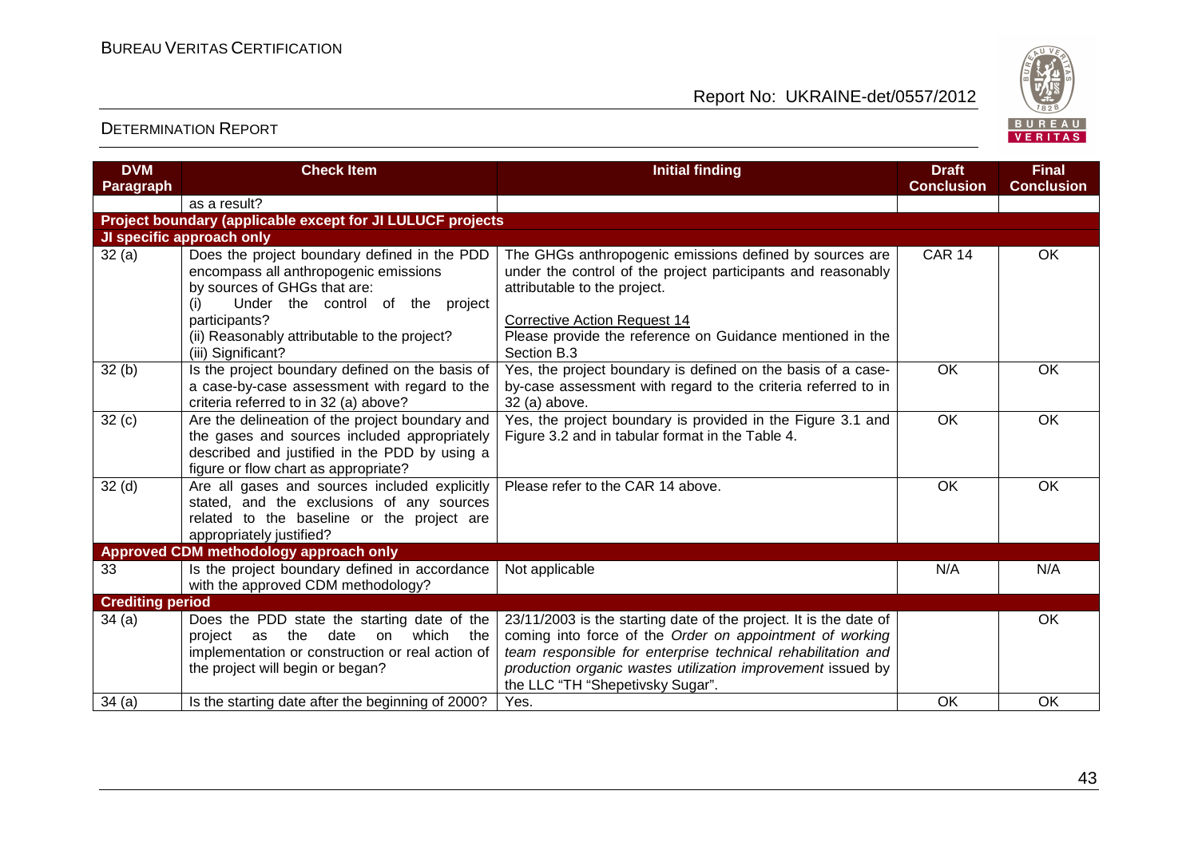| DVM Paragraph | Check Item | Initial finding | Draft Conclusion | Final Conclusion |
|---|---|---|---|---|
| | as a result? | | | |
| **Project boundary (applicable except for JI LULUCF projects** | | | | |
| **JI specific approach only** | | | | |
| 32 (a) | Does the project boundary defined in the PDD encompass all anthropogenic emissions by sources of GHGs that are: (i) Under the control of the project participants? (ii) Reasonably attributable to the project? (iii) Significant? | The GHGs anthropogenic emissions defined by sources are under the control of the project participants and reasonably attributable to the project.<br><br><u>Corrective Action Request 14</u><br>Please provide the reference on Guidance mentioned in the Section B.3 | CAR 14 | OK |
| 32 (b) | Is the project boundary defined on the basis of a case-by-case assessment with regard to the criteria referred to in 32 (a) above? | Yes, the project boundary is defined on the basis of a case-by-case assessment with regard to the criteria referred to in 32 (a) above. | OK | OK |
| 32 (c) | Are the delineation of the project boundary and the gases and sources included appropriately described and justified in the PDD by using a figure or flow chart as appropriate? | Yes, the project boundary is provided in the Figure 3.1 and Figure 3.2 and in tabular format in the Table 4. | OK | OK |
| 32 (d) | Are all gases and sources included explicitly stated, and the exclusions of any sources related to the baseline or the project are appropriately justified? | Please refer to the CAR 14 above. | OK | OK |
| **Approved CDM methodology approach only** | | | | |
| 33 | Is the project boundary defined in accordance with the approved CDM methodology? | Not applicable | N/A | N/A |
| **Crediting period** | | | | |
| 34 (a) | Does the PDD state the starting date of the project as the date on which the implementation or construction or real action of the project will begin or began? | 23/11/2003 is the starting date of the project. It is the date of coming into force of the *Order on appointment of working team responsible for enterprise technical rehabilitation and production organic wastes utilization improvement* issued by the LLC "TH "Shepetivsky Sugar". | | OK |
| 34 (a) | Is the starting date after the beginning of 2000? | Yes. | OK | OK |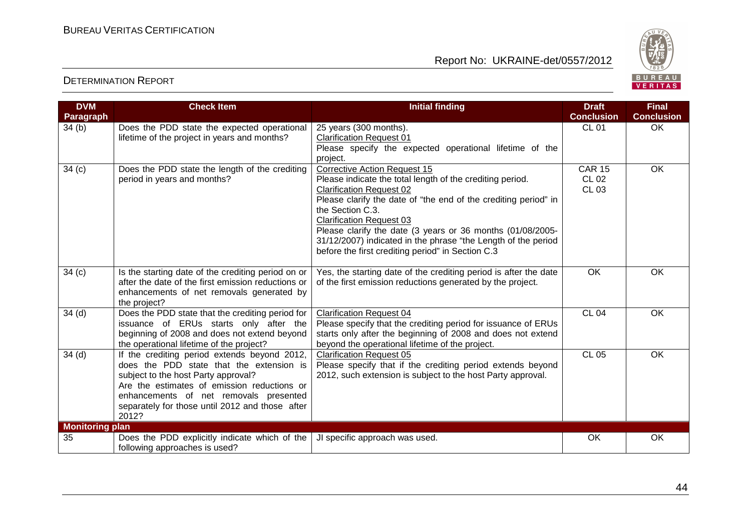| DVM Paragraph | Check Item | Initial finding | Draft Conclusion | Final Conclusion |
|---|---|---|---|---|
| 34 (b) | Does the PDD state the expected operational lifetime of the project in years and months? | 25 years (300 months).<br>Clarification Request 01<br>Please specify the expected operational lifetime of the project. | CL 01 | OK |
| 34 (c) | Does the PDD state the length of the crediting period in years and months? | Corrective Action Request 15<br>Please indicate the total length of the crediting period.<br>Clarification Request 02<br>Please clarify the date of "the end of the crediting period" in the Section C.3.<br>Clarification Request 03<br>Please clarify the date (3 years or 36 months (01/08/2005-31/12/2007) indicated in the phrase "the Length of the period before the first crediting period" in Section C.3 | CAR 15<br>CL 02<br>CL 03 | OK |
| 34 (c) | Is the starting date of the crediting period on or after the date of the first emission reductions or enhancements of net removals generated by the project? | Yes, the starting date of the crediting period is after the date of the first emission reductions generated by the project. | OK | OK |
| 34 (d) | Does the PDD state that the crediting period for issuance of ERUs starts only after the beginning of 2008 and does not extend beyond the operational lifetime of the project? | Clarification Request 04<br>Please specify that the crediting period for issuance of ERUs starts only after the beginning of 2008 and does not extend beyond the operational lifetime of the project. | CL 04 | OK |
| 34 (d) | If the crediting period extends beyond 2012, does the PDD state that the extension is subject to the host Party approval?<br>Are the estimates of emission reductions or enhancements of net removals presented separately for those until 2012 and those after 2012? | Clarification Request 05<br>Please specify that if the crediting period extends beyond 2012, such extension is subject to the host Party approval. | CL 05 | OK |
| **Monitoring plan** | | | | |
| 35 | Does the PDD explicitly indicate which of the following approaches is used? | JI specific approach was used. | OK | OK |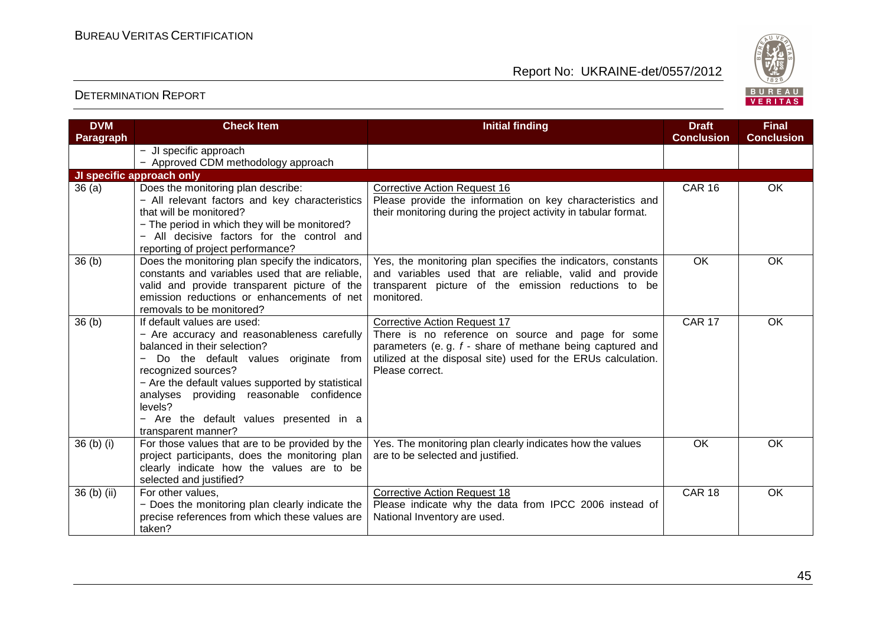| DVM Paragraph | Check Item | Initial finding | Draft Conclusion | Final Conclusion |
|---|---|---|---|---|
| | − JI specific approach<br>− Approved CDM methodology approach | | | |
| **JI specific approach only** | | | | |
| 36 (a) | Does the monitoring plan describe:<br>− All relevant factors and key characteristics that will be monitored?<br>− The period in which they will be monitored?<br>− All decisive factors for the control and reporting of project performance? | Corrective Action Request 16<br>Please provide the information on key characteristics and their monitoring during the project activity in tabular format. | CAR 16 | OK |
| 36 (b) | Does the monitoring plan specify the indicators, constants and variables used that are reliable, valid and provide transparent picture of the emission reductions or enhancements of net removals to be monitored? | Yes, the monitoring plan specifies the indicators, constants and variables used that are reliable, valid and provide transparent picture of the emission reductions to be monitored. | OK | OK |
| 36 (b) | If default values are used:<br>− Are accuracy and reasonableness carefully balanced in their selection?<br>− Do the default values originate from recognized sources?<br>− Are the default values supported by statistical analyses providing reasonable confidence levels?<br>− Are the default values presented in a transparent manner? | Corrective Action Request 17<br>There is no reference on source and page for some parameters (e. g. *f* - share of methane being captured and utilized at the disposal site) used for the ERUs calculation. Please correct. | CAR 17 | OK |
| 36 (b) (i) | For those values that are to be provided by the project participants, does the monitoring plan clearly indicate how the values are to be selected and justified? | Yes. The monitoring plan clearly indicates how the values are to be selected and justified. | OK | OK |
| 36 (b) (ii) | For other values,<br>− Does the monitoring plan clearly indicate the precise references from which these values are taken? | Corrective Action Request 18<br>Please indicate why the data from IPCC 2006 instead of National Inventory are used. | CAR 18 | OK |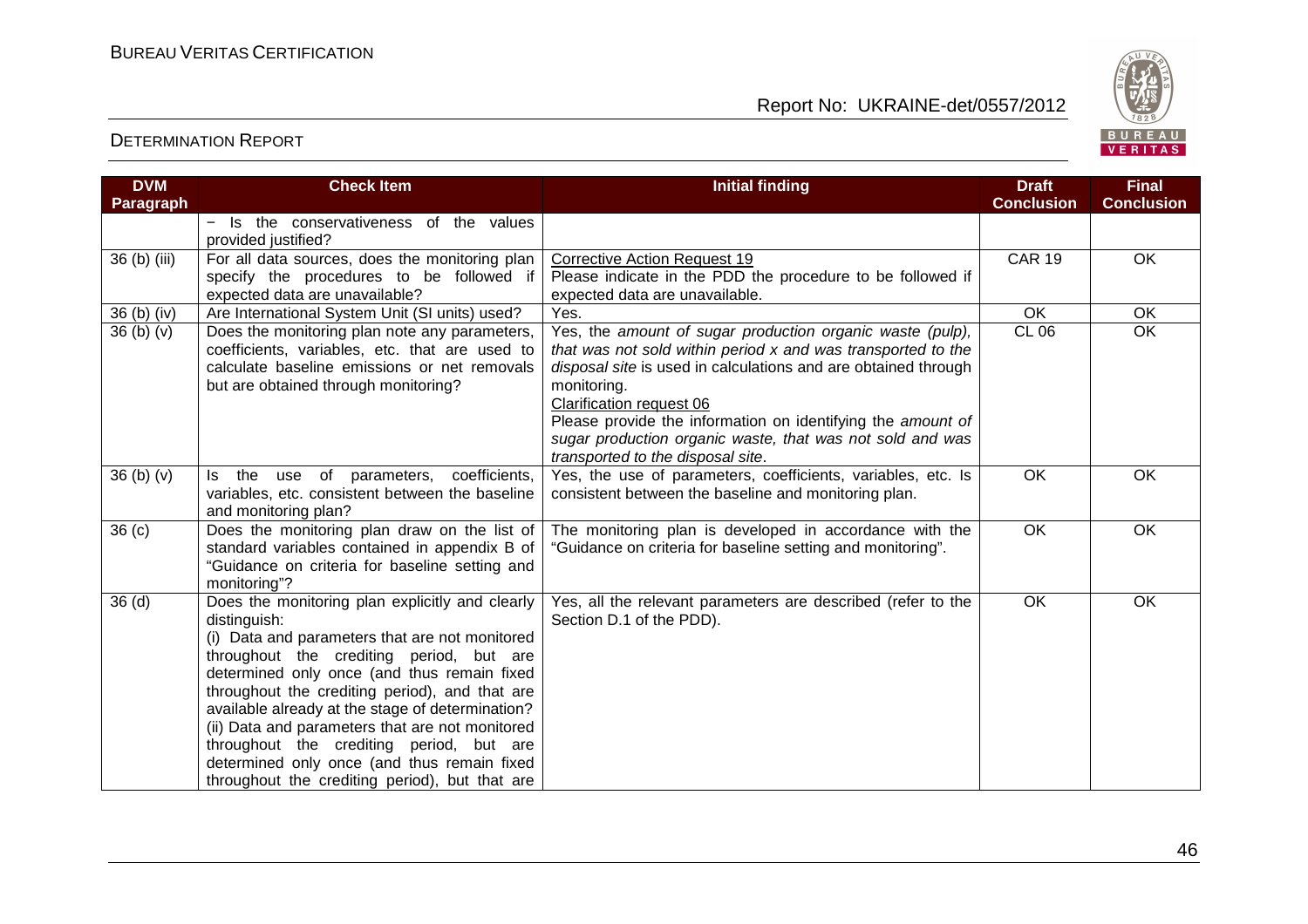| DVM Paragraph | Check Item | Initial finding | Draft Conclusion | Final Conclusion |
|---|---|---|---|---|
| | − Is the conservativeness of the values provided justified? | | | |
| 36 (b) (iii) | For all data sources, does the monitoring plan specify the procedures to be followed if expected data are unavailable? | Corrective Action Request 19<br>Please indicate in the PDD the procedure to be followed if expected data are unavailable. | CAR 19 | OK |
| 36 (b) (iv) | Are International System Unit (SI units) used? | Yes. | OK | OK |
| 36 (b) (v) | Does the monitoring plan note any parameters, coefficients, variables, etc. that are used to calculate baseline emissions or net removals but are obtained through monitoring? | Yes, the *amount of sugar production organic waste (pulp), that was not sold within period x and was transported to the disposal site* is used in calculations and are obtained through monitoring.<br>Clarification request 06<br>Please provide the information on identifying the *amount of sugar production organic waste, that was not sold and was transported to the disposal site*. | CL 06 | OK |
| 36 (b) (v) | Is the use of parameters, coefficients, variables, etc. consistent between the baseline and monitoring plan? | Yes, the use of parameters, coefficients, variables, etc. Is consistent between the baseline and monitoring plan. | OK | OK |
| 36 (c) | Does the monitoring plan draw on the list of standard variables contained in appendix B of "Guidance on criteria for baseline setting and monitoring"? | The monitoring plan is developed in accordance with the "Guidance on criteria for baseline setting and monitoring". | OK | OK |
| 36 (d) | Does the monitoring plan explicitly and clearly distinguish:<br>(i) Data and parameters that are not monitored throughout the crediting period, but are determined only once (and thus remain fixed throughout the crediting period), and that are available already at the stage of determination?<br>(ii) Data and parameters that are not monitored throughout the crediting period, but are determined only once (and thus remain fixed throughout the crediting period), but that are | Yes, all the relevant parameters are described (refer to the Section D.1 of the PDD). | OK | OK |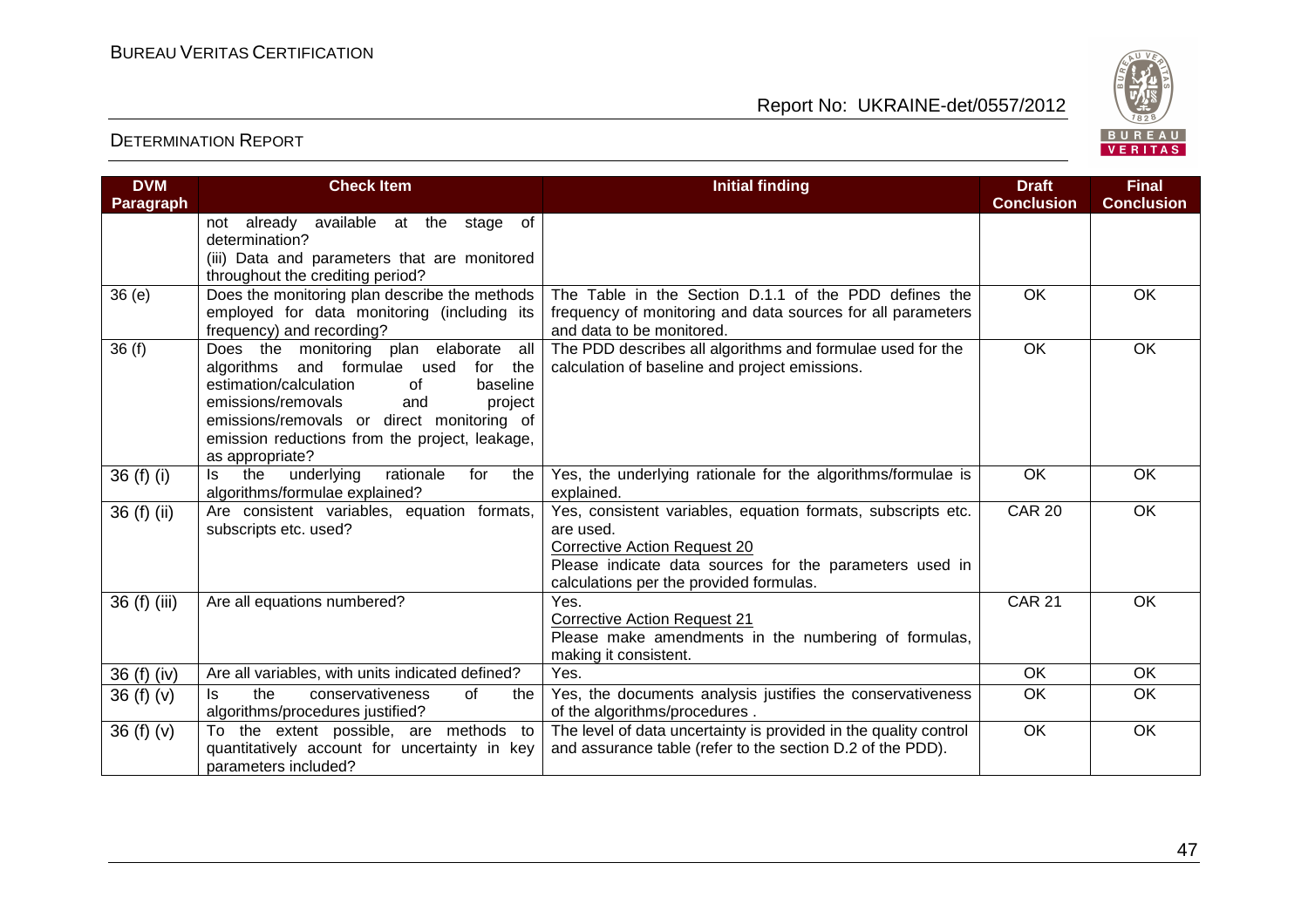| DVM Paragraph | Check Item | Initial finding | Draft Conclusion | Final Conclusion |
|---|---|---|---|---|
| | not already available at the stage of determination?<br>(iii) Data and parameters that are monitored throughout the crediting period? | | | |
| 36 (e) | Does the monitoring plan describe the methods employed for data monitoring (including its frequency) and recording? | The Table in the Section D.1.1 of the PDD defines the frequency of monitoring and data sources for all parameters and data to be monitored. | OK | OK |
| 36 (f) | Does the monitoring plan elaborate all algorithms and formulae used for the estimation/calculation of baseline emissions/removals and project emissions/removals or direct monitoring of emission reductions from the project, leakage, as appropriate? | The PDD describes all algorithms and formulae used for the calculation of baseline and project emissions. | OK | OK |
| 36 (f) (i) | Is the underlying rationale for the algorithms/formulae explained? | Yes, the underlying rationale for the algorithms/formulae is explained. | OK | OK |
| 36 (f) (ii) | Are consistent variables, equation formats, subscripts etc. used? | Yes, consistent variables, equation formats, subscripts etc. are used.<br>Corrective Action Request 20<br>Please indicate data sources for the parameters used in calculations per the provided formulas. | CAR 20 | OK |
| 36 (f) (iii) | Are all equations numbered? | Yes.<br>Corrective Action Request 21<br>Please make amendments in the numbering of formulas, making it consistent. | CAR 21 | OK |
| 36 (f) (iv) | Are all variables, with units indicated defined? | Yes. | OK | OK |
| 36 (f) (v) | Is the conservativeness of the algorithms/procedures justified? | Yes, the documents analysis justifies the conservativeness of the algorithms/procedures . | OK | OK |
| 36 (f) (v) | To the extent possible, are methods to quantitatively account for uncertainty in key parameters included? | The level of data uncertainty is provided in the quality control and assurance table (refer to the section D.2 of the PDD). | OK | OK |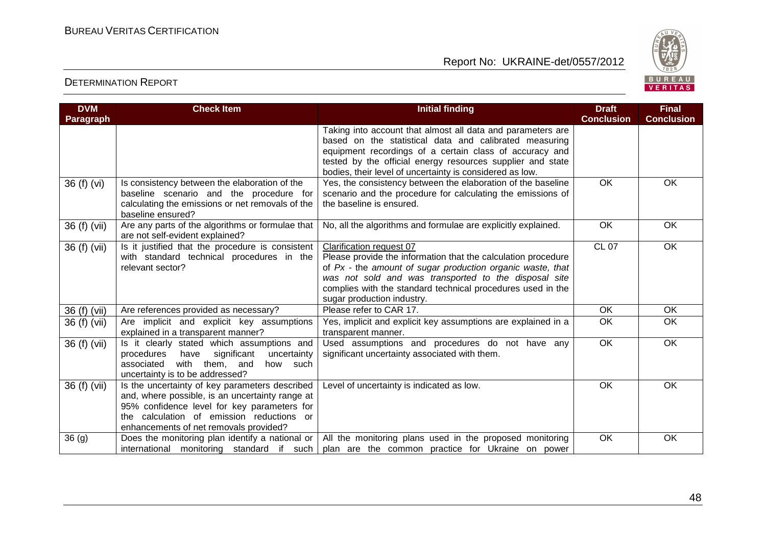| DVM Paragraph | Check Item | Initial finding | Draft Conclusion | Final Conclusion |
|---|---|---|---|---|
| | | Taking into account that almost all data and parameters are based on the statistical data and calibrated measuring equipment recordings of a certain class of accuracy and tested by the official energy resources supplier and state bodies, their level of uncertainty is considered as low. | | |
| 36 (f) (vi) | Is consistency between the elaboration of the baseline scenario and the procedure for calculating the emissions or net removals of the baseline ensured? | Yes, the consistency between the elaboration of the baseline scenario and the procedure for calculating the emissions of the baseline is ensured. | OK | OK |
| 36 (f) (vii) | Are any parts of the algorithms or formulae that are not self-evident explained? | No, all the algorithms and formulae are explicitly explained. | OK | OK |
| 36 (f) (vii) | Is it justified that the procedure is consistent with standard technical procedures in the relevant sector? | Clarification request 07<br>Please provide the information that the calculation procedure of *Px - the amount of sugar production organic waste, that was not sold and was transported to the disposal site* complies with the standard technical procedures used in the sugar production industry. | CL 07 | OK |
| 36 (f) (vii) | Are references provided as necessary? | Please refer to CAR 17. | OK | OK |
| 36 (f) (vii) | Are implicit and explicit key assumptions explained in a transparent manner? | Yes, implicit and explicit key assumptions are explained in a transparent manner. | OK | OK |
| 36 (f) (vii) | Is it clearly stated which assumptions and procedures have significant uncertainty associated with them, and how such uncertainty is to be addressed? | Used assumptions and procedures do not have any significant uncertainty associated with them. | OK | OK |
| 36 (f) (vii) | Is the uncertainty of key parameters described and, where possible, is an uncertainty range at 95% confidence level for key parameters for the calculation of emission reductions or enhancements of net removals provided? | Level of uncertainty is indicated as low. | OK | OK |
| 36 (g) | Does the monitoring plan identify a national or international monitoring standard if such | All the monitoring plans used in the proposed monitoring plan are the common practice for Ukraine on power | OK | OK |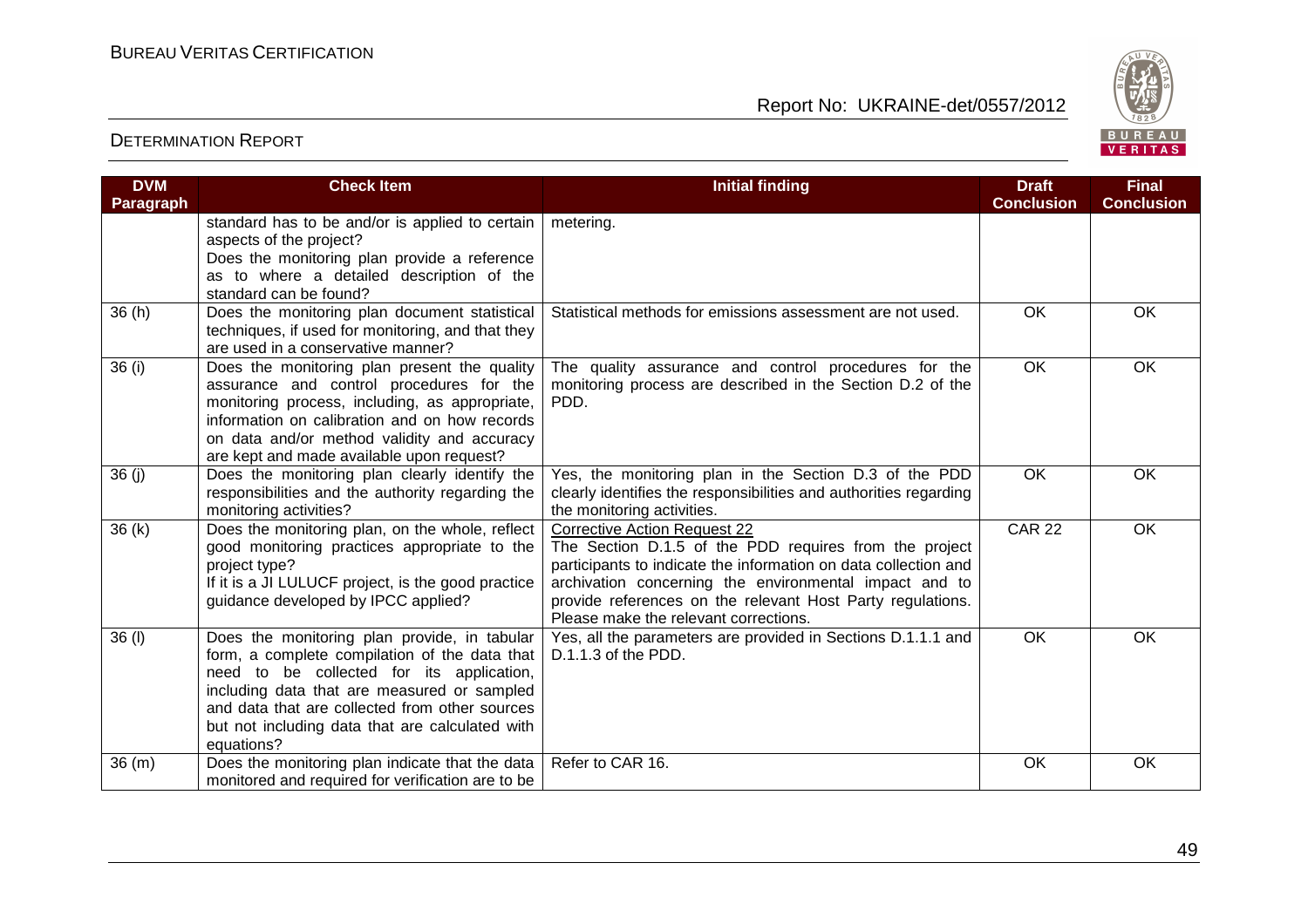| DVM Paragraph | Check Item | Initial finding | Draft Conclusion | Final Conclusion |
|---|---|---|---|---|
| | standard has to be and/or is applied to certain aspects of the project? Does the monitoring plan provide a reference as to where a detailed description of the standard can be found? | metering. | | |
| 36 (h) | Does the monitoring plan document statistical techniques, if used for monitoring, and that they are used in a conservative manner? | Statistical methods for emissions assessment are not used. | OK | OK |
| 36 (i) | Does the monitoring plan present the quality assurance and control procedures for the monitoring process, including, as appropriate, information on calibration and on how records on data and/or method validity and accuracy are kept and made available upon request? | The quality assurance and control procedures for the monitoring process are described in the Section D.2 of the PDD. | OK | OK |
| 36 (j) | Does the monitoring plan clearly identify the responsibilities and the authority regarding the monitoring activities? | Yes, the monitoring plan in the Section D.3 of the PDD clearly identifies the responsibilities and authorities regarding the monitoring activities. | OK | OK |
| 36 (k) | Does the monitoring plan, on the whole, reflect good monitoring practices appropriate to the project type? If it is a JI LULUCF project, is the good practice guidance developed by IPCC applied? | Corrective Action Request 22 The Section D.1.5 of the PDD requires from the project participants to indicate the information on data collection and archivation concerning the environmental impact and to provide references on the relevant Host Party regulations. Please make the relevant corrections. | CAR 22 | OK |
| 36 (l) | Does the monitoring plan provide, in tabular form, a complete compilation of the data that need to be collected for its application, including data that are measured or sampled and data that are collected from other sources but not including data that are calculated with equations? | Yes, all the parameters are provided in Sections D.1.1.1 and D.1.1.3 of the PDD. | OK | OK |
| 36 (m) | Does the monitoring plan indicate that the data monitored and required for verification are to be | Refer to CAR 16. | OK | OK |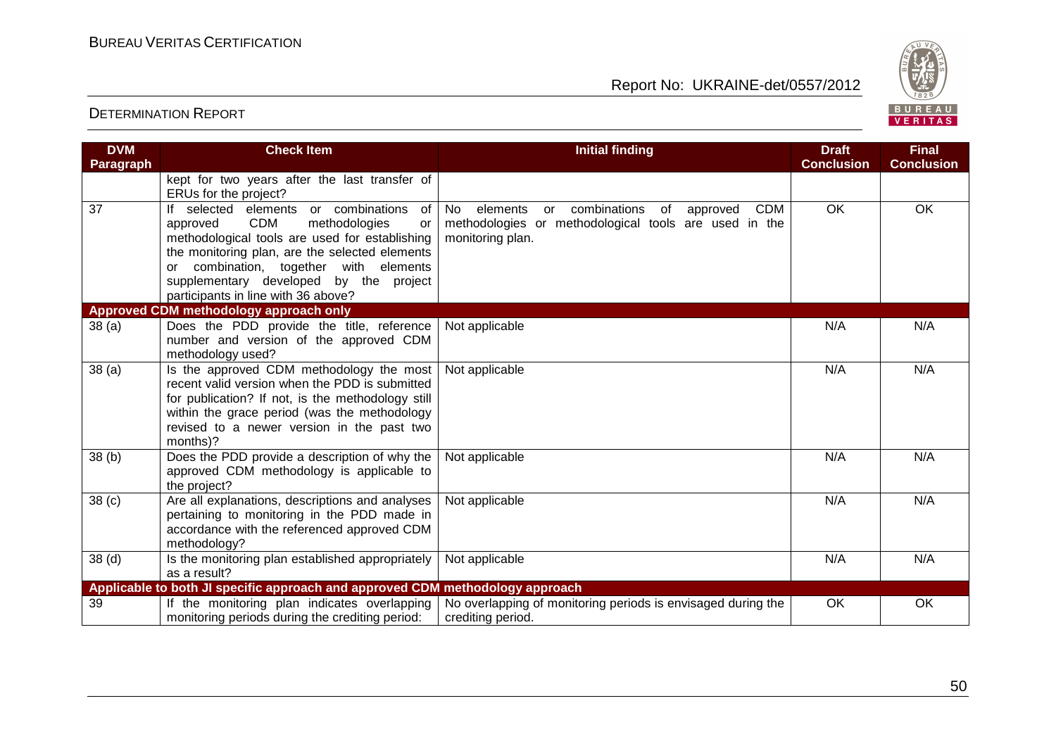| DVM Paragraph | Check Item | Initial finding | Draft Conclusion | Final Conclusion |
|---|---|---|---|---|
| | kept for two years after the last transfer of ERUs for the project? | | | |
| 37 | If selected elements or combinations of approved CDM methodologies or methodological tools are used for establishing the monitoring plan, are the selected elements or combination, together with elements supplementary developed by the project participants in line with 36 above? | No elements or combinations of approved CDM methodologies or methodological tools are used in the monitoring plan. | OK | OK |
| **Approved CDM methodology approach only** | | | | |
| 38 (a) | Does the PDD provide the title, reference number and version of the approved CDM methodology used? | Not applicable | N/A | N/A |
| 38 (a) | Is the approved CDM methodology the most recent valid version when the PDD is submitted for publication? If not, is the methodology still within the grace period (was the methodology revised to a newer version in the past two months)? | Not applicable | N/A | N/A |
| 38 (b) | Does the PDD provide a description of why the approved CDM methodology is applicable to the project? | Not applicable | N/A | N/A |
| 38 (c) | Are all explanations, descriptions and analyses pertaining to monitoring in the PDD made in accordance with the referenced approved CDM methodology? | Not applicable | N/A | N/A |
| 38 (d) | Is the monitoring plan established appropriately as a result? | Not applicable | N/A | N/A |
| **Applicable to both JI specific approach and approved CDM methodology approach** | | | | |
| 39 | If the monitoring plan indicates overlapping monitoring periods during the crediting period: | No overlapping of monitoring periods is envisaged during the crediting period. | OK | OK |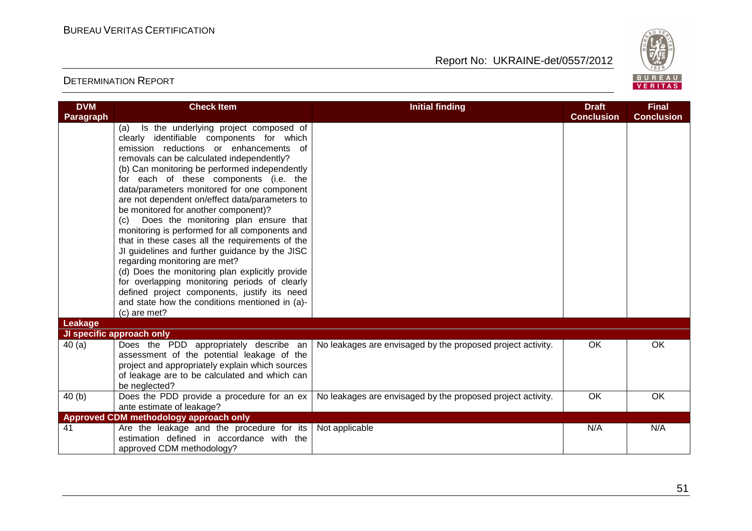| DVM Paragraph | Check Item | Initial finding | Draft Conclusion | Final Conclusion |
|---|---|---|---|---|
| | (a) Is the underlying project composed of clearly identifiable components for which emission reductions or enhancements of removals can be calculated independently?<br>(b) Can monitoring be performed independently for each of these components (i.e. the data/parameters monitored for one component are not dependent on/effect data/parameters to be monitored for another component)?<br>(c) Does the monitoring plan ensure that monitoring is performed for all components and that in these cases all the requirements of the JI guidelines and further guidance by the JISC regarding monitoring are met?<br>(d) Does the monitoring plan explicitly provide for overlapping monitoring periods of clearly defined project components, justify its need and state how the conditions mentioned in (a)-(c) are met? | | | |
| **Leakage** | | | | |
| **JI specific approach only** | | | | |
| 40 (a) | Does the PDD appropriately describe an assessment of the potential leakage of the project and appropriately explain which sources of leakage are to be calculated and which can be neglected? | No leakages are envisaged by the proposed project activity. | OK | OK |
| 40 (b) | Does the PDD provide a procedure for an ex ante estimate of leakage? | No leakages are envisaged by the proposed project activity. | OK | OK |
| **Approved CDM methodology approach only** | | | | |
| 41 | Are the leakage and the procedure for its estimation defined in accordance with the approved CDM methodology? | Not applicable | N/A | N/A |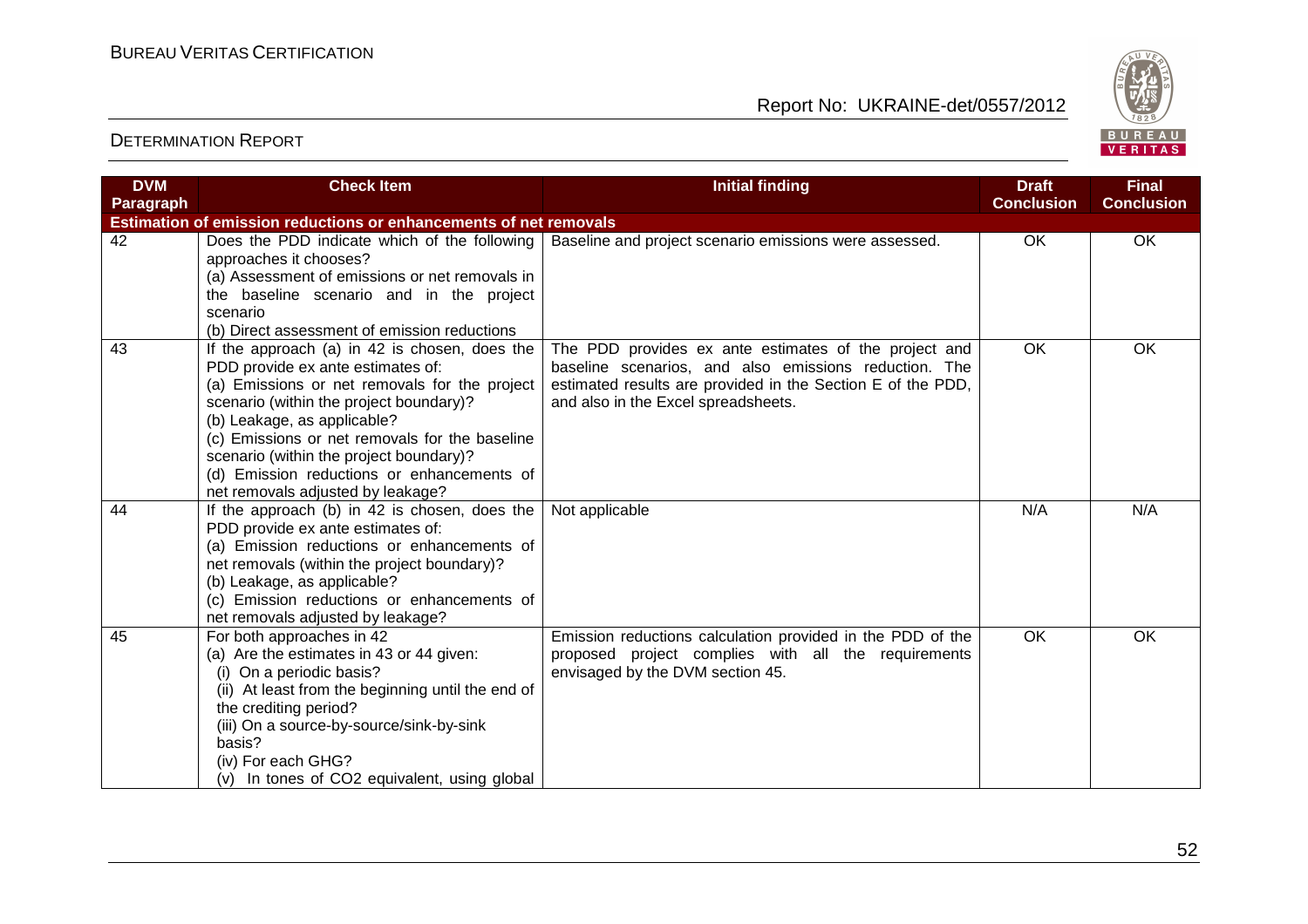| DVM Paragraph | Check Item | Initial finding | Draft Conclusion | Final Conclusion |
|---|---|---|---|---|
| **Estimation of emission reductions or enhancements of net removals** | | | | |
| 42 | Does the PDD indicate which of the following approaches it chooses?<br>(a) Assessment of emissions or net removals in the baseline scenario and in the project scenario<br>(b) Direct assessment of emission reductions | Baseline and project scenario emissions were assessed. | OK | OK |
| 43 | If the approach (a) in 42 is chosen, does the PDD provide ex ante estimates of:<br>(a) Emissions or net removals for the project scenario (within the project boundary)?<br>(b) Leakage, as applicable?<br>(c) Emissions or net removals for the baseline scenario (within the project boundary)?<br>(d) Emission reductions or enhancements of net removals adjusted by leakage? | The PDD provides ex ante estimates of the project and baseline scenarios, and also emissions reduction. The estimated results are provided in the Section E of the PDD, and also in the Excel spreadsheets. | OK | OK |
| 44 | If the approach (b) in 42 is chosen, does the PDD provide ex ante estimates of:<br>(a) Emission reductions or enhancements of net removals (within the project boundary)?<br>(b) Leakage, as applicable?<br>(c) Emission reductions or enhancements of net removals adjusted by leakage? | Not applicable | N/A | N/A |
| 45 | For both approaches in 42<br>(a) Are the estimates in 43 or 44 given:<br>(i) On a periodic basis?<br>(ii) At least from the beginning until the end of the crediting period?<br>(iii) On a source-by-source/sink-by-sink basis?<br>(iv) For each GHG?<br>(v) In tones of $CO_2$ equivalent, using global | Emission reductions calculation provided in the PDD of the proposed project complies with all the requirements envisaged by the DVM section 45. | OK | OK |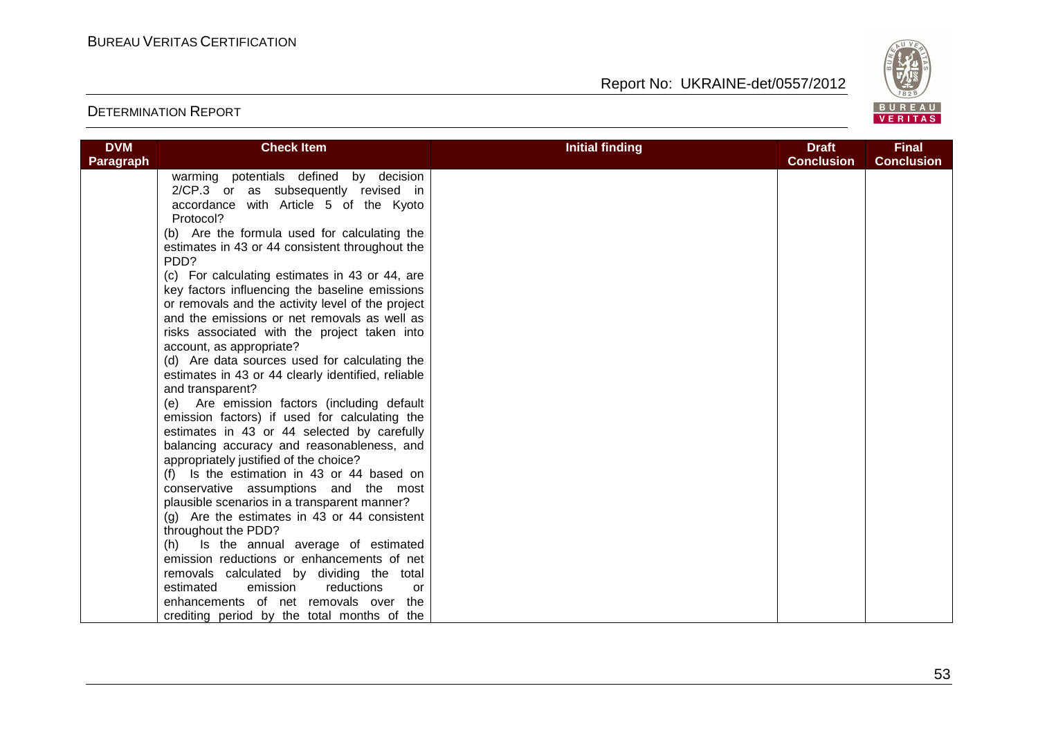| DVM Paragraph | Check Item | Initial finding | Draft Conclusion | Final Conclusion |
|---|---|---|---|---|
| | warming potentials defined by decision 2/CP.3 or as subsequently revised in accordance with Article 5 of the Kyoto Protocol?<br>(b) Are the formula used for calculating the estimates in 43 or 44 consistent throughout the PDD?<br>(c) For calculating estimates in 43 or 44, are key factors influencing the baseline emissions or removals and the activity level of the project and the emissions or net removals as well as risks associated with the project taken into account, as appropriate?<br>(d) Are data sources used for calculating the estimates in 43 or 44 clearly identified, reliable and transparent?<br>(e) Are emission factors (including default emission factors) if used for calculating the estimates in 43 or 44 selected by carefully balancing accuracy and reasonableness, and appropriately justified of the choice?<br>(f) Is the estimation in 43 or 44 based on conservative assumptions and the most plausible scenarios in a transparent manner?<br>(g) Are the estimates in 43 or 44 consistent throughout the PDD?<br>(h) Is the annual average of estimated emission reductions or enhancements of net removals calculated by dividing the total estimated emission reductions or enhancements of net removals over the crediting period by the total months of the | | | |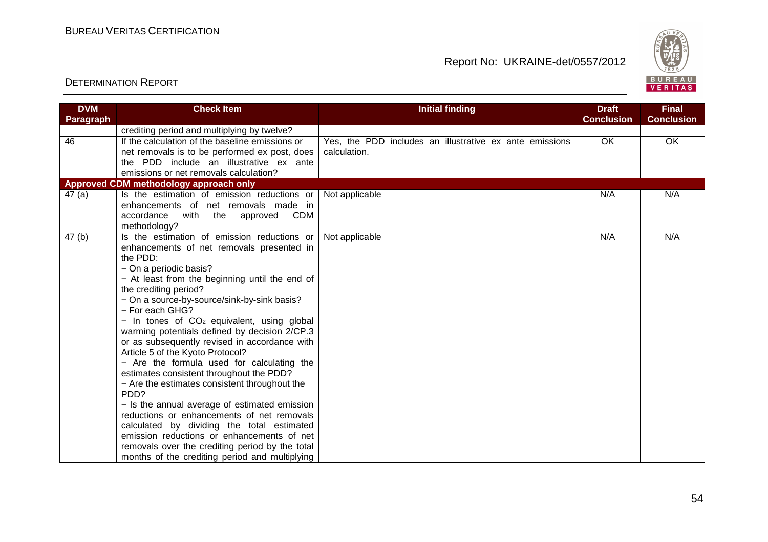| DVM Paragraph | Check Item | Initial finding | Draft Conclusion | Final Conclusion |
|---|---|---|---|---|
| | crediting period and multiplying by twelve? | | | |
| 46 | If the calculation of the baseline emissions or net removals is to be performed ex post, does the PDD include an illustrative ex ante emissions or net removals calculation? | Yes, the PDD includes an illustrative ex ante emissions calculation. | OK | OK |
| **Approved CDM methodology approach only** | | | | |
| 47 (a) | Is the estimation of emission reductions or enhancements of net removals made in accordance with the approved CDM methodology? | Not applicable | N/A | N/A |
| 47 (b) | Is the estimation of emission reductions or enhancements of net removals presented in the PDD:<br>− On a periodic basis?<br>− At least from the beginning until the end of the crediting period?<br>− On a source-by-source/sink-by-sink basis?<br>− For each GHG?<br>− In tones of $CO_2$ equivalent, using global warming potentials defined by decision 2/CP.3 or as subsequently revised in accordance with Article 5 of the Kyoto Protocol?<br>− Are the formula used for calculating the estimates consistent throughout the PDD?<br>− Are the estimates consistent throughout the PDD?<br>− Is the annual average of estimated emission reductions or enhancements of net removals calculated by dividing the total estimated emission reductions or enhancements of net removals over the crediting period by the total months of the crediting period and multiplying | Not applicable | N/A | N/A |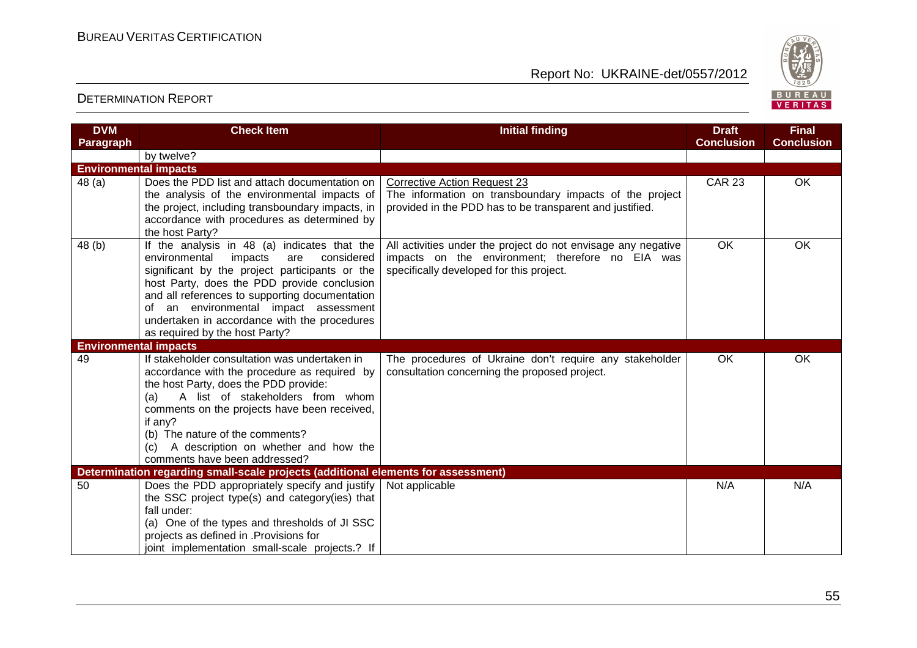| DVM Paragraph | Check Item | Initial finding | Draft Conclusion | Final Conclusion |
|---|---|---|---|---|
| | by twelve? | | | |
| **Environmental impacts** | | | | |
| 48 (a) | Does the PDD list and attach documentation on the analysis of the environmental impacts of the project, including transboundary impacts, in accordance with procedures as determined by the host Party? | Corrective Action Request 23<br>The information on transboundary impacts of the project provided in the PDD has to be transparent and justified. | CAR 23 | OK |
| 48 (b) | If the analysis in 48 (a) indicates that the environmental impacts are considered significant by the project participants or the host Party, does the PDD provide conclusion and all references to supporting documentation of an environmental impact assessment undertaken in accordance with the procedures as required by the host Party? | All activities under the project do not envisage any negative impacts on the environment; therefore no EIA was specifically developed for this project. | OK | OK |
| **Environmental impacts** | | | | |
| 49 | If stakeholder consultation was undertaken in accordance with the procedure as required by the host Party, does the PDD provide:<br>(a) A list of stakeholders from whom comments on the projects have been received, if any?<br>(b) The nature of the comments?<br>(c) A description on whether and how the comments have been addressed? | The procedures of Ukraine don't require any stakeholder consultation concerning the proposed project. | OK | OK |
| **Determination regarding small-scale projects (additional elements for assessment)** | | | | |
| 50 | Does the PDD appropriately specify and justify the SSC project type(s) and category(ies) that fall under:<br>(a) One of the types and thresholds of JI SSC projects as defined in .Provisions for joint implementation small-scale projects.? If | Not applicable | N/A | N/A |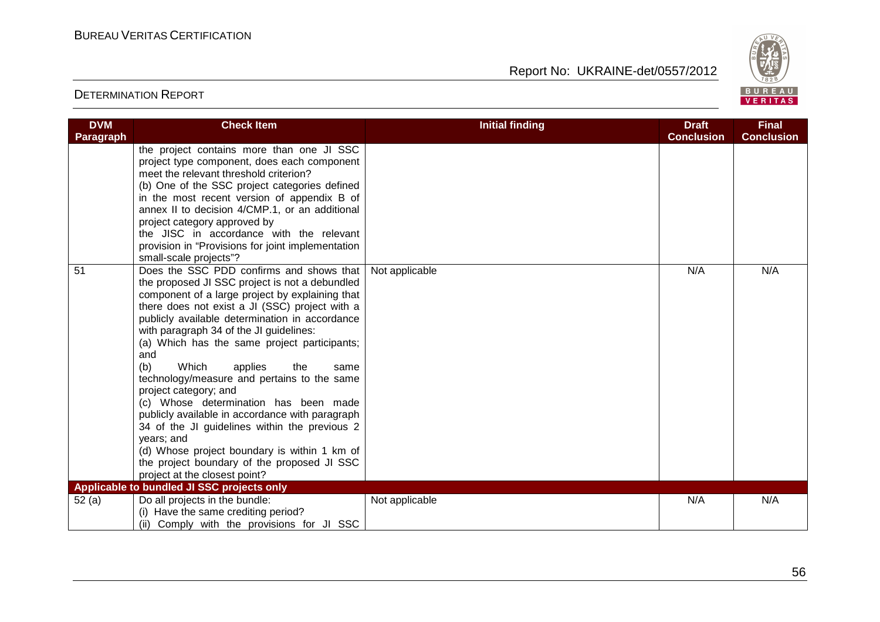| DVM Paragraph | Check Item | Initial finding | Draft Conclusion | Final Conclusion |
|---|---|---|---|---|
| | the project contains more than one JI SSC project type component, does each component meet the relevant threshold criterion?<br>(b) One of the SSC project categories defined in the most recent version of appendix B of annex II to decision 4/CMP.1, or an additional project category approved by the JISC in accordance with the relevant provision in "Provisions for joint implementation small-scale projects"? | | | |
| 51 | Does the SSC PDD confirms and shows that the proposed JI SSC project is not a debundled component of a large project by explaining that there does not exist a JI (SSC) project with a publicly available determination in accordance with paragraph 34 of the JI guidelines:<br>(a) Which has the same project participants; and<br>(b) Which applies the same technology/measure and pertains to the same project category; and<br>(c) Whose determination has been made publicly available in accordance with paragraph 34 of the JI guidelines within the previous 2 years; and<br>(d) Whose project boundary is within 1 km of the project boundary of the proposed JI SSC project at the closest point? | Not applicable | N/A | N/A |
| **Applicable to bundled JI SSC projects only** | | | | |
| 52 (a) | Do all projects in the bundle:<br>(i) Have the same crediting period?<br>(ii) Comply with the provisions for JI SSC | Not applicable | N/A | N/A |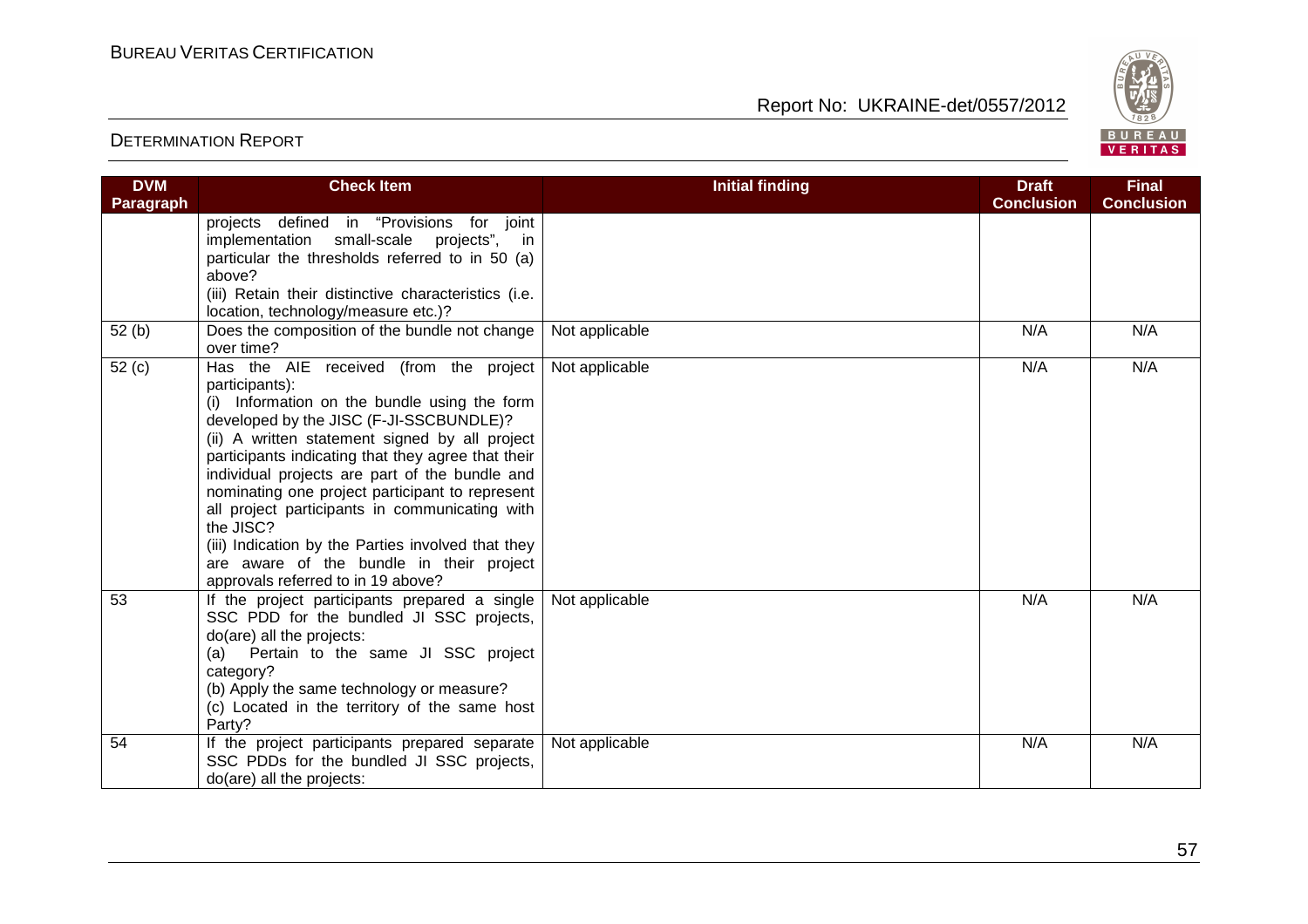| DVM Paragraph | Check Item | Initial finding | Draft Conclusion | Final Conclusion |
|---|---|---|---|---|
| | projects defined in "Provisions for joint implementation small-scale projects", in particular the thresholds referred to in 50 (a) above?<br>(iii) Retain their distinctive characteristics (i.e. location, technology/measure etc.)? | | | |
| 52 (b) | Does the composition of the bundle not change over time? | Not applicable | N/A | N/A |
| 52 (c) | Has the AIE received (from the project participants):<br>(i) Information on the bundle using the form developed by the JISC (F-JI-SSCBUNDLE)?<br>(ii) A written statement signed by all project participants indicating that they agree that their individual projects are part of the bundle and nominating one project participant to represent all project participants in communicating with the JISC?<br>(iii) Indication by the Parties involved that they are aware of the bundle in their project approvals referred to in 19 above? | Not applicable | N/A | N/A |
| 53 | If the project participants prepared a single SSC PDD for the bundled JI SSC projects, do(are) all the projects:<br>(a) Pertain to the same JI SSC project category?<br>(b) Apply the same technology or measure?<br>(c) Located in the territory of the same host Party? | Not applicable | N/A | N/A |
| 54 | If the project participants prepared separate SSC PDDs for the bundled JI SSC projects, do(are) all the projects: | Not applicable | N/A | N/A |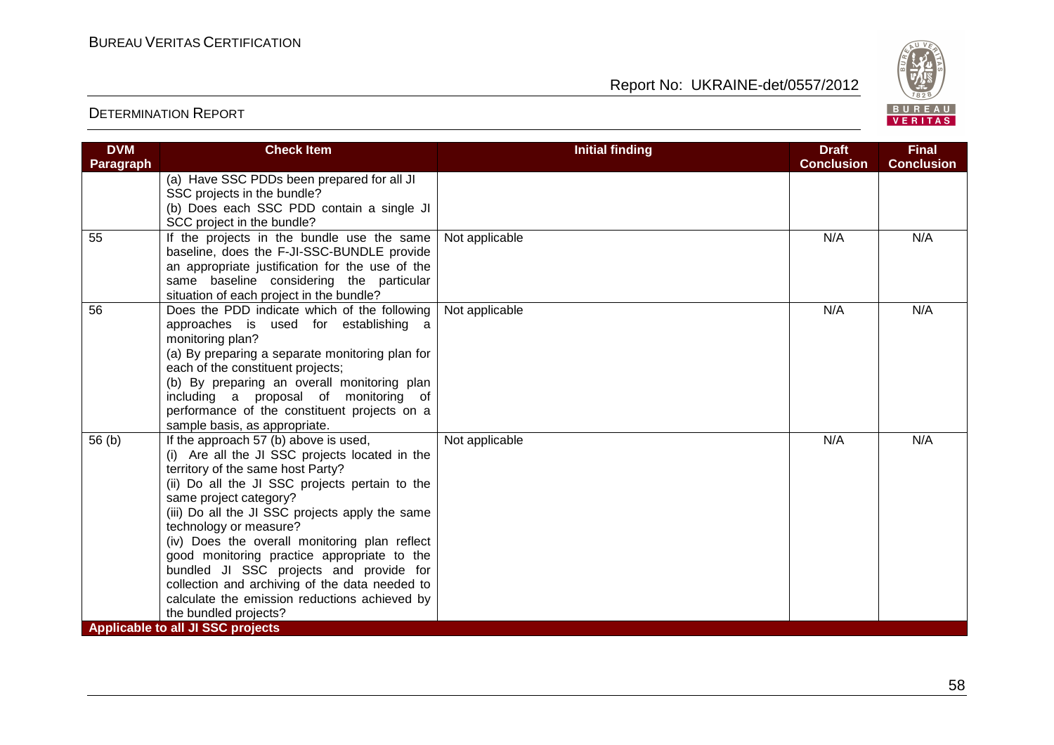| DVM Paragraph | Check Item | Initial finding | Draft Conclusion | Final Conclusion |
|---|---|---|---|---|
| | (a) Have SSC PDDs been prepared for all JI SSC projects in the bundle?<br>(b) Does each SSC PDD contain a single JI SCC project in the bundle? | | | |
| 55 | If the projects in the bundle use the same baseline, does the F-JI-SSC-BUNDLE provide an appropriate justification for the use of the same baseline considering the particular situation of each project in the bundle? | Not applicable | N/A | N/A |
| 56 | Does the PDD indicate which of the following approaches is used for establishing a monitoring plan?<br>(a) By preparing a separate monitoring plan for each of the constituent projects;<br>(b) By preparing an overall monitoring plan including a proposal of monitoring of performance of the constituent projects on a sample basis, as appropriate. | Not applicable | N/A | N/A |
| 56 (b) | If the approach 57 (b) above is used,<br>(i) Are all the JI SSC projects located in the territory of the same host Party?<br>(ii) Do all the JI SSC projects pertain to the same project category?<br>(iii) Do all the JI SSC projects apply the same technology or measure?<br>(iv) Does the overall monitoring plan reflect good monitoring practice appropriate to the bundled JI SSC projects and provide for collection and archiving of the data needed to calculate the emission reductions achieved by the bundled projects? | Not applicable | N/A | N/A |
| **Applicable to all JI SSC projects** | | | | |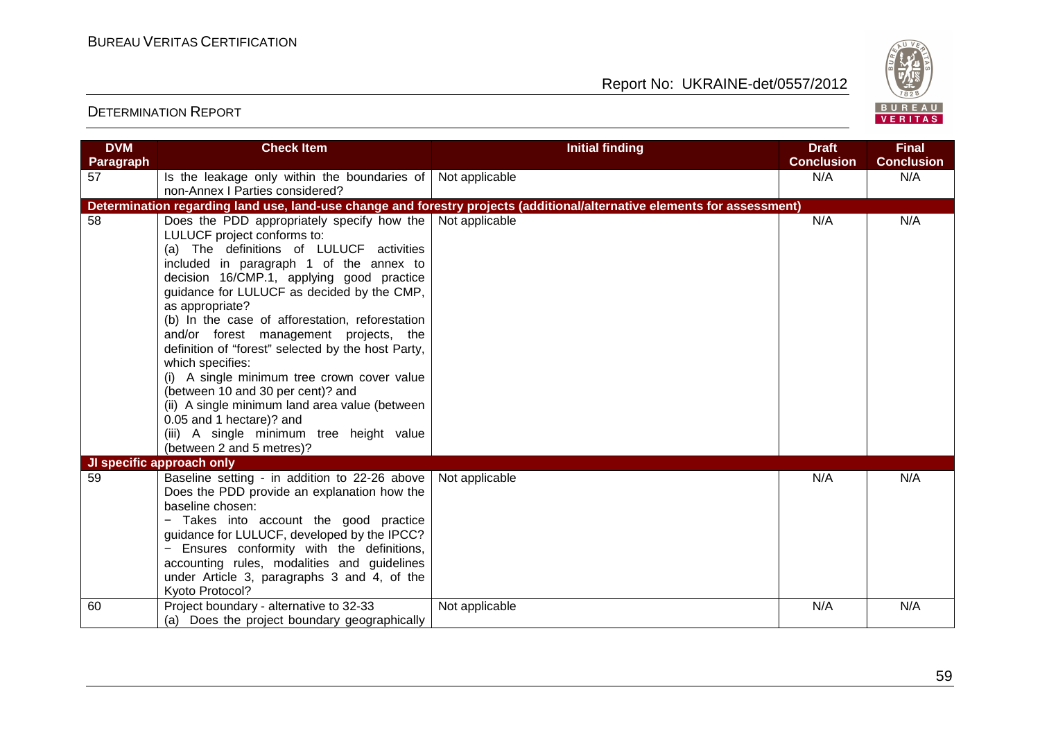| DVM Paragraph | Check Item | Initial finding | Draft Conclusion | Final Conclusion |
|---|---|---|---|---|
| 57 | Is the leakage only within the boundaries of non-Annex I Parties considered? | Not applicable | N/A | N/A |
| **Determination regarding land use, land-use change and forestry projects (additional/alternative elements for assessment)** | | | | |
| 58 | Does the PDD appropriately specify how the LULUCF project conforms to:<br>(a) The definitions of LULUCF activities included in paragraph 1 of the annex to decision 16/CMP.1, applying good practice guidance for LULUCF as decided by the CMP, as appropriate?<br>(b) In the case of afforestation, reforestation and/or forest management projects, the definition of "forest" selected by the host Party, which specifies:<br>(i) A single minimum tree crown cover value (between 10 and 30 per cent)? and<br>(ii) A single minimum land area value (between 0.05 and 1 hectare)? and<br>(iii) A single minimum tree height value (between 2 and 5 metres)? | Not applicable | N/A | N/A |
| **JI specific approach only** | | | | |
| 59 | Baseline setting - in addition to 22-26 above Does the PDD provide an explanation how the baseline chosen:<br>− Takes into account the good practice guidance for LULUCF, developed by the IPCC?<br>− Ensures conformity with the definitions, accounting rules, modalities and guidelines under Article 3, paragraphs 3 and 4, of the Kyoto Protocol? | Not applicable | N/A | N/A |
| 60 | Project boundary - alternative to 32-33<br>(a) Does the project boundary geographically | Not applicable | N/A | N/A |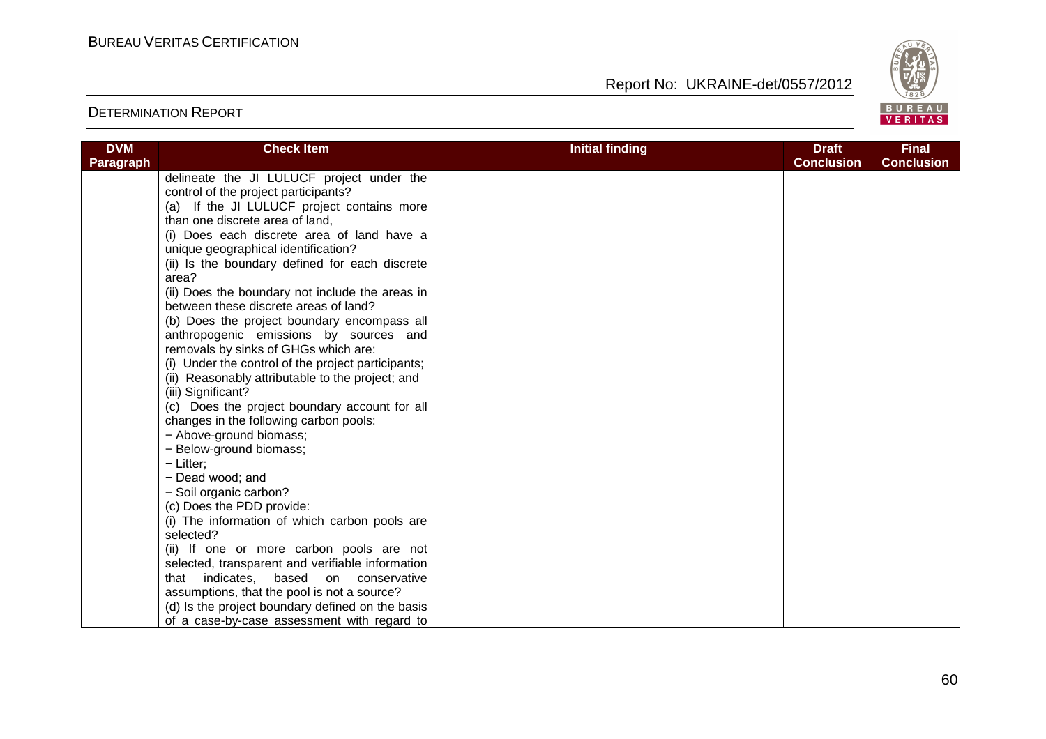| DVM Paragraph | Check Item | Initial finding | Draft Conclusion | Final Conclusion |
|---|---|---|---|---|
| | delineate the JI LULUCF project under the control of the project participants?<br>(a) If the JI LULUCF project contains more than one discrete area of land,<br>(i) Does each discrete area of land have a unique geographical identification?<br>(ii) Is the boundary defined for each discrete area?<br>(ii) Does the boundary not include the areas in between these discrete areas of land?<br>(b) Does the project boundary encompass all anthropogenic emissions by sources and removals by sinks of GHGs which are:<br>(i) Under the control of the project participants;<br>(ii) Reasonably attributable to the project; and<br>(iii) Significant?<br>(c) Does the project boundary account for all changes in the following carbon pools:<br>− Above-ground biomass;<br>− Below-ground biomass;<br>− Litter;<br>− Dead wood; and<br>− Soil organic carbon?<br>(c) Does the PDD provide:<br>(i) The information of which carbon pools are selected?<br>(ii) If one or more carbon pools are not selected, transparent and verifiable information that indicates, based on conservative assumptions, that the pool is not a source?<br>(d) Is the project boundary defined on the basis of a case-by-case assessment with regard to | | | |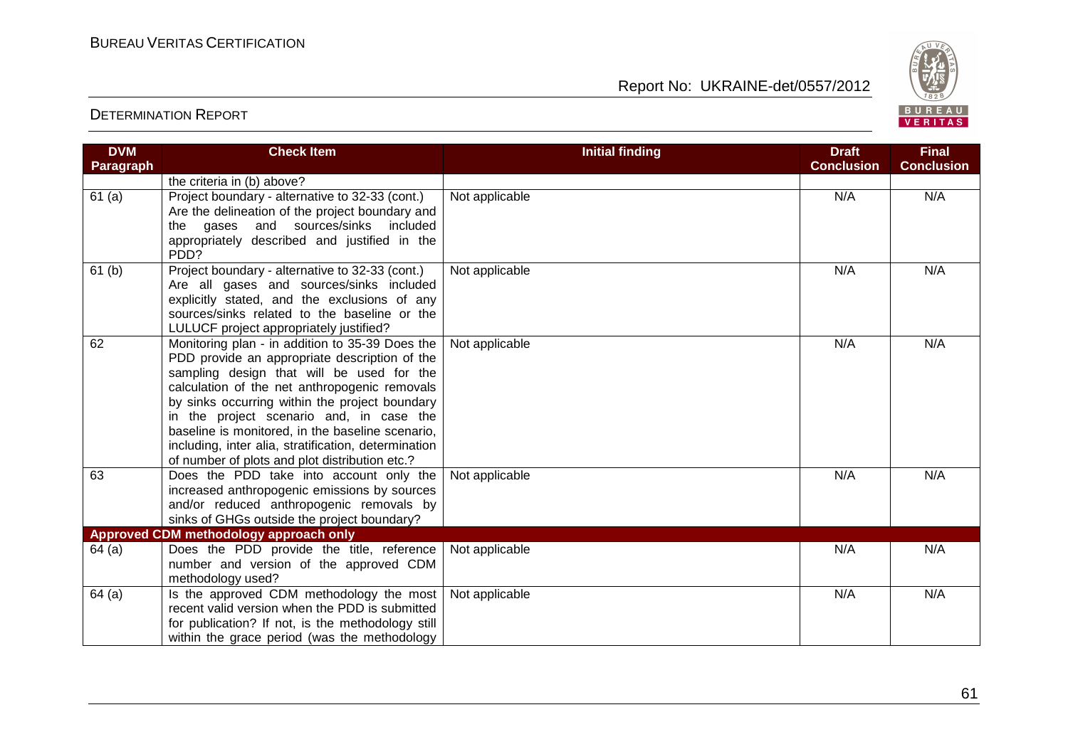# DETERMINATION REPORT

| DVM Paragraph | Check Item | Initial finding | Draft Conclusion | Final Conclusion |
|---|---|---|---|---|
| | the criteria in (b) above? | | | |
| 61 (a) | Project boundary - alternative to 32-33 (cont.) Are the delineation of the project boundary and the gases and sources/sinks included appropriately described and justified in the PDD? | Not applicable | N/A | N/A |
| 61 (b) | Project boundary - alternative to 32-33 (cont.) Are all gases and sources/sinks included explicitly stated, and the exclusions of any sources/sinks related to the baseline or the LULUCF project appropriately justified? | Not applicable | N/A | N/A |
| 62 | Monitoring plan - in addition to 35-39 Does the PDD provide an appropriate description of the sampling design that will be used for the calculation of the net anthropogenic removals by sinks occurring within the project boundary in the project scenario and, in case the baseline is monitored, in the baseline scenario, including, inter alia, stratification, determination of number of plots and plot distribution etc.? | Not applicable | N/A | N/A |
| 63 | Does the PDD take into account only the increased anthropogenic emissions by sources and/or reduced anthropogenic removals by sinks of GHGs outside the project boundary? | Not applicable | N/A | N/A |
| **Approved CDM methodology approach only** | | | | |
| 64 (a) | Does the PDD provide the title, reference number and version of the approved CDM methodology used? | Not applicable | N/A | N/A |
| 64 (a) | Is the approved CDM methodology the most recent valid version when the PDD is submitted for publication? If not, is the methodology still within the grace period (was the methodology | Not applicable | N/A | N/A |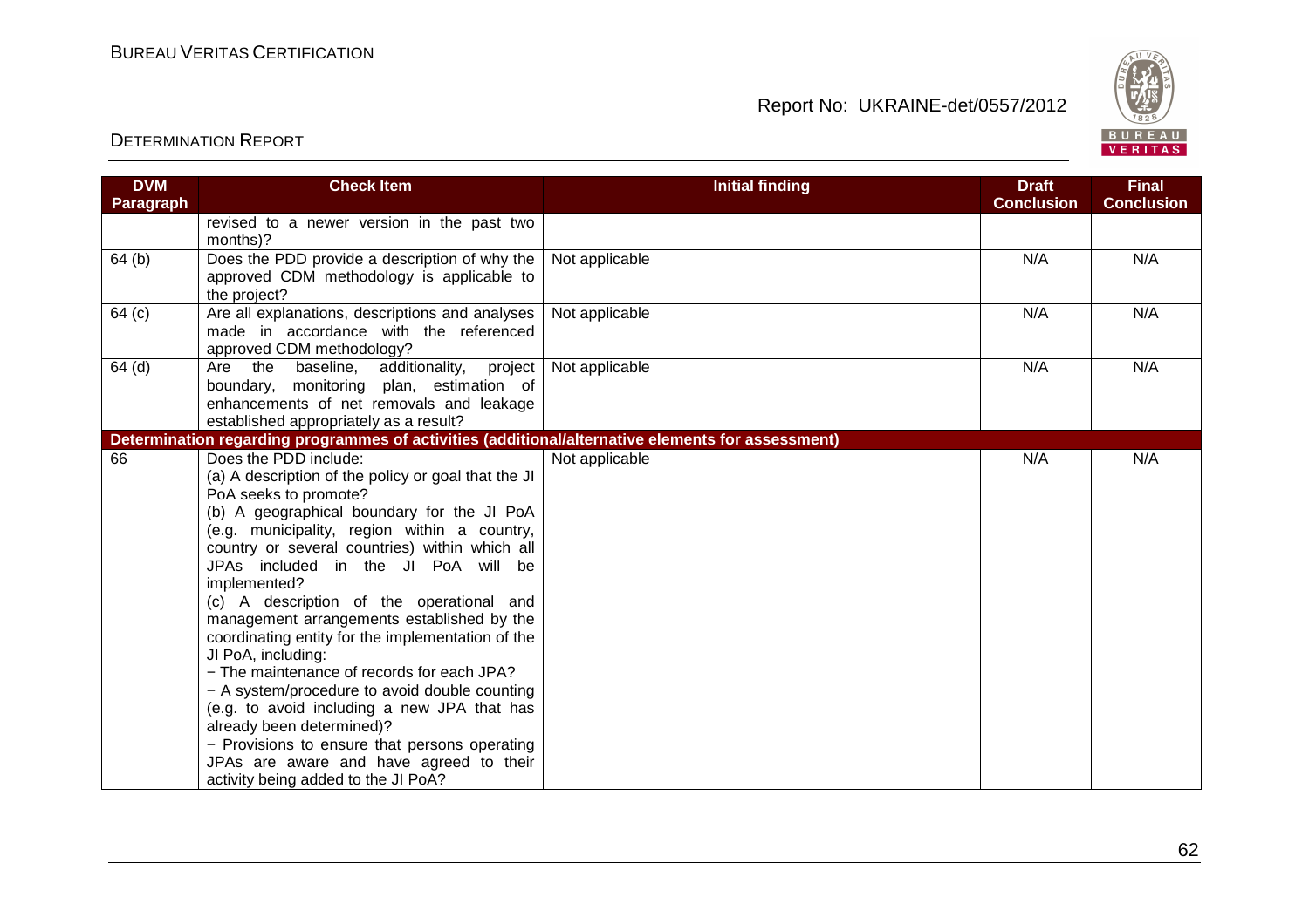# DETERMINATION REPORT

| DVM Paragraph | Check Item | Initial finding | Draft Conclusion | Final Conclusion |
|---|---|---|---|---|
| | revised to a newer version in the past two months)? | | | |
| 64 (b) | Does the PDD provide a description of why the approved CDM methodology is applicable to the project? | Not applicable | N/A | N/A |
| 64 (c) | Are all explanations, descriptions and analyses made in accordance with the referenced approved CDM methodology? | Not applicable | N/A | N/A |
| 64 (d) | Are the baseline, additionality, project boundary, monitoring plan, estimation of enhancements of net removals and leakage established appropriately as a result? | Not applicable | N/A | N/A |
| **Determination regarding programmes of activities (additional/alternative elements for assessment)** | | | | |
| 66 | Does the PDD include:<br>(a) A description of the policy or goal that the JI PoA seeks to promote?<br>(b) A geographical boundary for the JI PoA (e.g. municipality, region within a country, country or several countries) within which all JPAs included in the JI PoA will be implemented?<br>(c) A description of the operational and management arrangements established by the coordinating entity for the implementation of the JI PoA, including:<br>− The maintenance of records for each JPA?<br>− A system/procedure to avoid double counting (e.g. to avoid including a new JPA that has already been determined)?<br>− Provisions to ensure that persons operating JPAs are aware and have agreed to their activity being added to the JI PoA? | Not applicable | N/A | N/A |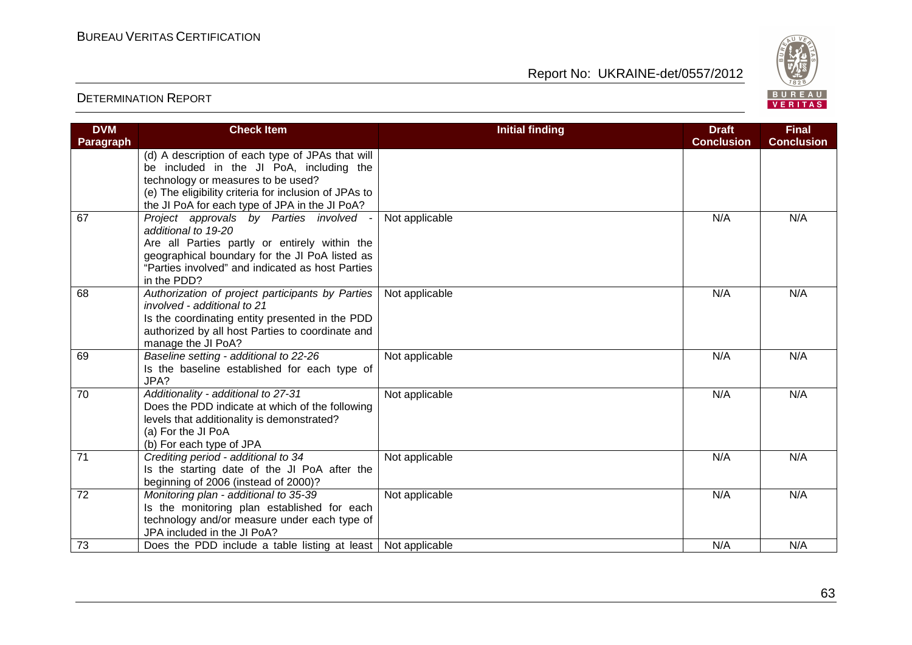# DETERMINATION REPORT

| DVM Paragraph | Check Item | Initial finding | Draft Conclusion | Final Conclusion |
|---|---|---|---|---|
| | (d) A description of each type of JPAs that will be included in the JI PoA, including the technology or measures to be used?<br>(e) The eligibility criteria for inclusion of JPAs to the JI PoA for each type of JPA in the JI PoA? | | | |
| 67 | *Project approvals by Parties involved - additional to 19-20*<br>Are all Parties partly or entirely within the geographical boundary for the JI PoA listed as "Parties involved" and indicated as host Parties in the PDD? | Not applicable | N/A | N/A |
| 68 | *Authorization of project participants by Parties involved - additional to 21*<br>Is the coordinating entity presented in the PDD authorized by all host Parties to coordinate and manage the JI PoA? | Not applicable | N/A | N/A |
| 69 | *Baseline setting - additional to 22-26*<br>Is the baseline established for each type of JPA? | Not applicable | N/A | N/A |
| 70 | *Additionality - additional to 27-31*<br>Does the PDD indicate at which of the following levels that additionality is demonstrated?<br>(a) For the JI PoA<br>(b) For each type of JPA | Not applicable | N/A | N/A |
| 71 | *Crediting period - additional to 34*<br>Is the starting date of the JI PoA after the beginning of 2006 (instead of 2000)? | Not applicable | N/A | N/A |
| 72 | *Monitoring plan - additional to 35-39*<br>Is the monitoring plan established for each technology and/or measure under each type of JPA included in the JI PoA? | Not applicable | N/A | N/A |
| 73 | Does the PDD include a table listing at least | Not applicable | N/A | N/A |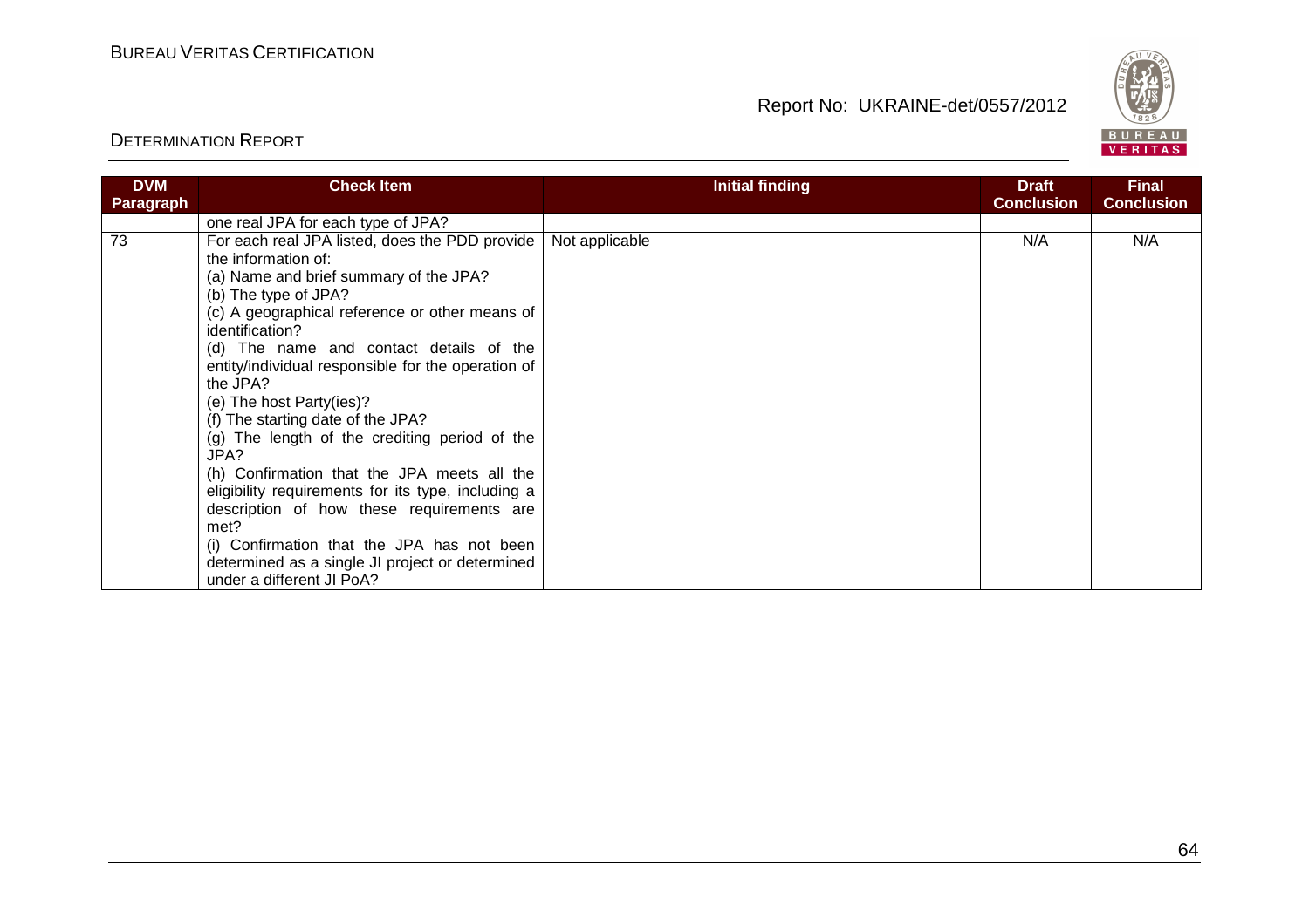| DVM Paragraph | Check Item | Initial finding | Draft Conclusion | Final Conclusion |
|---|---|---|---|---|
| | one real JPA for each type of JPA? | | | |
| 73 | For each real JPA listed, does the PDD provide the information of:<br>(a) Name and brief summary of the JPA?<br>(b) The type of JPA?<br>(c) A geographical reference or other means of identification?<br>(d) The name and contact details of the entity/individual responsible for the operation of the JPA?<br>(e) The host Party(ies)?<br>(f) The starting date of the JPA?<br>(g) The length of the crediting period of the JPA?<br>(h) Confirmation that the JPA meets all the eligibility requirements for its type, including a description of how these requirements are met?<br>(i) Confirmation that the JPA has not been determined as a single JI project or determined under a different JI PoA? | Not applicable | N/A | N/A |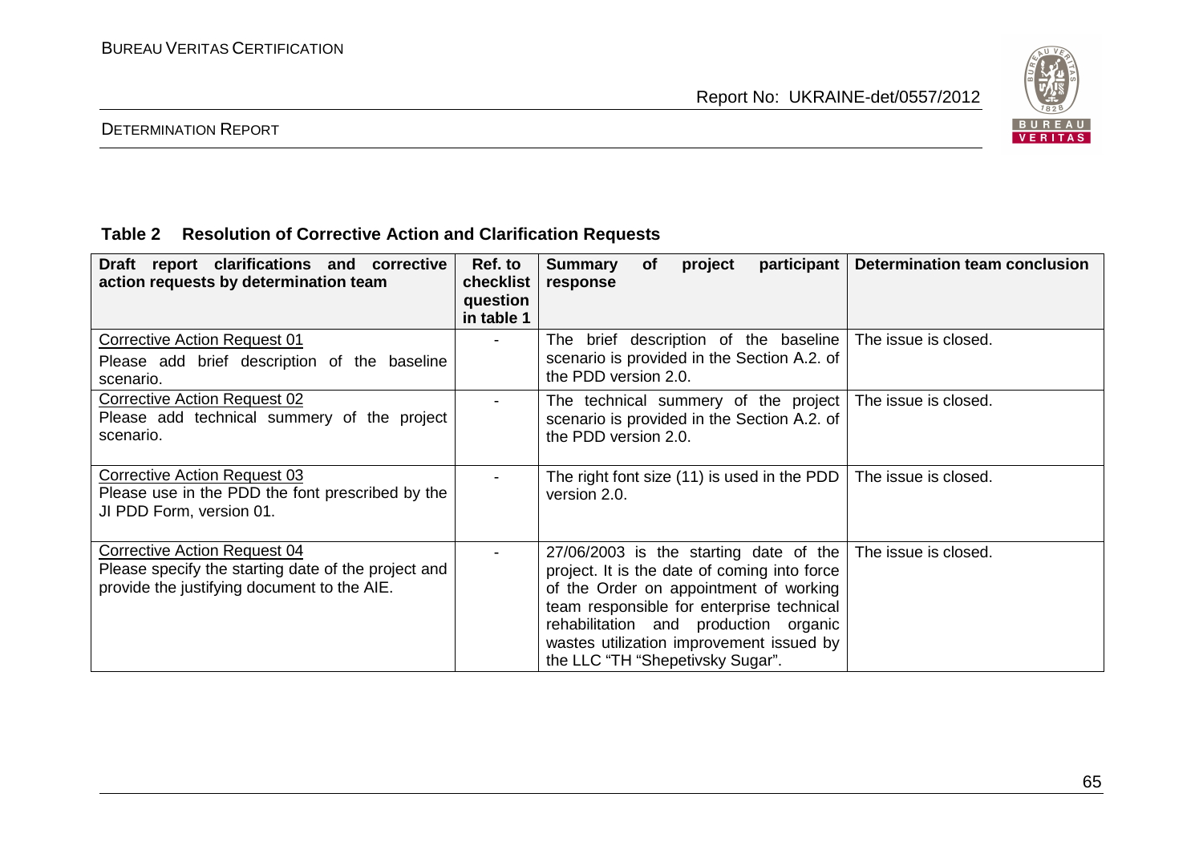**Table 2 Resolution of Corrective Action and Clarification Requests**

| Draft report clarifications and corrective action requests by determination team | Ref. to checklist question in table 1 | Summary of project participant response | Determination team conclusion |
|---|---|---|---|
| Corrective Action Request 01<br>Please add brief description of the baseline scenario. | - | The brief description of the baseline scenario is provided in the Section A.2. of the PDD version 2.0. | The issue is closed. |
| Corrective Action Request 02<br>Please add technical summery of the project scenario. | - | The technical summery of the project scenario is provided in the Section A.2. of the PDD version 2.0. | The issue is closed. |
| Corrective Action Request 03<br>Please use in the PDD the font prescribed by the JI PDD Form, version 01. | - | The right font size (11) is used in the PDD version 2.0. | The issue is closed. |
| Corrective Action Request 04<br>Please specify the starting date of the project and provide the justifying document to the AIE. | - | 27/06/2003 is the starting date of the project. It is the date of coming into force of the Order on appointment of working team responsible for enterprise technical rehabilitation and production organic wastes utilization improvement issued by the LLC "TH "Shepetivsky Sugar". | The issue is closed. |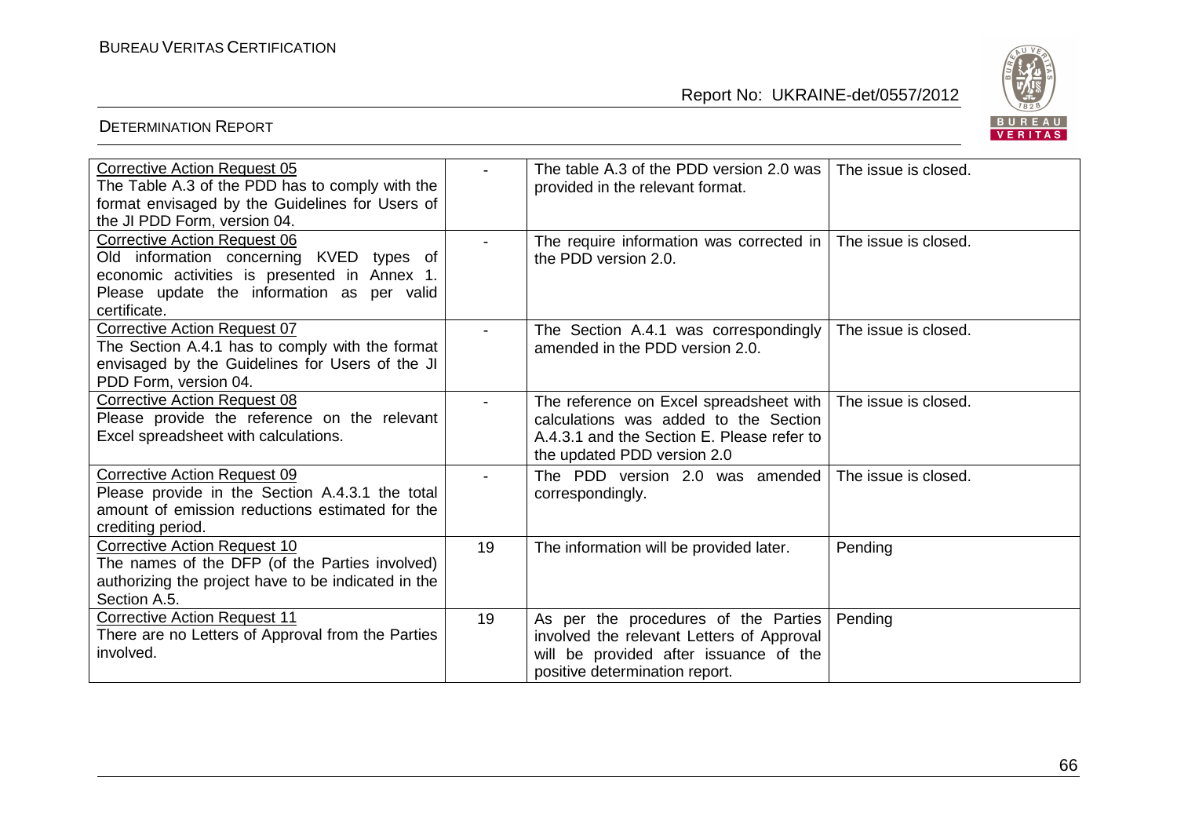| | | | |
|---|---|---|---|
| Corrective Action Request 05<br>The Table A.3 of the PDD has to comply with the format envisaged by the Guidelines for Users of the JI PDD Form, version 04. | - | The table A.3 of the PDD version 2.0 was provided in the relevant format. | The issue is closed. |
| Corrective Action Request 06<br>Old information concerning KVED types of economic activities is presented in Annex 1. Please update the information as per valid certificate. | - | The require information was corrected in the PDD version 2.0. | The issue is closed. |
| Corrective Action Request 07<br>The Section A.4.1 has to comply with the format envisaged by the Guidelines for Users of the JI PDD Form, version 04. | - | The Section A.4.1 was correspondingly amended in the PDD version 2.0. | The issue is closed. |
| Corrective Action Request 08<br>Please provide the reference on the relevant Excel spreadsheet with calculations. | - | The reference on Excel spreadsheet with calculations was added to the Section A.4.3.1 and the Section E. Please refer to the updated PDD version 2.0 | The issue is closed. |
| Corrective Action Request 09<br>Please provide in the Section A.4.3.1 the total amount of emission reductions estimated for the crediting period. | - | The PDD version 2.0 was amended correspondingly. | The issue is closed. |
| Corrective Action Request 10<br>The names of the DFP (of the Parties involved) authorizing the project have to be indicated in the Section A.5. | 19 | The information will be provided later. | Pending |
| Corrective Action Request 11<br>There are no Letters of Approval from the Parties involved. | 19 | As per the procedures of the Parties involved the relevant Letters of Approval will be provided after issuance of the positive determination report. | Pending |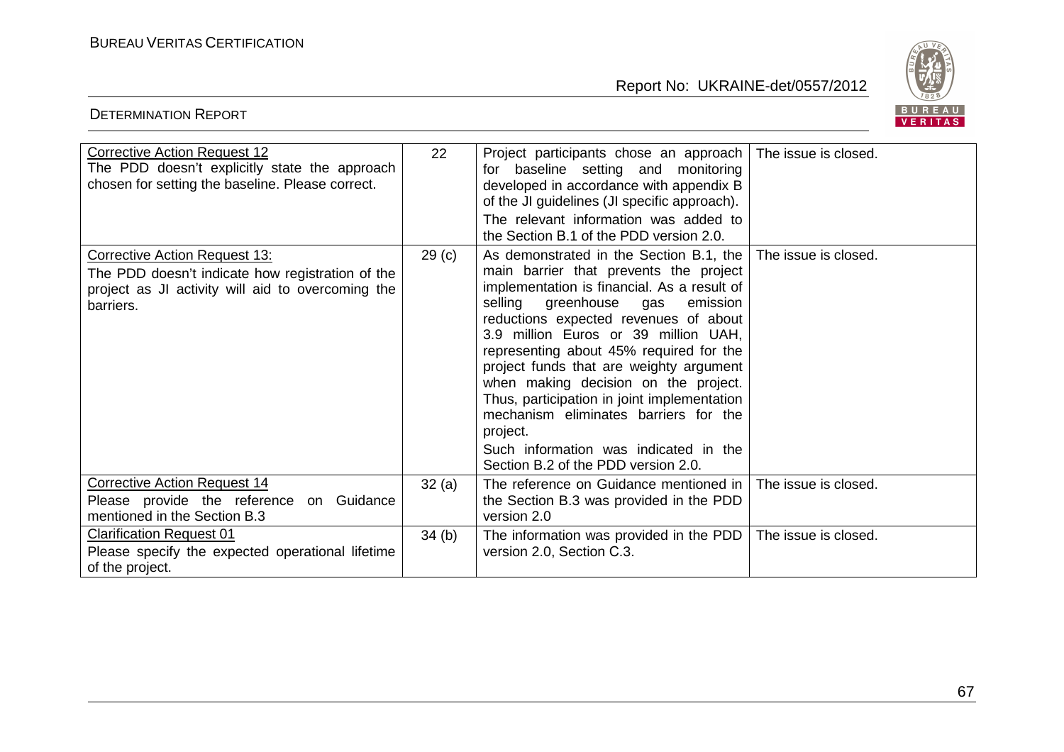| Corrective Action Request 12<br>The PDD doesn't explicitly state the approach chosen for setting the baseline. Please correct. | 22 | Project participants chose an approach for baseline setting and monitoring developed in accordance with appendix B of the JI guidelines (JI specific approach).<br>The relevant information was added to the Section B.1 of the PDD version 2.0. | The issue is closed. |
|---|---|---|---|
| Corrective Action Request 13:<br>The PDD doesn't indicate how registration of the project as JI activity will aid to overcoming the barriers. | 29 (c) | As demonstrated in the Section B.1, the main barrier that prevents the project implementation is financial. As a result of selling greenhouse gas emission reductions expected revenues of about 3.9 million Euros or 39 million UAH, representing about 45% required for the project funds that are weighty argument when making decision on the project. Thus, participation in joint implementation mechanism eliminates barriers for the project.<br>Such information was indicated in the Section B.2 of the PDD version 2.0. | The issue is closed. |
| Corrective Action Request 14<br>Please provide the reference on Guidance mentioned in the Section B.3 | 32 (a) | The reference on Guidance mentioned in the Section B.3 was provided in the PDD version 2.0 | The issue is closed. |
| Clarification Request 01<br>Please specify the expected operational lifetime of the project. | 34 (b) | The information was provided in the PDD version 2.0, Section C.3. | The issue is closed. |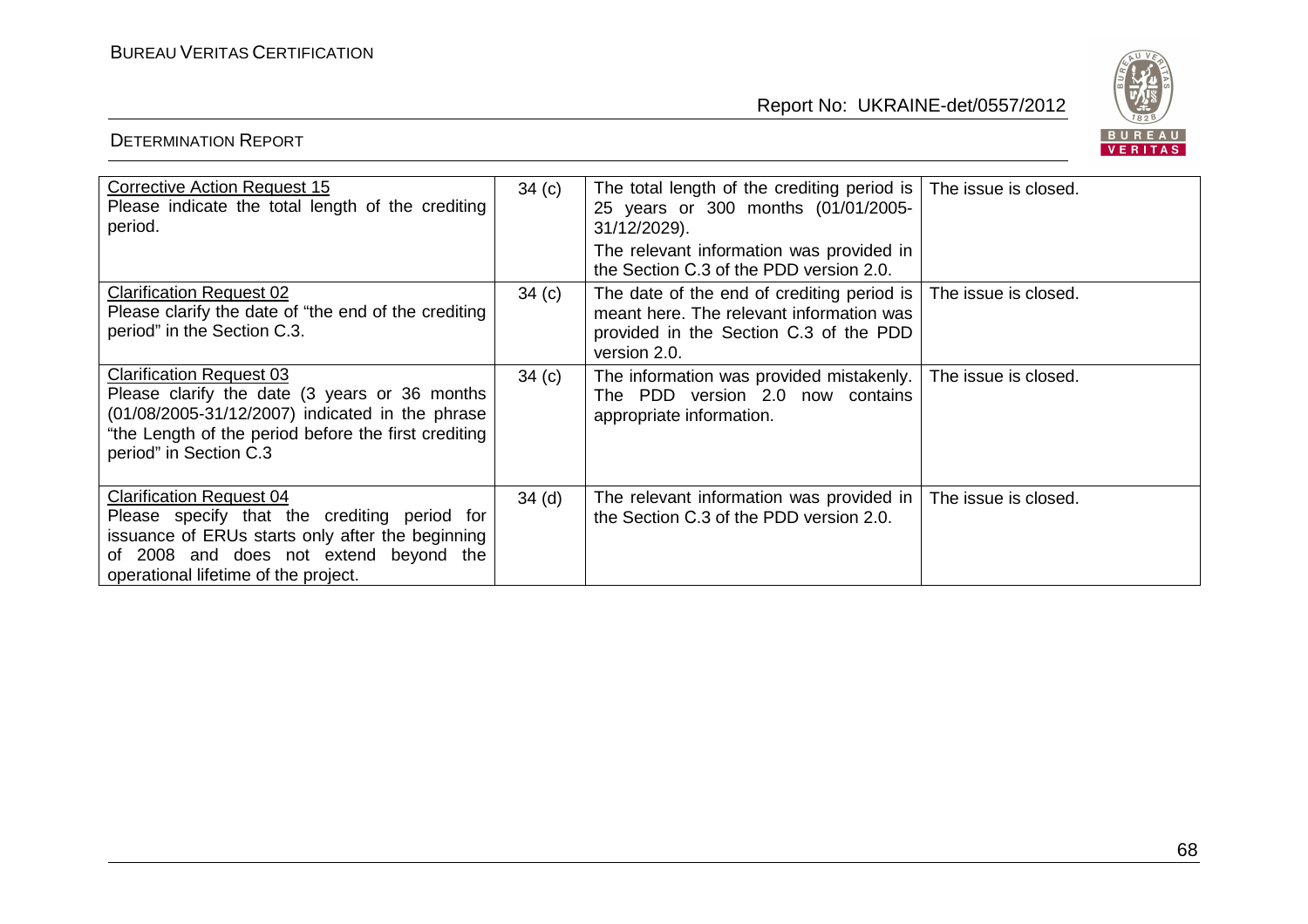| Corrective Action Request 15<br>Please indicate the total length of the crediting period. | 34 (c) | The total length of the crediting period is 25 years or 300 months (01/01/2005-31/12/2029).<br>The relevant information was provided in the Section C.3 of the PDD version 2.0. | The issue is closed. |
|---|---|---|---|
| Clarification Request 02<br>Please clarify the date of "the end of the crediting period" in the Section C.3. | 34 (c) | The date of the end of crediting period is meant here. The relevant information was provided in the Section C.3 of the PDD version 2.0. | The issue is closed. |
| Clarification Request 03<br>Please clarify the date (3 years or 36 months (01/08/2005-31/12/2007) indicated in the phrase "the Length of the period before the first crediting period" in Section C.3 | 34 (c) | The information was provided mistakenly. The PDD version 2.0 now contains appropriate information. | The issue is closed. |
| Clarification Request 04<br>Please specify that the crediting period for issuance of ERUs starts only after the beginning of 2008 and does not extend beyond the operational lifetime of the project. | 34 (d) | The relevant information was provided in the Section C.3 of the PDD version 2.0. | The issue is closed. |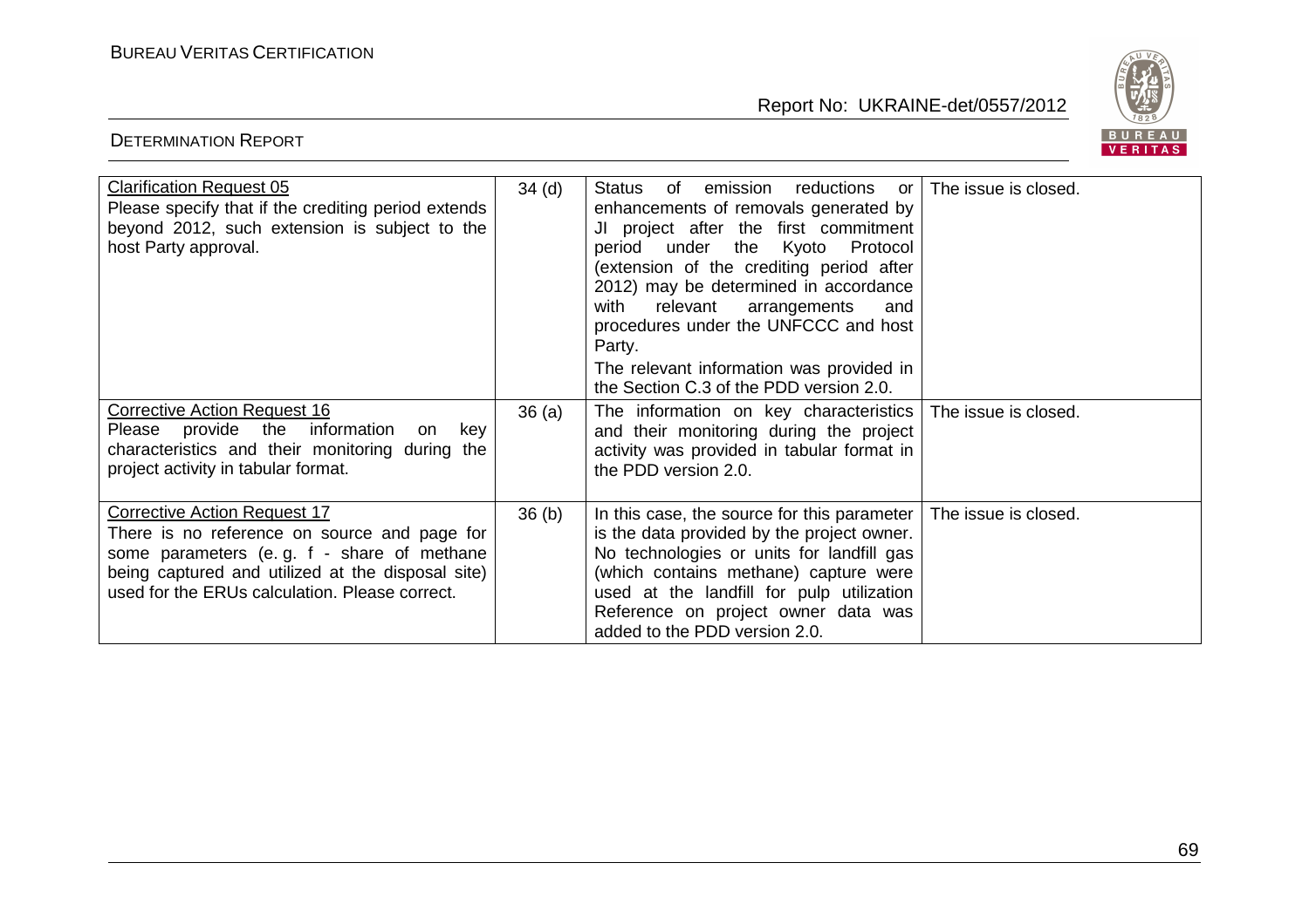| Clarification Request 05<br>Please specify that if the crediting period extends beyond 2012, such extension is subject to the host Party approval. | 34 (d) | Status of emission reductions or enhancements of removals generated by JI project after the first commitment period under the Kyoto Protocol (extension of the crediting period after 2012) may be determined in accordance with relevant arrangements and procedures under the UNFCCC and host Party.<br>The relevant information was provided in the Section C.3 of the PDD version 2.0. | The issue is closed. |
|---|---|---|---|
| Corrective Action Request 16<br>Please provide the information on key characteristics and their monitoring during the project activity in tabular format. | 36 (a) | The information on key characteristics and their monitoring during the project activity was provided in tabular format in the PDD version 2.0. | The issue is closed. |
| Corrective Action Request 17<br>There is no reference on source and page for some parameters (e. g. f - share of methane being captured and utilized at the disposal site) used for the ERUs calculation. Please correct. | 36 (b) | In this case, the source for this parameter is the data provided by the project owner. No technologies or units for landfill gas (which contains methane) capture were used at the landfill for pulp utilization Reference on project owner data was added to the PDD version 2.0. | The issue is closed. |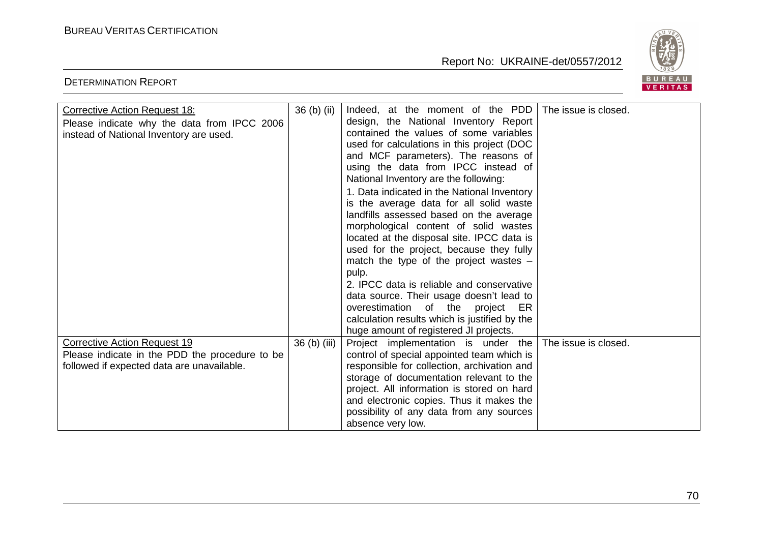| Corrective Action Request 18: Please indicate why the data from IPCC 2006 instead of National Inventory are used. | 36 (b) (ii) | Indeed, at the moment of the PDD design, the National Inventory Report contained the values of some variables used for calculations in this project (DOC and MCF parameters). The reasons of using the data from IPCC instead of National Inventory are the following:<br>1. Data indicated in the National Inventory is the average data for all solid waste landfills assessed based on the average morphological content of solid wastes located at the disposal site. IPCC data is used for the project, because they fully match the type of the project wastes – pulp.<br>2. IPCC data is reliable and conservative data source. Their usage doesn't lead to overestimation of the project ER calculation results which is justified by the huge amount of registered JI projects. | The issue is closed. |
|---|---|---|---|
| Corrective Action Request 19 Please indicate in the PDD the procedure to be followed if expected data are unavailable. | 36 (b) (iii) | Project implementation is under the control of special appointed team which is responsible for collection, archivation and storage of documentation relevant to the project. All information is stored on hard and electronic copies. Thus it makes the possibility of any data from any sources absence very low. | The issue is closed. |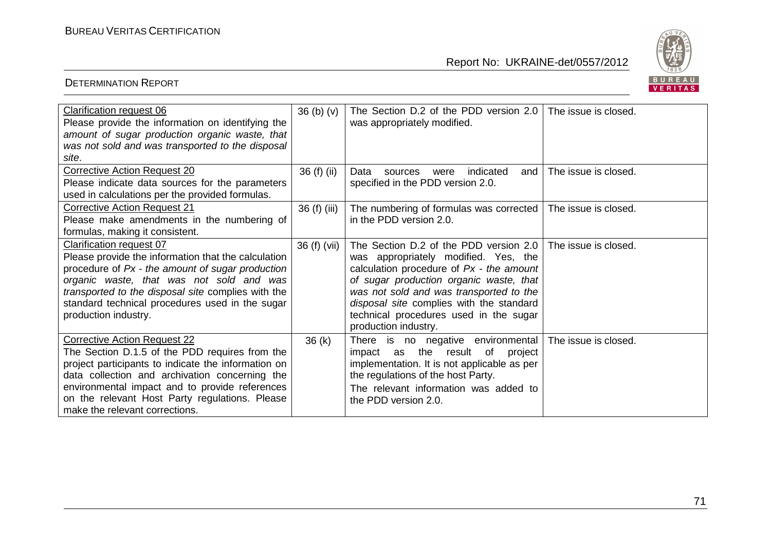| | | | |
|---|---|---|---|
| Clarification request 06<br>Please provide the information on identifying the *amount of sugar production organic waste, that was not sold and was transported to the disposal site*. | 36 (b) (v) | The Section D.2 of the PDD version 2.0 was appropriately modified. | The issue is closed. |
| Corrective Action Request 20<br>Please indicate data sources for the parameters used in calculations per the provided formulas. | 36 (f) (ii) | Data sources were indicated and specified in the PDD version 2.0. | The issue is closed. |
| Corrective Action Request 21<br>Please make amendments in the numbering of formulas, making it consistent. | 36 (f) (iii) | The numbering of formulas was corrected in the PDD version 2.0. | The issue is closed. |
| Clarification request 07<br>Please provide the information that the calculation procedure of *Px - the amount of sugar production organic waste, that was not sold and was transported to the disposal site* complies with the standard technical procedures used in the sugar production industry. | 36 (f) (vii) | The Section D.2 of the PDD version 2.0 was appropriately modified. Yes, the calculation procedure of *Px - the amount of sugar production organic waste, that was not sold and was transported to the disposal site* complies with the standard technical procedures used in the sugar production industry. | The issue is closed. |
| Corrective Action Request 22<br>The Section D.1.5 of the PDD requires from the project participants to indicate the information on data collection and archivation concerning the environmental impact and to provide references on the relevant Host Party regulations. Please make the relevant corrections. | 36 (k) | There is no negative environmental impact as the result of project implementation. It is not applicable as per the regulations of the host Party.<br>The relevant information was added to the PDD version 2.0. | The issue is closed. |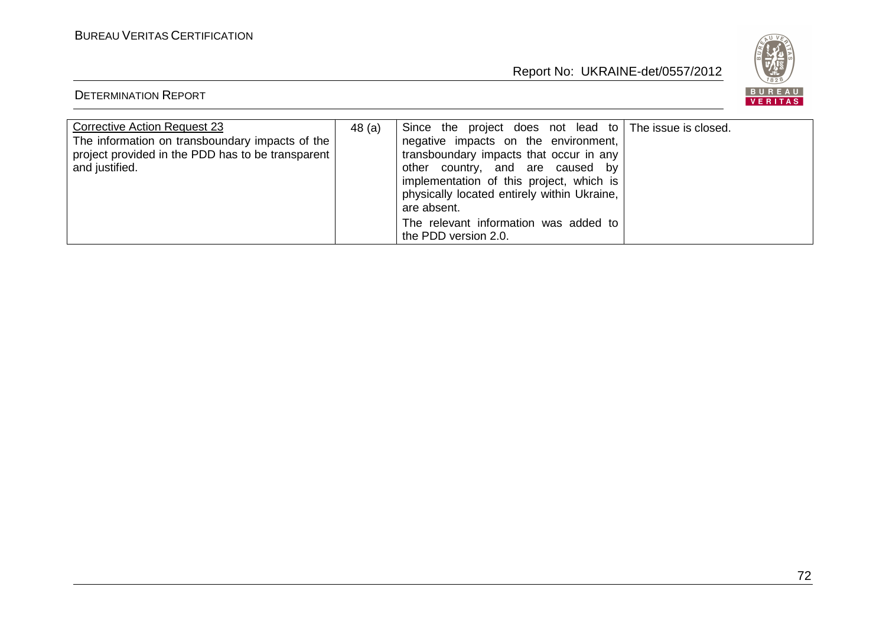| | | | |
|---|---|---|---|
| Corrective Action Request 23<br>The information on transboundary impacts of the project provided in the PDD has to be transparent and justified. | 48 (a) | Since the project does not lead to negative impacts on the environment, transboundary impacts that occur in any other country, and are caused by implementation of this project, which is physically located entirely within Ukraine, are absent.<br>The relevant information was added to the PDD version 2.0. | The issue is closed. |